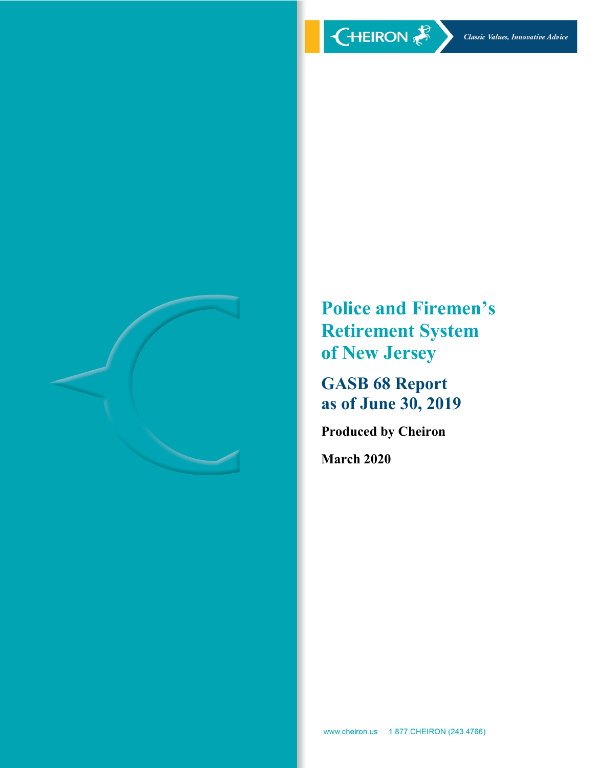CHEIRON

*Classic Values, Innovative Advice*

# Police and Firemen's Retirement System of New Jersey

## GASB 68 Report as of June 30, 2019

**Produced by Cheiron**

**March 2020**

www.cheiron.us 1.877.CHEIRON (243.4766)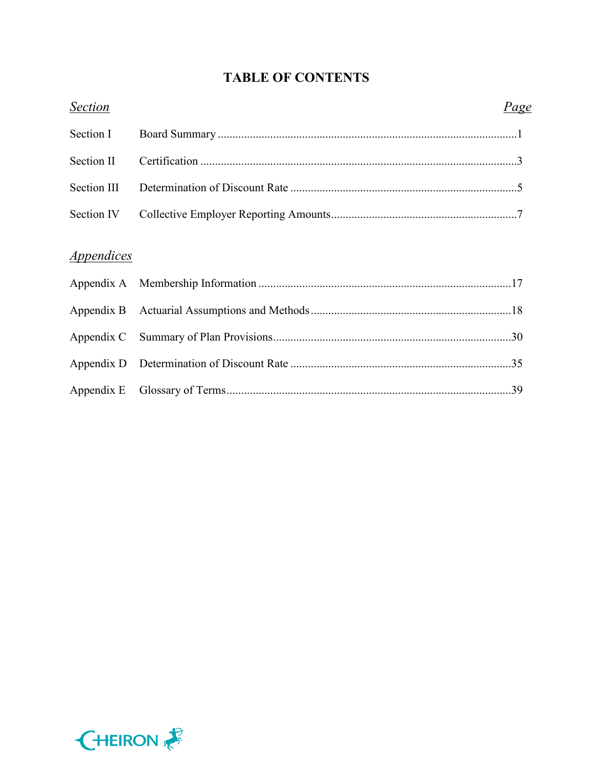# TABLE OF CONTENTS

| *Section* | | *Page* |
|---|---|---|
| Section I | Board Summary | 1 |
| Section II | Certification | 3 |
| Section III | Determination of Discount Rate | 5 |
| Section IV | Collective Employer Reporting Amounts | 7 |

*Appendices*

| | | |
|---|---|---|
| Appendix A | Membership Information | 17 |
| Appendix B | Actuarial Assumptions and Methods | 18 |
| Appendix C | Summary of Plan Provisions | 30 |
| Appendix D | Determination of Discount Rate | 35 |
| Appendix E | Glossary of Terms | 39 |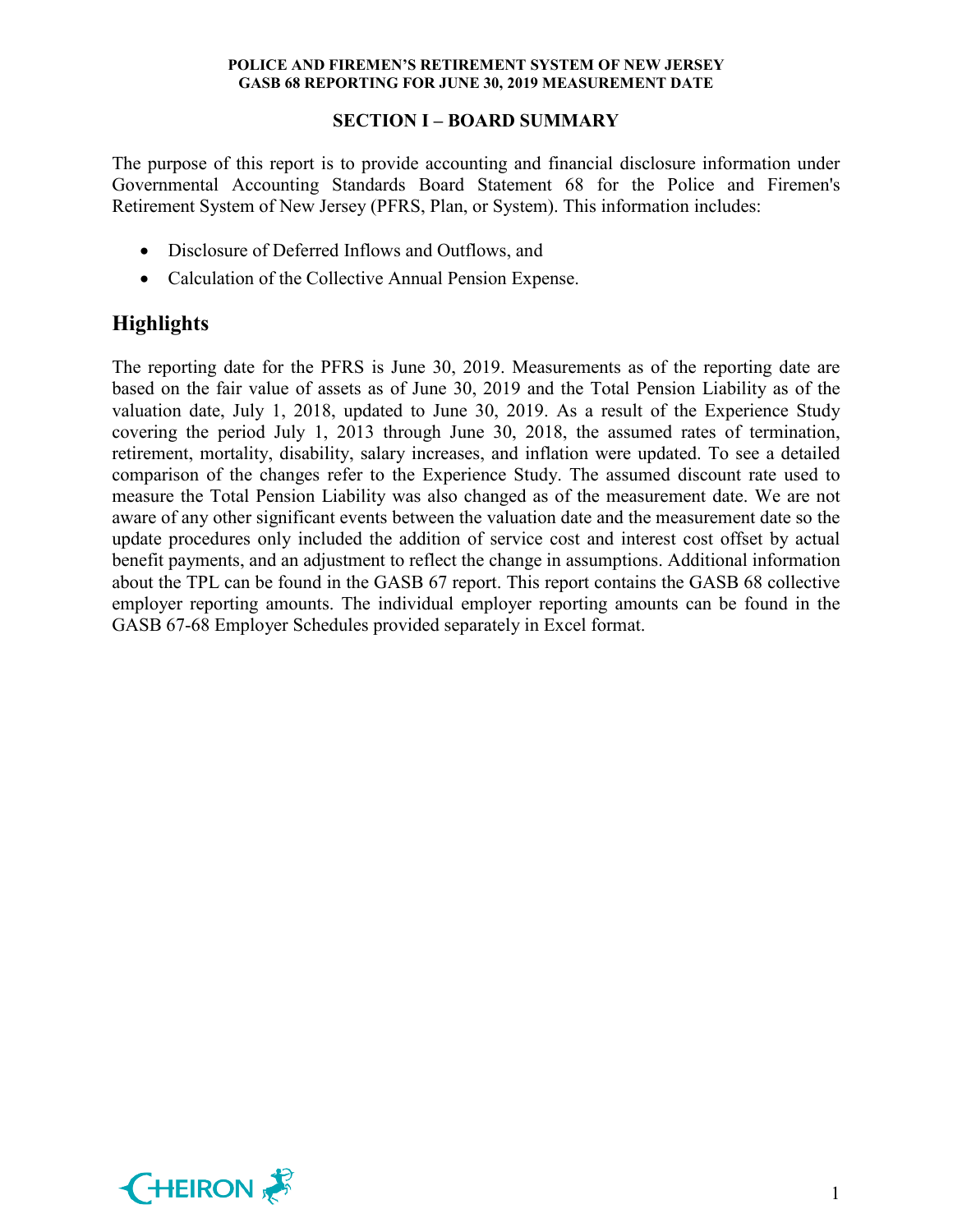## SECTION I – BOARD SUMMARY

The purpose of this report is to provide accounting and financial disclosure information under Governmental Accounting Standards Board Statement 68 for the Police and Firemen's Retirement System of New Jersey (PFRS, Plan, or System). This information includes:

- Disclosure of Deferred Inflows and Outflows, and
- Calculation of the Collective Annual Pension Expense.

## Highlights

The reporting date for the PFRS is June 30, 2019. Measurements as of the reporting date are based on the fair value of assets as of June 30, 2019 and the Total Pension Liability as of the valuation date, July 1, 2018, updated to June 30, 2019. As a result of the Experience Study covering the period July 1, 2013 through June 30, 2018, the assumed rates of termination, retirement, mortality, disability, salary increases, and inflation were updated. To see a detailed comparison of the changes refer to the Experience Study. The assumed discount rate used to measure the Total Pension Liability was also changed as of the measurement date. We are not aware of any other significant events between the valuation date and the measurement date so the update procedures only included the addition of service cost and interest cost offset by actual benefit payments, and an adjustment to reflect the change in assumptions. Additional information about the TPL can be found in the GASB 67 report. This report contains the GASB 68 collective employer reporting amounts. The individual employer reporting amounts can be found in the GASB 67-68 Employer Schedules provided separately in Excel format.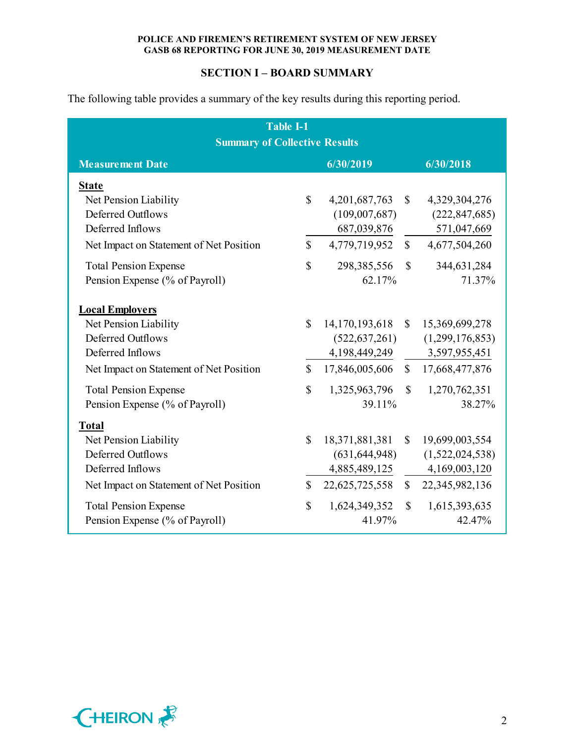## SECTION I – BOARD SUMMARY

The following table provides a summary of the key results during this reporting period.

**Table I-1**
**Summary of Collective Results**

| Measurement Date | 6/30/2019 | 6/30/2018 |
|---|---|---|
| **State** | | |
| Net Pension Liability | $ 4,201,687,763 | $ 4,329,304,276 |
| Deferred Outflows | (109,007,687) | (222,847,685) |
| Deferred Inflows | 687,039,876 | 571,047,669 |
| Net Impact on Statement of Net Position | $ 4,779,719,952 | $ 4,677,504,260 |
| Total Pension Expense | $ 298,385,556 | $ 344,631,284 |
| Pension Expense (% of Payroll) | 62.17% | 71.37% |
| **Local Employers** | | |
| Net Pension Liability | $ 14,170,193,618 | $ 15,369,699,278 |
| Deferred Outflows | (522,637,261) | (1,299,176,853) |
| Deferred Inflows | 4,198,449,249 | 3,597,955,451 |
| Net Impact on Statement of Net Position | $ 17,846,005,606 | $ 17,668,477,876 |
| Total Pension Expense | $ 1,325,963,796 | $ 1,270,762,351 |
| Pension Expense (% of Payroll) | 39.11% | 38.27% |
| **Total** | | |
| Net Pension Liability | $ 18,371,881,381 | $ 19,699,003,554 |
| Deferred Outflows | (631,644,948) | (1,522,024,538) |
| Deferred Inflows | 4,885,489,125 | 4,169,003,120 |
| Net Impact on Statement of Net Position | $ 22,625,725,558 | $ 22,345,982,136 |
| Total Pension Expense | $ 1,624,349,352 | $ 1,615,393,635 |
| Pension Expense (% of Payroll) | 41.97% | 42.47% |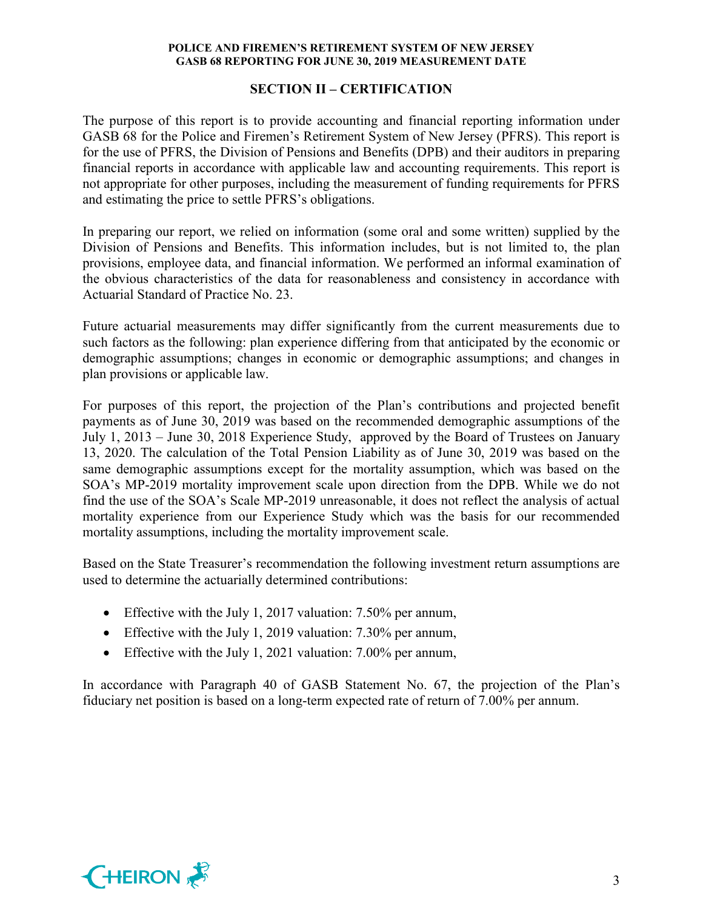## SECTION II – CERTIFICATION

The purpose of this report is to provide accounting and financial reporting information under GASB 68 for the Police and Firemen's Retirement System of New Jersey (PFRS). This report is for the use of PFRS, the Division of Pensions and Benefits (DPB) and their auditors in preparing financial reports in accordance with applicable law and accounting requirements. This report is not appropriate for other purposes, including the measurement of funding requirements for PFRS and estimating the price to settle PFRS's obligations.

In preparing our report, we relied on information (some oral and some written) supplied by the Division of Pensions and Benefits. This information includes, but is not limited to, the plan provisions, employee data, and financial information. We performed an informal examination of the obvious characteristics of the data for reasonableness and consistency in accordance with Actuarial Standard of Practice No. 23.

Future actuarial measurements may differ significantly from the current measurements due to such factors as the following: plan experience differing from that anticipated by the economic or demographic assumptions; changes in economic or demographic assumptions; and changes in plan provisions or applicable law.

For purposes of this report, the projection of the Plan's contributions and projected benefit payments as of June 30, 2019 was based on the recommended demographic assumptions of the July 1, 2013 – June 30, 2018 Experience Study, approved by the Board of Trustees on January 13, 2020. The calculation of the Total Pension Liability as of June 30, 2019 was based on the same demographic assumptions except for the mortality assumption, which was based on the SOA's MP-2019 mortality improvement scale upon direction from the DPB. While we do not find the use of the SOA's Scale MP-2019 unreasonable, it does not reflect the analysis of actual mortality experience from our Experience Study which was the basis for our recommended mortality assumptions, including the mortality improvement scale.

Based on the State Treasurer's recommendation the following investment return assumptions are used to determine the actuarially determined contributions:

- Effective with the July 1, 2017 valuation: 7.50% per annum,
- Effective with the July 1, 2019 valuation: 7.30% per annum,
- Effective with the July 1, 2021 valuation: 7.00% per annum,

In accordance with Paragraph 40 of GASB Statement No. 67, the projection of the Plan's fiduciary net position is based on a long-term expected rate of return of 7.00% per annum.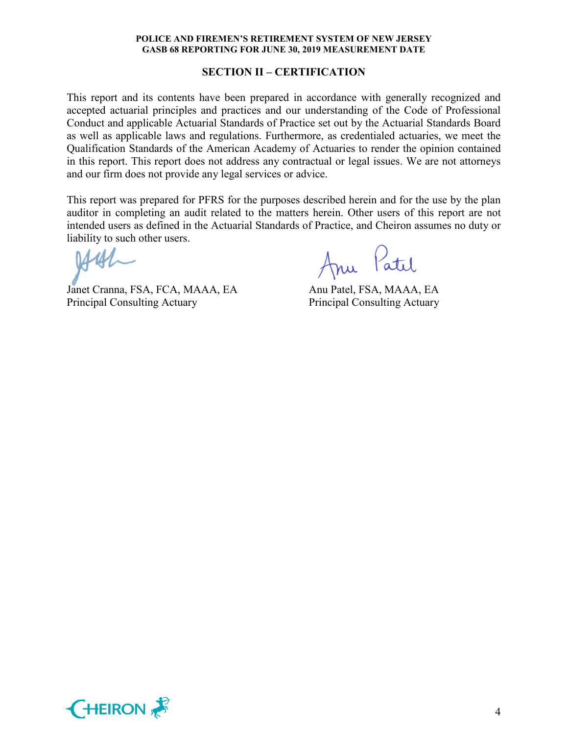## SECTION II – CERTIFICATION

This report and its contents have been prepared in accordance with generally recognized and accepted actuarial principles and practices and our understanding of the Code of Professional Conduct and applicable Actuarial Standards of Practice set out by the Actuarial Standards Board as well as applicable laws and regulations. Furthermore, as credentialed actuaries, we meet the Qualification Standards of the American Academy of Actuaries to render the opinion contained in this report. This report does not address any contractual or legal issues. We are not attorneys and our firm does not provide any legal services or advice.

This report was prepared for PFRS for the purposes described herein and for the use by the plan auditor in completing an audit related to the matters herein. Other users of this report are not intended users as defined in the Actuarial Standards of Practice, and Cheiron assumes no duty or liability to such other users.

Janet Cranna, FSA, FCA, MAAA, EA
Principal Consulting Actuary

Anu Patel, FSA, MAAA, EA
Principal Consulting Actuary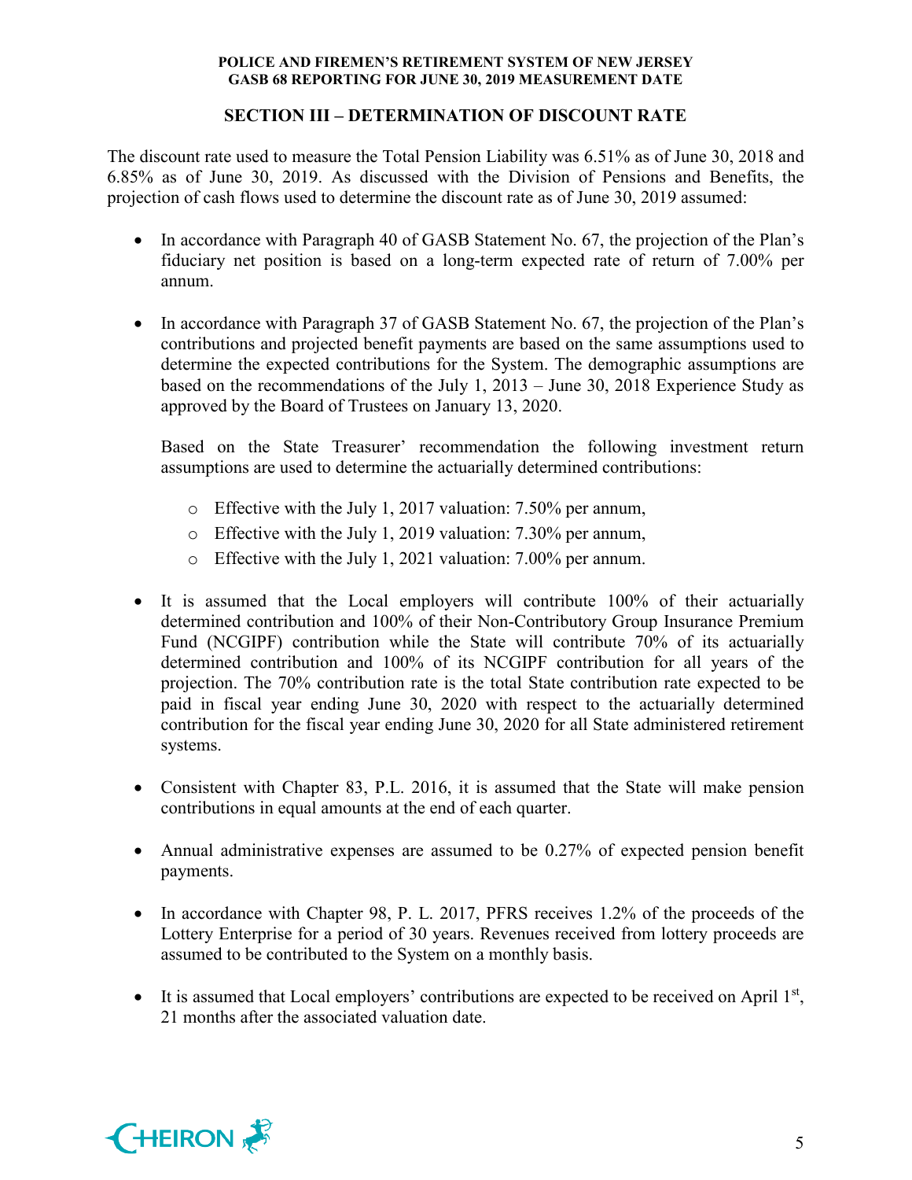## SECTION III – DETERMINATION OF DISCOUNT RATE

The discount rate used to measure the Total Pension Liability was 6.51% as of June 30, 2018 and 6.85% as of June 30, 2019. As discussed with the Division of Pensions and Benefits, the projection of cash flows used to determine the discount rate as of June 30, 2019 assumed:

- In accordance with Paragraph 40 of GASB Statement No. 67, the projection of the Plan's fiduciary net position is based on a long-term expected rate of return of 7.00% per annum.
- In accordance with Paragraph 37 of GASB Statement No. 67, the projection of the Plan's contributions and projected benefit payments are based on the same assumptions used to determine the expected contributions for the System. The demographic assumptions are based on the recommendations of the July 1, 2013 – June 30, 2018 Experience Study as approved by the Board of Trustees on January 13, 2020.

  Based on the State Treasurer' recommendation the following investment return assumptions are used to determine the actuarially determined contributions:

  - Effective with the July 1, 2017 valuation: 7.50% per annum,
  - Effective with the July 1, 2019 valuation: 7.30% per annum,
  - Effective with the July 1, 2021 valuation: 7.00% per annum.

- It is assumed that the Local employers will contribute 100% of their actuarially determined contribution and 100% of their Non-Contributory Group Insurance Premium Fund (NCGIPF) contribution while the State will contribute 70% of its actuarially determined contribution and 100% of its NCGIPF contribution for all years of the projection. The 70% contribution rate is the total State contribution rate expected to be paid in fiscal year ending June 30, 2020 with respect to the actuarially determined contribution for the fiscal year ending June 30, 2020 for all State administered retirement systems.
- Consistent with Chapter 83, P.L. 2016, it is assumed that the State will make pension contributions in equal amounts at the end of each quarter.
- Annual administrative expenses are assumed to be 0.27% of expected pension benefit payments.
- In accordance with Chapter 98, P. L. 2017, PFRS receives 1.2% of the proceeds of the Lottery Enterprise for a period of 30 years. Revenues received from lottery proceeds are assumed to be contributed to the System on a monthly basis.
- It is assumed that Local employers' contributions are expected to be received on April 1st, 21 months after the associated valuation date.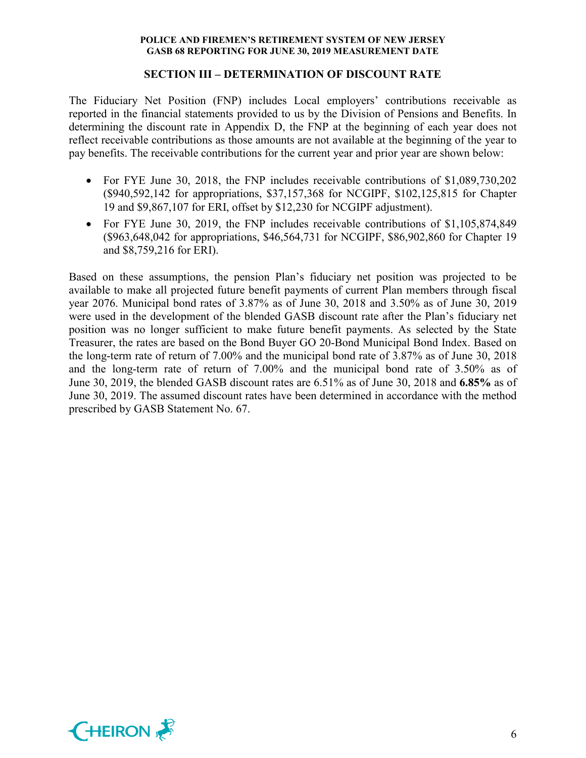## SECTION III – DETERMINATION OF DISCOUNT RATE

The Fiduciary Net Position (FNP) includes Local employers' contributions receivable as reported in the financial statements provided to us by the Division of Pensions and Benefits. In determining the discount rate in Appendix D, the FNP at the beginning of each year does not reflect receivable contributions as those amounts are not available at the beginning of the year to pay benefits. The receivable contributions for the current year and prior year are shown below:

- For FYE June 30, 2018, the FNP includes receivable contributions of $1,089,730,202 ($940,592,142 for appropriations, $37,157,368 for NCGIPF, $102,125,815 for Chapter 19 and $9,867,107 for ERI, offset by $12,230 for NCGIPF adjustment).
- For FYE June 30, 2019, the FNP includes receivable contributions of $1,105,874,849 ($963,648,042 for appropriations, $46,564,731 for NCGIPF, $86,902,860 for Chapter 19 and $8,759,216 for ERI).

Based on these assumptions, the pension Plan's fiduciary net position was projected to be available to make all projected future benefit payments of current Plan members through fiscal year 2076. Municipal bond rates of 3.87% as of June 30, 2018 and 3.50% as of June 30, 2019 were used in the development of the blended GASB discount rate after the Plan's fiduciary net position was no longer sufficient to make future benefit payments. As selected by the State Treasurer, the rates are based on the Bond Buyer GO 20-Bond Municipal Bond Index. Based on the long-term rate of return of 7.00% and the municipal bond rate of 3.87% as of June 30, 2018 and the long-term rate of return of 7.00% and the municipal bond rate of 3.50% as of June 30, 2019, the blended GASB discount rates are 6.51% as of June 30, 2018 and **6.85%** as of June 30, 2019. The assumed discount rates have been determined in accordance with the method prescribed by GASB Statement No. 67.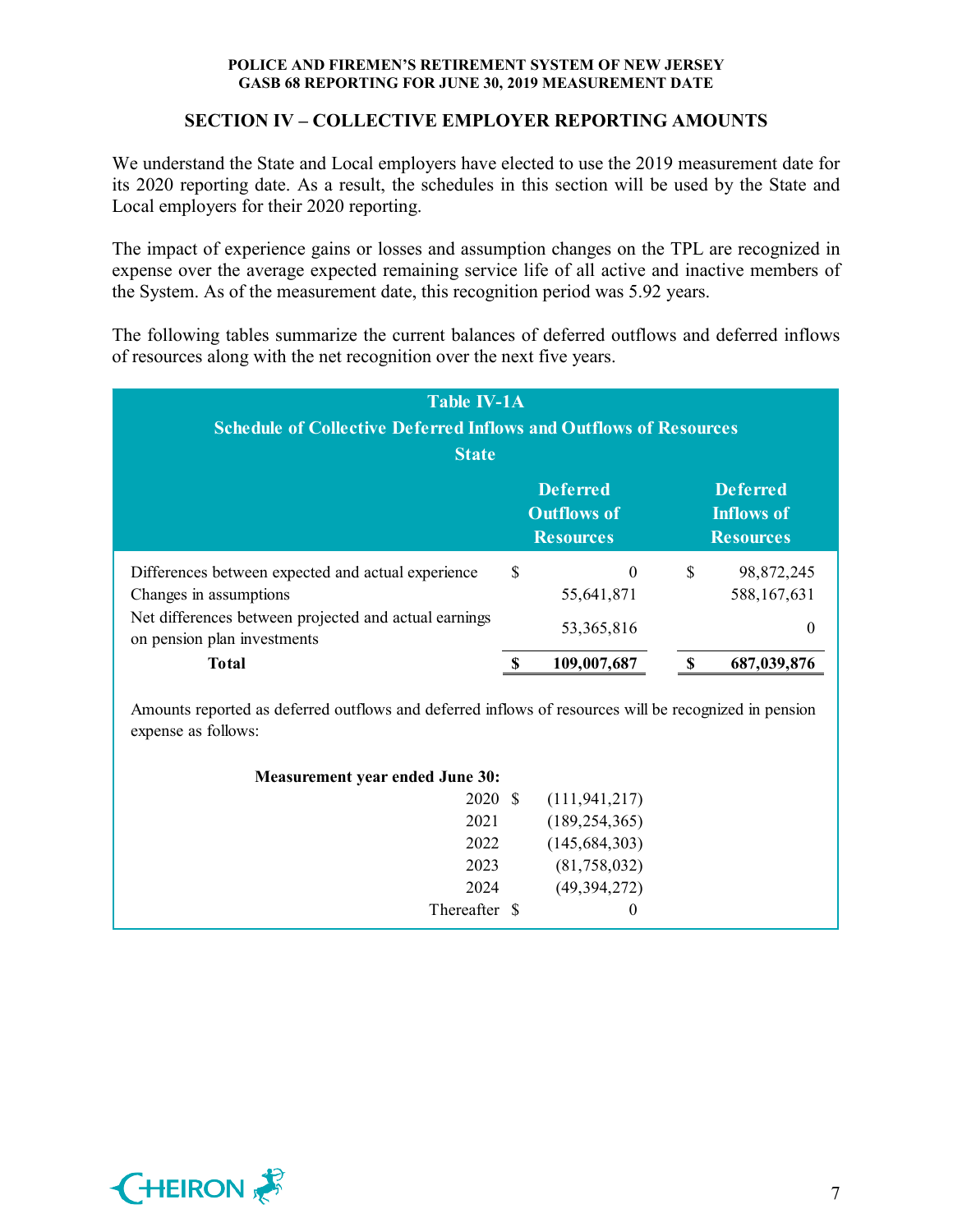## SECTION IV – COLLECTIVE EMPLOYER REPORTING AMOUNTS

We understand the State and Local employers have elected to use the 2019 measurement date for its 2020 reporting date. As a result, the schedules in this section will be used by the State and Local employers for their 2020 reporting.

The impact of experience gains or losses and assumption changes on the TPL are recognized in expense over the average expected remaining service life of all active and inactive members of the System. As of the measurement date, this recognition period was 5.92 years.

The following tables summarize the current balances of deferred outflows and deferred inflows of resources along with the net recognition over the next five years.

**Table IV-1A**
**Schedule of Collective Deferred Inflows and Outflows of Resources**
**State**

| | Deferred Outflows of Resources | Deferred Inflows of Resources |
|---|---|---|
| Differences between expected and actual experience | $ 0 | $ 98,872,245 |
| Changes in assumptions | 55,641,871 | 588,167,631 |
| Net differences between projected and actual earnings on pension plan investments | 53,365,816 | 0 |
| **Total** | **$ 109,007,687** | **$ 687,039,876** |

Amounts reported as deferred outflows and deferred inflows of resources will be recognized in pension expense as follows:

| Measurement year ended June 30: | |
|---|---|
| 2020 | $ (111,941,217) |
| 2021 | (189,254,365) |
| 2022 | (145,684,303) |
| 2023 | (81,758,032) |
| 2024 | (49,394,272) |
| Thereafter | $ 0 |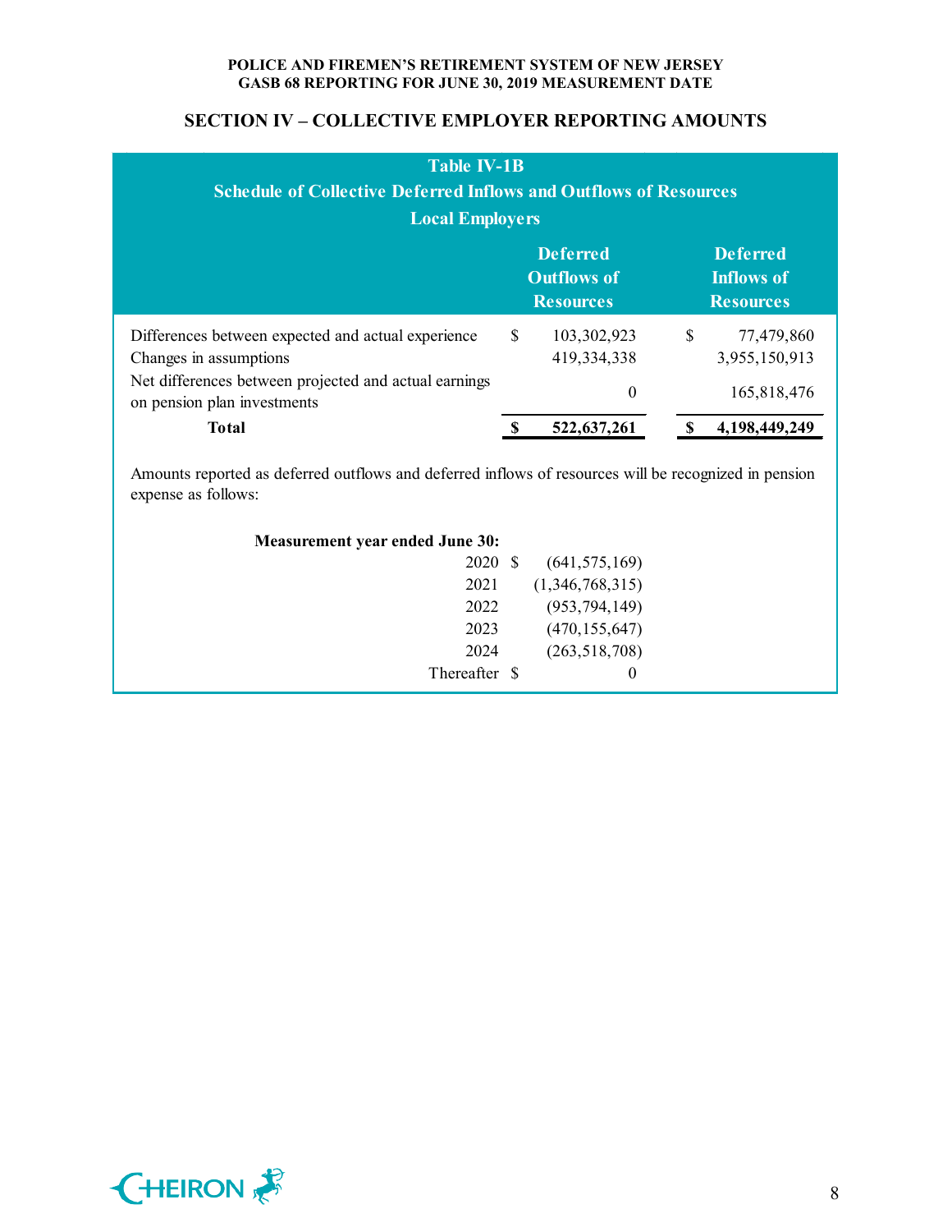## SECTION IV – COLLECTIVE EMPLOYER REPORTING AMOUNTS

**Table IV-1B**
**Schedule of Collective Deferred Inflows and Outflows of Resources**
**Local Employers**

| | Deferred Outflows of Resources | Deferred Inflows of Resources |
|---|---|---|
| Differences between expected and actual experience | $ 103,302,923 | $ 77,479,860 |
| Changes in assumptions | 419,334,338 | 3,955,150,913 |
| Net differences between projected and actual earnings on pension plan investments | 0 | 165,818,476 |
| **Total** | **$ 522,637,261** | **$ 4,198,449,249** |

Amounts reported as deferred outflows and deferred inflows of resources will be recognized in pension expense as follows:

| **Measurement year ended June 30:** | |
|---|---|
| 2020 | $ (641,575,169) |
| 2021 | (1,346,768,315) |
| 2022 | (953,794,149) |
| 2023 | (470,155,647) |
| 2024 | (263,518,708) |
| Thereafter | $ 0 |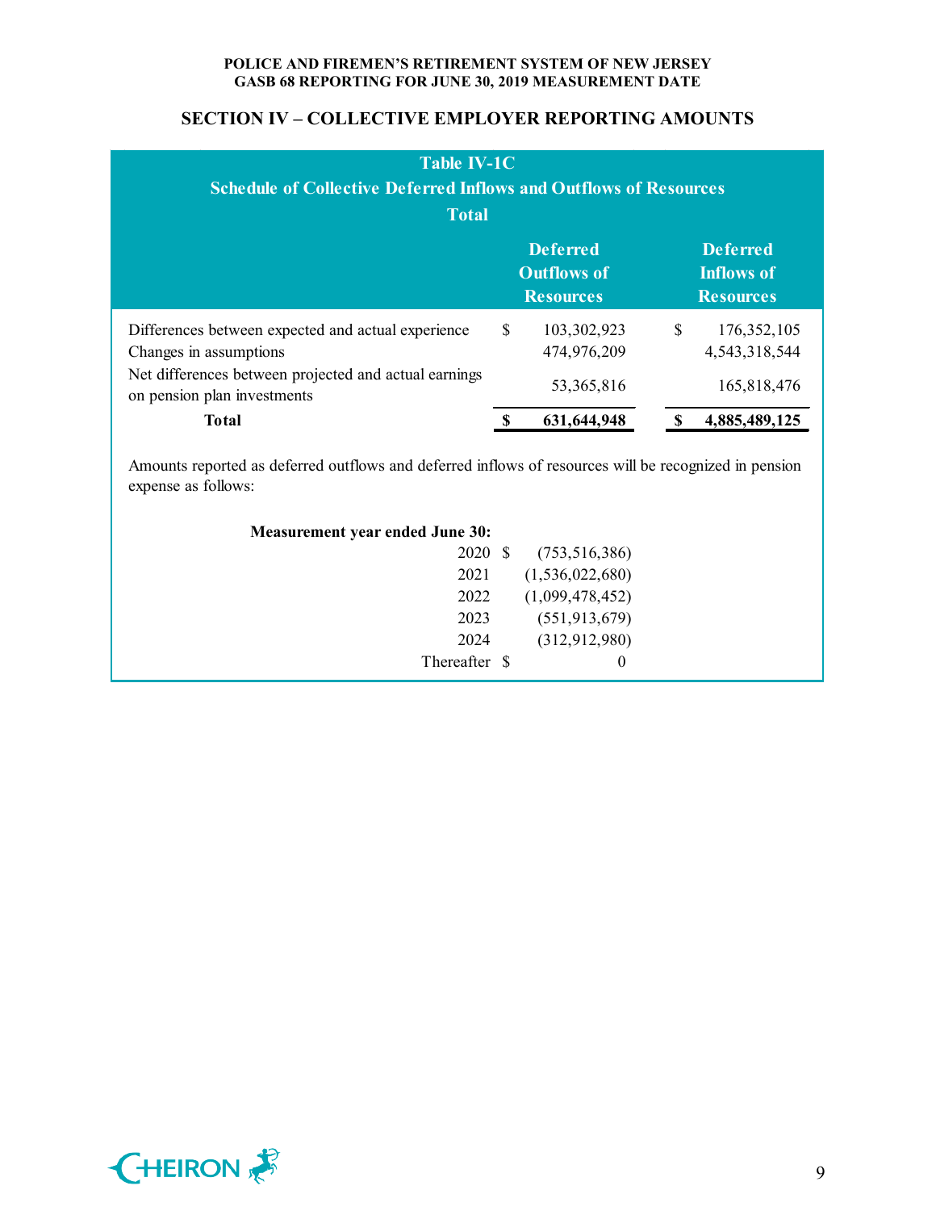## SECTION IV – COLLECTIVE EMPLOYER REPORTING AMOUNTS

**Table IV-1C**
**Schedule of Collective Deferred Inflows and Outflows of Resources**
**Total**

| | Deferred Outflows of Resources | Deferred Inflows of Resources |
|---|---|---|
| Differences between expected and actual experience | $ 103,302,923 | $ 176,352,105 |
| Changes in assumptions | 474,976,209 | 4,543,318,544 |
| Net differences between projected and actual earnings on pension plan investments | 53,365,816 | 165,818,476 |
| **Total** | **$ 631,644,948** | **$ 4,885,489,125** |

Amounts reported as deferred outflows and deferred inflows of resources will be recognized in pension expense as follows:

| Measurement year ended June 30: | |
|---|---|
| 2020 | $ (753,516,386) |
| 2021 | (1,536,022,680) |
| 2022 | (1,099,478,452) |
| 2023 | (551,913,679) |
| 2024 | (312,912,980) |
| Thereafter | $ 0 |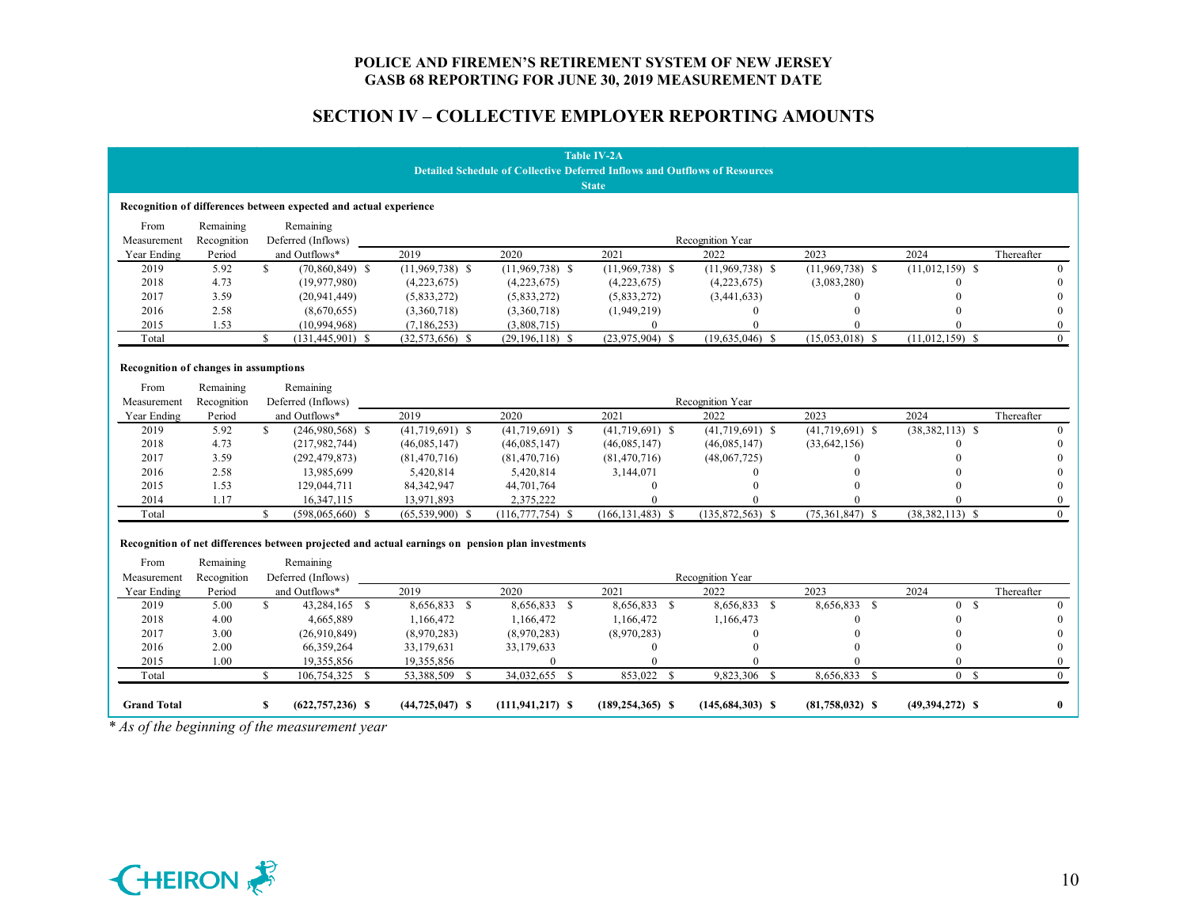**POLICE AND FIREMEN'S RETIREMENT SYSTEM OF NEW JERSEY**
**GASB 68 REPORTING FOR JUNE 30, 2019 MEASUREMENT DATE**

## SECTION IV – COLLECTIVE EMPLOYER REPORTING AMOUNTS

**Table IV-2A**
**Detailed Schedule of Collective Deferred Inflows and Outflows of Resources**
**State**

**Recognition of differences between expected and actual experience**

| From Measurement Year Ending | Remaining Recognition Period | Remaining Deferred (Inflows) and Outflows* | Recognition Year 2019 | 2020 | 2021 | 2022 | 2023 | 2024 | Thereafter |
|---|---|---|---|---|---|---|---|---|---|
| 2019 | 5.92 | $ (70,860,849) | $ (11,969,738) | $ (11,969,738) | $ (11,969,738) | $ (11,969,738) | $ (11,969,738) | $ (11,012,159) | $ 0 |
| 2018 | 4.73 | (19,977,980) | (4,223,675) | (4,223,675) | (4,223,675) | (4,223,675) | (3,083,280) | 0 | 0 |
| 2017 | 3.59 | (20,941,449) | (5,833,272) | (5,833,272) | (5,833,272) | (3,441,633) | 0 | 0 | 0 |
| 2016 | 2.58 | (8,670,655) | (3,360,718) | (3,360,718) | (1,949,219) | 0 | 0 | 0 | 0 |
| 2015 | 1.53 | (10,994,968) | (7,186,253) | (3,808,715) | 0 | 0 | 0 | 0 | 0 |
| Total | | $ (131,445,901) | $ (32,573,656) | $ (29,196,118) | $ (23,975,904) | $ (19,635,046) | $ (15,053,018) | $ (11,012,159) | $ 0 |

**Recognition of changes in assumptions**

| From Measurement Year Ending | Remaining Recognition Period | Remaining Deferred (Inflows) and Outflows* | Recognition Year 2019 | 2020 | 2021 | 2022 | 2023 | 2024 | Thereafter |
|---|---|---|---|---|---|---|---|---|---|
| 2019 | 5.92 | $ (246,980,568) | $ (41,719,691) | $ (41,719,691) | $ (41,719,691) | $ (41,719,691) | $ (41,719,691) | $ (38,382,113) | $ 0 |
| 2018 | 4.73 | (217,982,744) | (46,085,147) | (46,085,147) | (46,085,147) | (46,085,147) | (33,642,156) | 0 | 0 |
| 2017 | 3.59 | (292,479,873) | (81,470,716) | (81,470,716) | (81,470,716) | (48,067,725) | 0 | 0 | 0 |
| 2016 | 2.58 | 13,985,699 | 5,420,814 | 5,420,814 | 3,144,071 | 0 | 0 | 0 | 0 |
| 2015 | 1.53 | 129,044,711 | 84,342,947 | 44,701,764 | 0 | 0 | 0 | 0 | 0 |
| 2014 | 1.17 | 16,347,115 | 13,971,893 | 2,375,222 | 0 | 0 | 0 | 0 | 0 |
| Total | | $ (598,065,660) | $ (65,539,900) | $ (116,777,754) | $ (166,131,483) | $ (135,872,563) | $ (75,361,847) | $ (38,382,113) | $ 0 |

**Recognition of net differences between projected and actual earnings on pension plan investments**

| From Measurement Year Ending | Remaining Recognition Period | Remaining Deferred (Inflows) and Outflows* | Recognition Year 2019 | 2020 | 2021 | 2022 | 2023 | 2024 | Thereafter |
|---|---|---|---|---|---|---|---|---|---|
| 2019 | 5.00 | $ 43,284,165 | $ 8,656,833 | $ 8,656,833 | $ 8,656,833 | $ 8,656,833 | $ 8,656,833 | $ 0 | $ 0 |
| 2018 | 4.00 | 4,665,889 | 1,166,472 | 1,166,472 | 1,166,472 | 1,166,473 | 0 | 0 | 0 |
| 2017 | 3.00 | (26,910,849) | (8,970,283) | (8,970,283) | (8,970,283) | 0 | 0 | 0 | 0 |
| 2016 | 2.00 | 66,359,264 | 33,179,631 | 33,179,633 | 0 | 0 | 0 | 0 | 0 |
| 2015 | 1.00 | 19,355,856 | 19,355,856 | 0 | 0 | 0 | 0 | 0 | 0 |
| Total | | $ 106,754,325 | $ 53,388,509 | $ 34,032,655 | $ 853,022 | $ 9,823,306 | $ 8,656,833 | $ 0 | $ 0 |
| **Grand Total** | | **$ (622,757,236)** | **$ (44,725,047)** | **$ (111,941,217)** | **$ (189,254,365)** | **$ (145,684,303)** | **$ (81,758,032)** | **$ (49,394,272)** | **$ 0** |

*\* As of the beginning of the measurement year*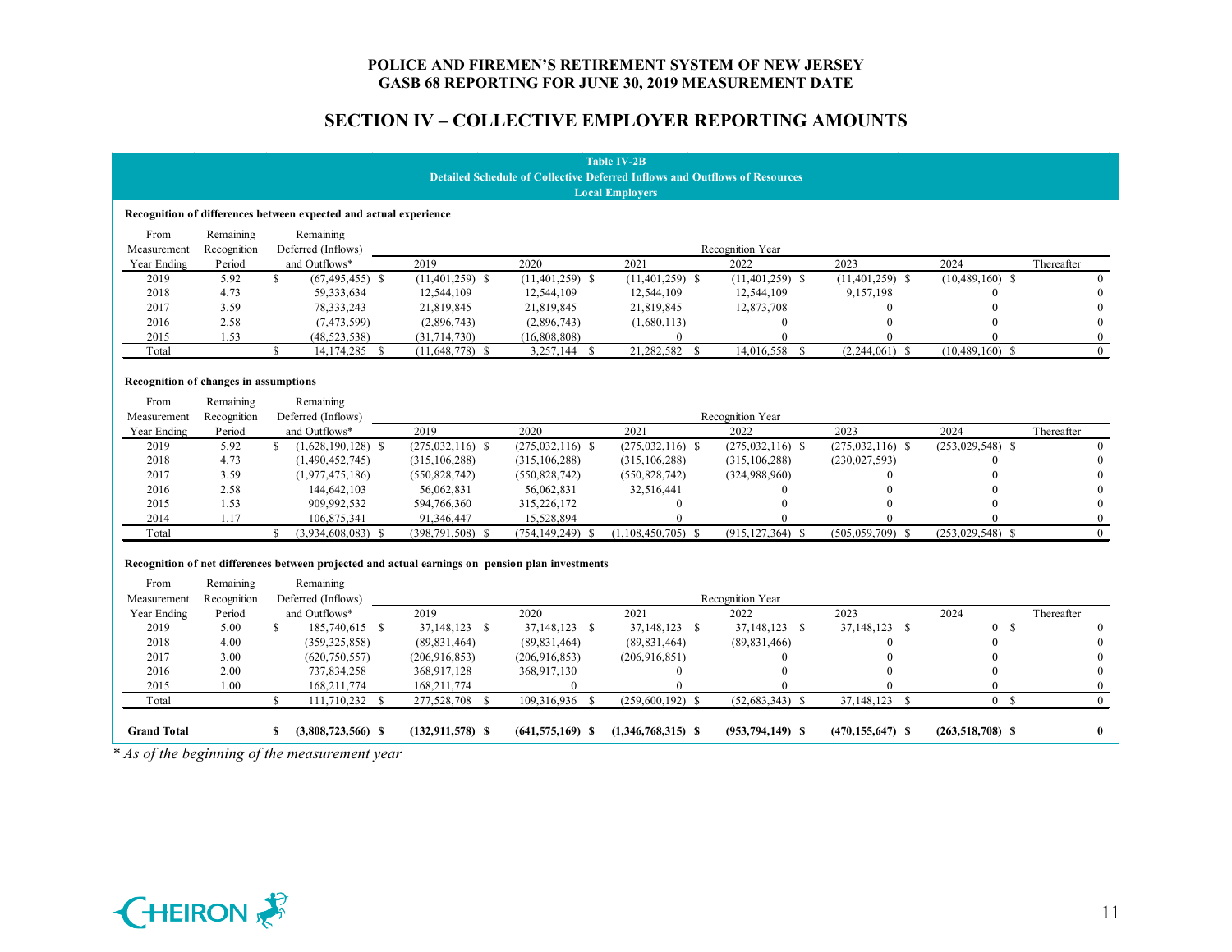# POLICE AND FIREMEN'S RETIREMENT SYSTEM OF NEW JERSEY
## GASB 68 REPORTING FOR JUNE 30, 2019 MEASUREMENT DATE

## SECTION IV – COLLECTIVE EMPLOYER REPORTING AMOUNTS

**Table IV-2B**
**Detailed Schedule of Collective Deferred Inflows and Outflows of Resources**
**Local Employers**

**Recognition of differences between expected and actual experience**

| From Measurement Year Ending | Remaining Recognition Period | Remaining Deferred (Inflows) and Outflows* | Recognition Year 2019 | 2020 | 2021 | 2022 | 2023 | 2024 | Thereafter |
|---|---|---|---|---|---|---|---|---|---|
| 2019 | 5.92 | $ (67,495,455) | $ (11,401,259) | $ (11,401,259) | $ (11,401,259) | $ (11,401,259) | $ (11,401,259) | $ (10,489,160) | $ 0 |
| 2018 | 4.73 | 59,333,634 | 12,544,109 | 12,544,109 | 12,544,109 | 12,544,109 | 9,157,198 | 0 | 0 |
| 2017 | 3.59 | 78,333,243 | 21,819,845 | 21,819,845 | 21,819,845 | 12,873,708 | 0 | 0 | 0 |
| 2016 | 2.58 | (7,473,599) | (2,896,743) | (2,896,743) | (1,680,113) | 0 | 0 | 0 | 0 |
| 2015 | 1.53 | (48,523,538) | (31,714,730) | (16,808,808) | 0 | 0 | 0 | 0 | 0 |
| Total | | $ 14,174,285 | $ (11,648,778) | $ 3,257,144 | $ 21,282,582 | $ 14,016,558 | $ (2,244,061) | $ (10,489,160) | $ 0 |

**Recognition of changes in assumptions**

| From Measurement Year Ending | Remaining Recognition Period | Remaining Deferred (Inflows) and Outflows* | Recognition Year 2019 | 2020 | 2021 | 2022 | 2023 | 2024 | Thereafter |
|---|---|---|---|---|---|---|---|---|---|
| 2019 | 5.92 | $ (1,628,190,128) | $ (275,032,116) | $ (275,032,116) | $ (275,032,116) | $ (275,032,116) | $ (275,032,116) | $ (253,029,548) | $ 0 |
| 2018 | 4.73 | (1,490,452,745) | (315,106,288) | (315,106,288) | (315,106,288) | (315,106,288) | (230,027,593) | 0 | 0 |
| 2017 | 3.59 | (1,977,475,186) | (550,828,742) | (550,828,742) | (550,828,742) | (324,988,960) | 0 | 0 | 0 |
| 2016 | 2.58 | 144,642,103 | 56,062,831 | 56,062,831 | 32,516,441 | 0 | 0 | 0 | 0 |
| 2015 | 1.53 | 909,992,532 | 594,766,360 | 315,226,172 | 0 | 0 | 0 | 0 | 0 |
| 2014 | 1.17 | 106,875,341 | 91,346,447 | 15,528,894 | 0 | 0 | 0 | 0 | 0 |
| Total | | $ (3,934,608,083) | $ (398,791,508) | $ (754,149,249) | $ (1,108,450,705) | $ (915,127,364) | $ (505,059,709) | $ (253,029,548) | $ 0 |

**Recognition of net differences between projected and actual earnings on pension plan investments**

| From Measurement Year Ending | Remaining Recognition Period | Remaining Deferred (Inflows) and Outflows* | Recognition Year 2019 | 2020 | 2021 | 2022 | 2023 | 2024 | Thereafter |
|---|---|---|---|---|---|---|---|---|---|
| 2019 | 5.00 | $ 185,740,615 | $ 37,148,123 | $ 37,148,123 | $ 37,148,123 | $ 37,148,123 | $ 37,148,123 | $ 0 | $ 0 |
| 2018 | 4.00 | (359,325,858) | (89,831,464) | (89,831,464) | (89,831,464) | (89,831,466) | 0 | 0 | 0 |
| 2017 | 3.00 | (620,750,557) | (206,916,853) | (206,916,853) | (206,916,851) | 0 | 0 | 0 | 0 |
| 2016 | 2.00 | 737,834,258 | 368,917,128 | 368,917,130 | 0 | 0 | 0 | 0 | 0 |
| 2015 | 1.00 | 168,211,774 | 168,211,774 | 0 | 0 | 0 | 0 | 0 | 0 |
| Total | | $ 111,710,232 | $ 277,528,708 | $ 109,316,936 | $ (259,600,192) | $ (52,683,343) | $ 37,148,123 | $ 0 | $ 0 |
| **Grand Total** | | **$ (3,808,723,566)** | **$ (132,911,578)** | **$ (641,575,169)** | **$ (1,346,768,315)** | **$ (953,794,149)** | **$ (470,155,647)** | **$ (263,518,708)** | **$ 0** |

*\* As of the beginning of the measurement year*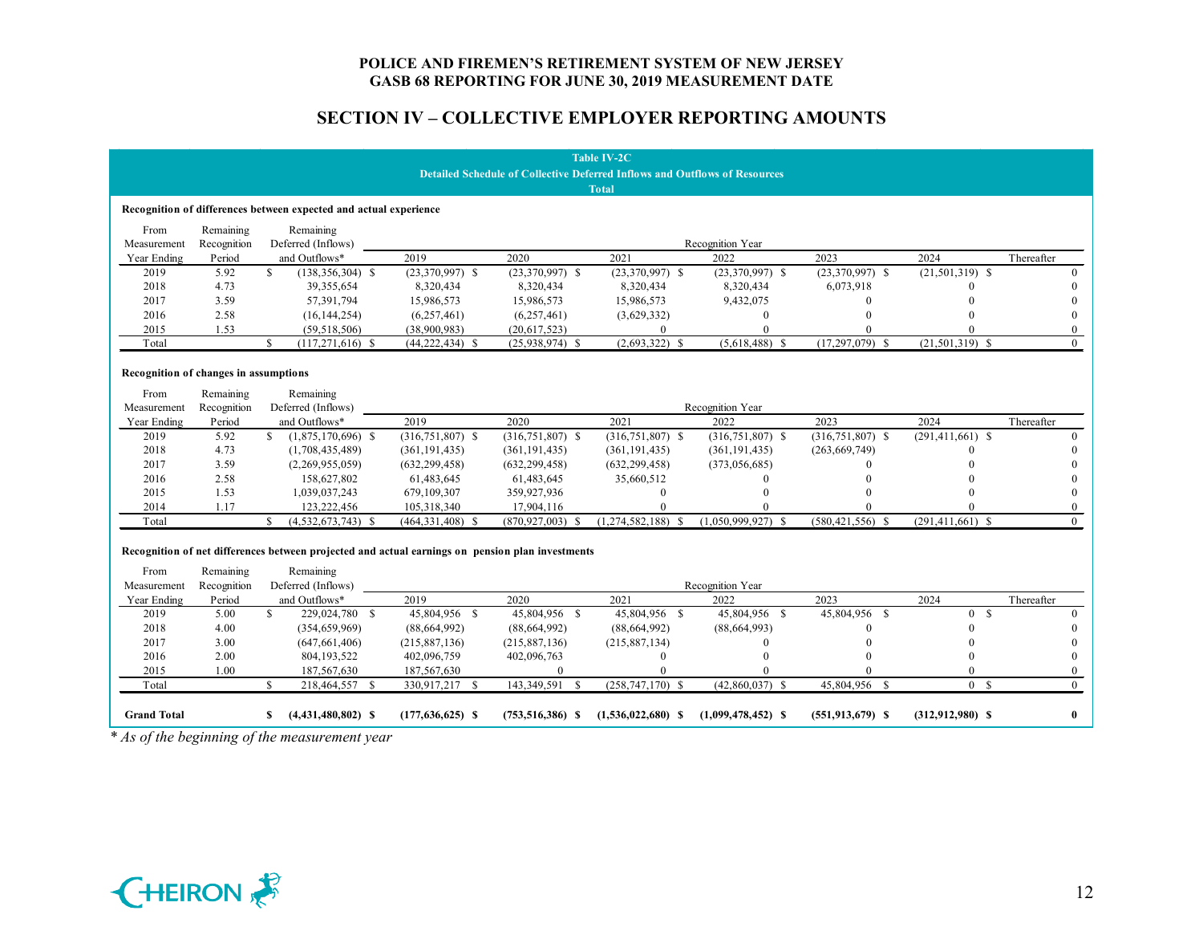# POLICE AND FIREMEN'S RETIREMENT SYSTEM OF NEW JERSEY
## GASB 68 REPORTING FOR JUNE 30, 2019 MEASUREMENT DATE

## SECTION IV – COLLECTIVE EMPLOYER REPORTING AMOUNTS

**Table IV-2C**

**Detailed Schedule of Collective Deferred Inflows and Outflows of Resources**

**Total**

**Recognition of differences between expected and actual experience**

| From Measurement Year Ending | Remaining Recognition Period | Remaining Deferred (Inflows) and Outflows* | Recognition Year 2019 | 2020 | 2021 | 2022 | 2023 | 2024 | Thereafter |
|---|---|---|---|---|---|---|---|---|---|
| 2019 | 5.92 | $ (138,356,304) | $ (23,370,997) | $ (23,370,997) | $ (23,370,997) | $ (23,370,997) | $ (23,370,997) | $ (21,501,319) | $ 0 |
| 2018 | 4.73 | 39,355,654 | 8,320,434 | 8,320,434 | 8,320,434 | 8,320,434 | 6,073,918 | 0 | 0 |
| 2017 | 3.59 | 57,391,794 | 15,986,573 | 15,986,573 | 15,986,573 | 9,432,075 | 0 | 0 | 0 |
| 2016 | 2.58 | (16,144,254) | (6,257,461) | (6,257,461) | (3,629,332) | 0 | 0 | 0 | 0 |
| 2015 | 1.53 | (59,518,506) | (38,900,983) | (20,617,523) | 0 | 0 | 0 | 0 | 0 |
| Total | | $ (117,271,616) | $ (44,222,434) | $ (25,938,974) | $ (2,693,322) | $ (5,618,488) | $ (17,297,079) | $ (21,501,319) | $ 0 |

**Recognition of changes in assumptions**

| From Measurement Year Ending | Remaining Recognition Period | Remaining Deferred (Inflows) and Outflows* | Recognition Year 2019 | 2020 | 2021 | 2022 | 2023 | 2024 | Thereafter |
|---|---|---|---|---|---|---|---|---|---|
| 2019 | 5.92 | $ (1,875,170,696) | $ (316,751,807) | $ (316,751,807) | $ (316,751,807) | $ (316,751,807) | $ (316,751,807) | $ (291,411,661) | $ 0 |
| 2018 | 4.73 | (1,708,435,489) | (361,191,435) | (361,191,435) | (361,191,435) | (361,191,435) | (263,669,749) | 0 | 0 |
| 2017 | 3.59 | (2,269,955,059) | (632,299,458) | (632,299,458) | (632,299,458) | (373,056,685) | 0 | 0 | 0 |
| 2016 | 2.58 | 158,627,802 | 61,483,645 | 61,483,645 | 35,660,512 | 0 | 0 | 0 | 0 |
| 2015 | 1.53 | 1,039,037,243 | 679,109,307 | 359,927,936 | 0 | 0 | 0 | 0 | 0 |
| 2014 | 1.17 | 123,222,456 | 105,318,340 | 17,904,116 | 0 | 0 | 0 | 0 | 0 |
| Total | | $ (4,532,673,743) | $ (464,331,408) | $ (870,927,003) | $ (1,274,582,188) | $ (1,050,999,927) | $ (580,421,556) | $ (291,411,661) | $ 0 |

**Recognition of net differences between projected and actual earnings on pension plan investments**

| From Measurement Year Ending | Remaining Recognition Period | Remaining Deferred (Inflows) and Outflows* | Recognition Year 2019 | 2020 | 2021 | 2022 | 2023 | 2024 | Thereafter |
|---|---|---|---|---|---|---|---|---|---|
| 2019 | 5.00 | $ 229,024,780 | $ 45,804,956 | $ 45,804,956 | $ 45,804,956 | $ 45,804,956 | $ 45,804,956 | $ 0 | $ 0 |
| 2018 | 4.00 | (354,659,969) | (88,664,992) | (88,664,992) | (88,664,992) | (88,664,993) | 0 | 0 | 0 |
| 2017 | 3.00 | (647,661,406) | (215,887,136) | (215,887,136) | (215,887,134) | 0 | 0 | 0 | 0 |
| 2016 | 2.00 | 804,193,522 | 402,096,759 | 402,096,763 | 0 | 0 | 0 | 0 | 0 |
| 2015 | 1.00 | 187,567,630 | 187,567,630 | 0 | 0 | 0 | 0 | 0 | 0 |
| Total | | $ 218,464,557 | $ 330,917,217 | $ 143,349,591 | $ (258,747,170) | $ (42,860,037) | $ 45,804,956 | $ 0 | $ 0 |
| **Grand Total** | | **$ (4,431,480,802)** | **$ (177,636,625)** | **$ (753,516,386)** | **$ (1,536,022,680)** | **$ (1,099,478,452)** | **$ (551,913,679)** | **$ (312,912,980)** | **$ 0** |

*\* As of the beginning of the measurement year*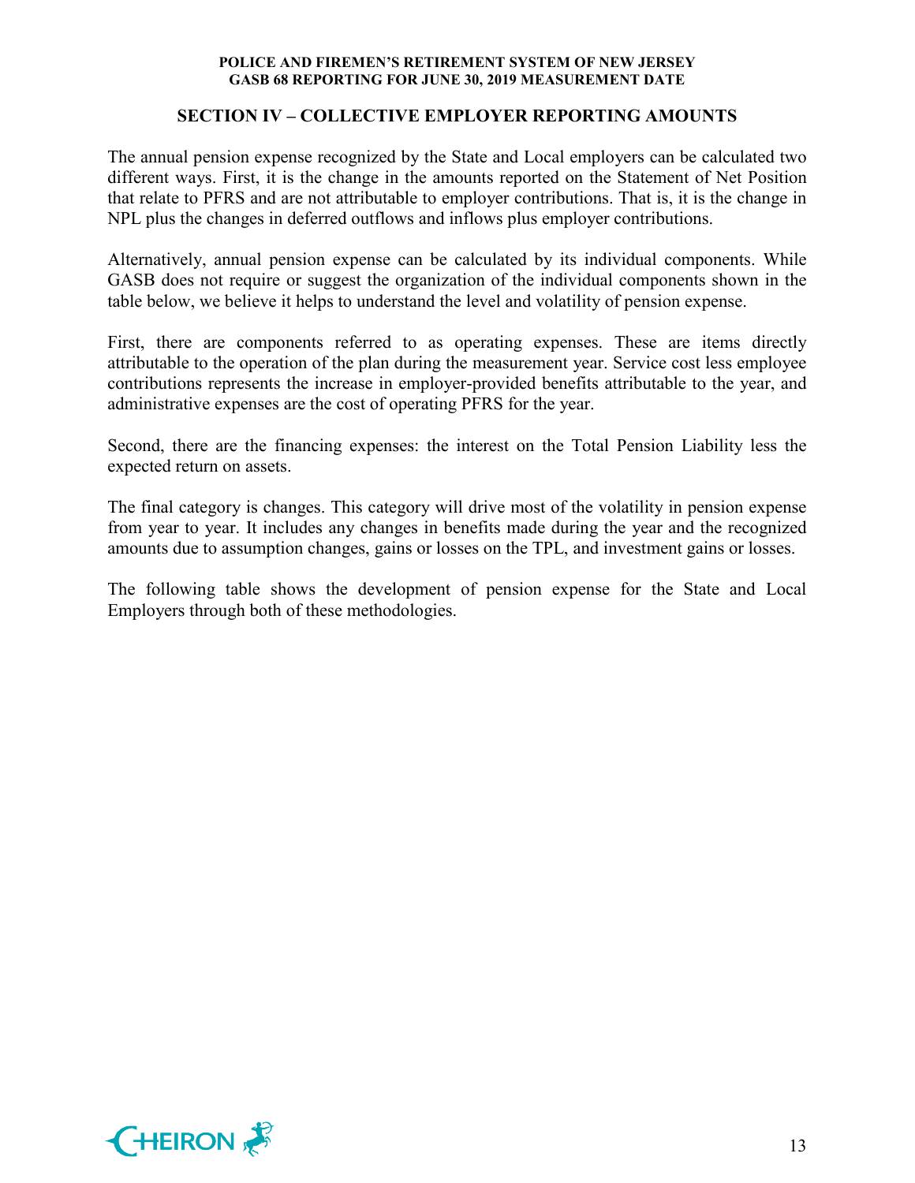## SECTION IV – COLLECTIVE EMPLOYER REPORTING AMOUNTS

The annual pension expense recognized by the State and Local employers can be calculated two different ways. First, it is the change in the amounts reported on the Statement of Net Position that relate to PFRS and are not attributable to employer contributions. That is, it is the change in NPL plus the changes in deferred outflows and inflows plus employer contributions.

Alternatively, annual pension expense can be calculated by its individual components. While GASB does not require or suggest the organization of the individual components shown in the table below, we believe it helps to understand the level and volatility of pension expense.

First, there are components referred to as operating expenses. These are items directly attributable to the operation of the plan during the measurement year. Service cost less employee contributions represents the increase in employer-provided benefits attributable to the year, and administrative expenses are the cost of operating PFRS for the year.

Second, there are the financing expenses: the interest on the Total Pension Liability less the expected return on assets.

The final category is changes. This category will drive most of the volatility in pension expense from year to year. It includes any changes in benefits made during the year and the recognized amounts due to assumption changes, gains or losses on the TPL, and investment gains or losses.

The following table shows the development of pension expense for the State and Local Employers through both of these methodologies.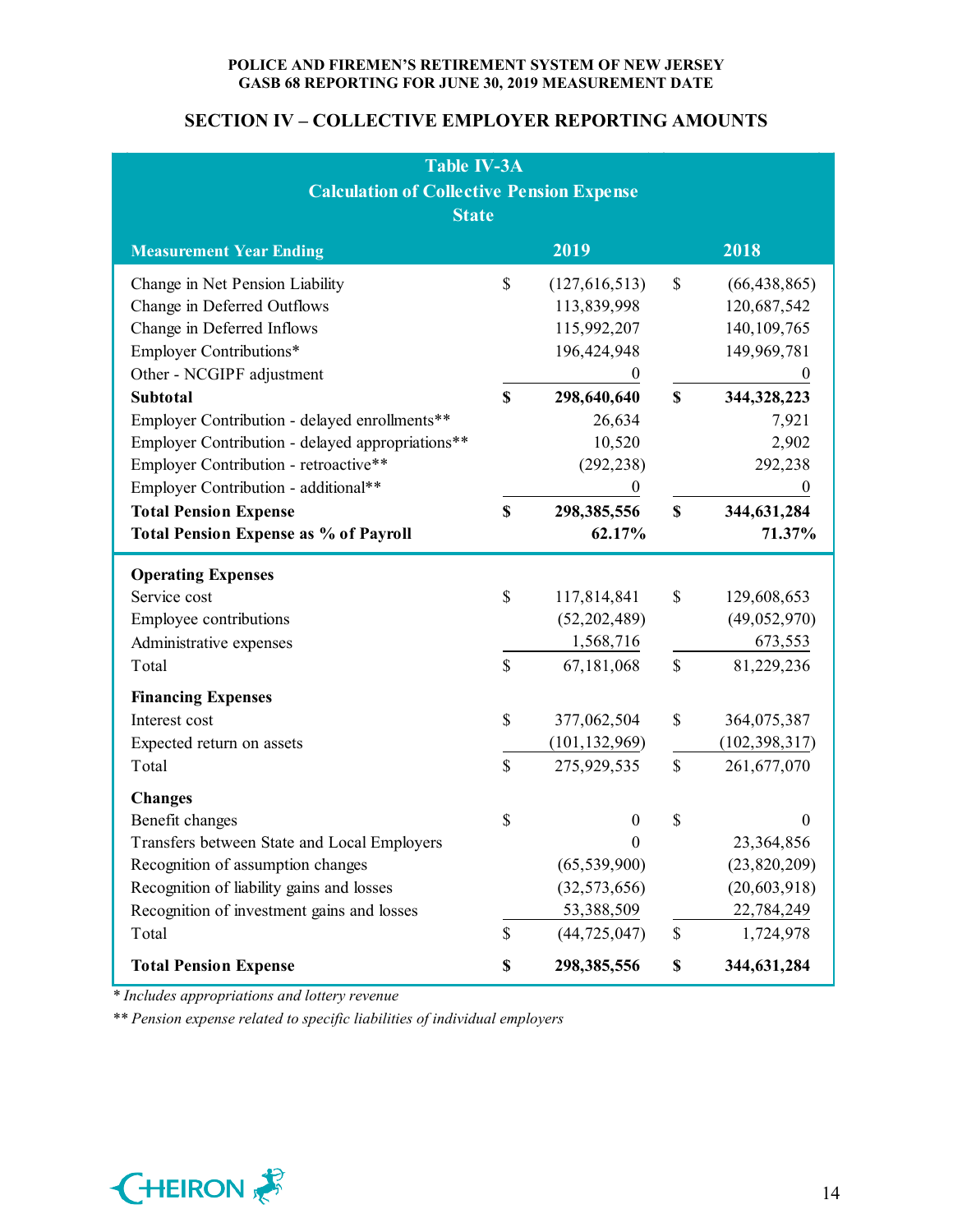## SECTION IV – COLLECTIVE EMPLOYER REPORTING AMOUNTS

| Table IV-3A<br>Calculation of Collective Pension Expense<br>State | | |
|---|---|---|
| **Measurement Year Ending** | **2019** | **2018** |
| Change in Net Pension Liability | $ (127,616,513) | $ (66,438,865) |
| Change in Deferred Outflows | 113,839,998 | 120,687,542 |
| Change in Deferred Inflows | 115,992,207 | 140,109,765 |
| Employer Contributions* | 196,424,948 | 149,969,781 |
| Other - NCGIPF adjustment | 0 | 0 |
| **Subtotal** | **$ 298,640,640** | **$ 344,328,223** |
| Employer Contribution - delayed enrollments** | 26,634 | 7,921 |
| Employer Contribution - delayed appropriations** | 10,520 | 2,902 |
| Employer Contribution - retroactive** | (292,238) | 292,238 |
| Employer Contribution - additional** | 0 | 0 |
| **Total Pension Expense** | **$ 298,385,556** | **$ 344,631,284** |
| **Total Pension Expense as % of Payroll** | **62.17%** | **71.37%** |
| **Operating Expenses** | | |
| Service cost | $ 117,814,841 | $ 129,608,653 |
| Employee contributions | (52,202,489) | (49,052,970) |
| Administrative expenses | 1,568,716 | 673,553 |
| Total | $ 67,181,068 | $ 81,229,236 |
| **Financing Expenses** | | |
| Interest cost | $ 377,062,504 | $ 364,075,387 |
| Expected return on assets | (101,132,969) | (102,398,317) |
| Total | $ 275,929,535 | $ 261,677,070 |
| **Changes** | | |
| Benefit changes | $ 0 | $ 0 |
| Transfers between State and Local Employers | 0 | 23,364,856 |
| Recognition of assumption changes | (65,539,900) | (23,820,209) |
| Recognition of liability gains and losses | (32,573,656) | (20,603,918) |
| Recognition of investment gains and losses | 53,388,509 | 22,784,249 |
| Total | $ (44,725,047) | $ 1,724,978 |
| **Total Pension Expense** | **$ 298,385,556** | **$ 344,631,284** |

*\* Includes appropriations and lottery revenue*

*\*\* Pension expense related to specific liabilities of individual employers*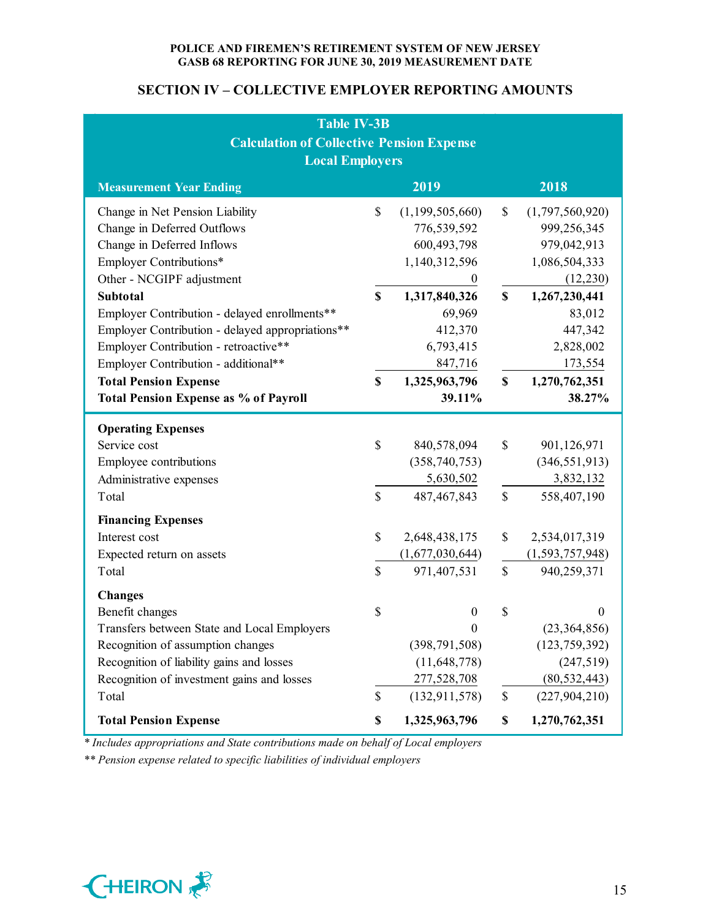## SECTION IV – COLLECTIVE EMPLOYER REPORTING AMOUNTS

**Table IV-3B**
**Calculation of Collective Pension Expense**
**Local Employers**

| Measurement Year Ending | 2019 | 2018 |
|---|---|---|
| Change in Net Pension Liability | $ (1,199,505,660) | $ (1,797,560,920) |
| Change in Deferred Outflows | 776,539,592 | 999,256,345 |
| Change in Deferred Inflows | 600,493,798 | 979,042,913 |
| Employer Contributions* | 1,140,312,596 | 1,086,504,333 |
| Other - NCGIPF adjustment | 0 | (12,230) |
| **Subtotal** | **$ 1,317,840,326** | **$ 1,267,230,441** |
| Employer Contribution - delayed enrollments** | 69,969 | 83,012 |
| Employer Contribution - delayed appropriations** | 412,370 | 447,342 |
| Employer Contribution - retroactive** | 6,793,415 | 2,828,002 |
| Employer Contribution - additional** | 847,716 | 173,554 |
| **Total Pension Expense** | **$ 1,325,963,796** | **$ 1,270,762,351** |
| **Total Pension Expense as % of Payroll** | **39.11%** | **38.27%** |
| **Operating Expenses** | | |
| Service cost | $ 840,578,094 | $ 901,126,971 |
| Employee contributions | (358,740,753) | (346,551,913) |
| Administrative expenses | 5,630,502 | 3,832,132 |
| Total | $ 487,467,843 | $ 558,407,190 |
| **Financing Expenses** | | |
| Interest cost | $ 2,648,438,175 | $ 2,534,017,319 |
| Expected return on assets | (1,677,030,644) | (1,593,757,948) |
| Total | $ 971,407,531 | $ 940,259,371 |
| **Changes** | | |
| Benefit changes | $ 0 | $ 0 |
| Transfers between State and Local Employers | 0 | (23,364,856) |
| Recognition of assumption changes | (398,791,508) | (123,759,392) |
| Recognition of liability gains and losses | (11,648,778) | (247,519) |
| Recognition of investment gains and losses | 277,528,708 | (80,532,443) |
| Total | $ (132,911,578) | $ (227,904,210) |
| **Total Pension Expense** | **$ 1,325,963,796** | **$ 1,270,762,351** |

*\* Includes appropriations and State contributions made on behalf of Local employers*

*\*\* Pension expense related to specific liabilities of individual employers*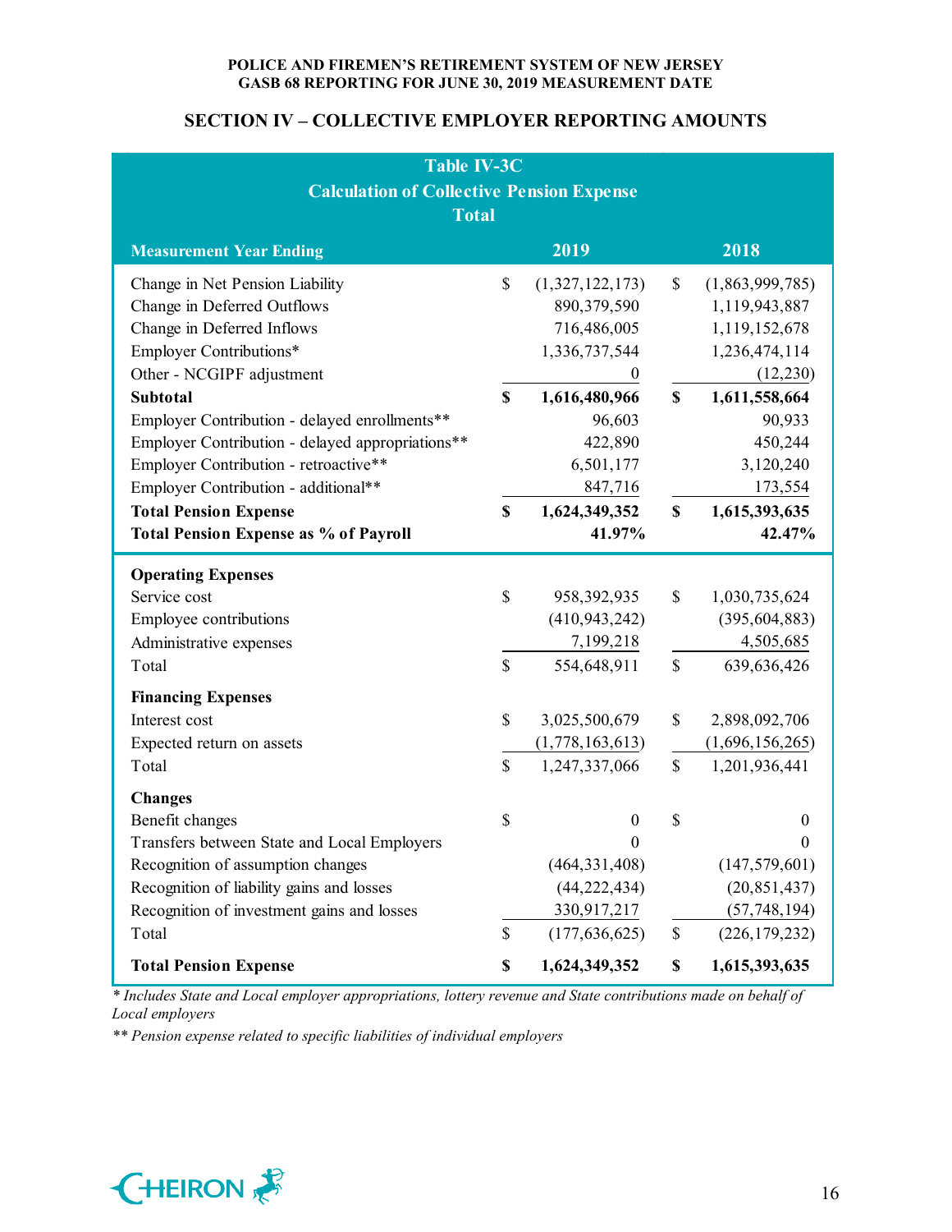POLICE AND FIREMEN'S RETIREMENT SYSTEM OF NEW JERSEY
GASB 68 REPORTING FOR JUNE 30, 2019 MEASUREMENT DATE

## SECTION IV – COLLECTIVE EMPLOYER REPORTING AMOUNTS

**Table IV-3C**
**Calculation of Collective Pension Expense**
**Total**

| Measurement Year Ending | 2019 | 2018 |
|---|---|---|
| Change in Net Pension Liability | $ (1,327,122,173) | $ (1,863,999,785) |
| Change in Deferred Outflows | 890,379,590 | 1,119,943,887 |
| Change in Deferred Inflows | 716,486,005 | 1,119,152,678 |
| Employer Contributions* | 1,336,737,544 | 1,236,474,114 |
| Other - NCGIPF adjustment | 0 | (12,230) |
| **Subtotal** | **$ 1,616,480,966** | **$ 1,611,558,664** |
| Employer Contribution - delayed enrollments** | 96,603 | 90,933 |
| Employer Contribution - delayed appropriations** | 422,890 | 450,244 |
| Employer Contribution - retroactive** | 6,501,177 | 3,120,240 |
| Employer Contribution - additional** | 847,716 | 173,554 |
| **Total Pension Expense** | **$ 1,624,349,352** | **$ 1,615,393,635** |
| **Total Pension Expense as % of Payroll** | **41.97%** | **42.47%** |
| **Operating Expenses** | | |
| Service cost | $ 958,392,935 | $ 1,030,735,624 |
| Employee contributions | (410,943,242) | (395,604,883) |
| Administrative expenses | 7,199,218 | 4,505,685 |
| Total | $ 554,648,911 | $ 639,636,426 |
| **Financing Expenses** | | |
| Interest cost | $ 3,025,500,679 | $ 2,898,092,706 |
| Expected return on assets | (1,778,163,613) | (1,696,156,265) |
| Total | $ 1,247,337,066 | $ 1,201,936,441 |
| **Changes** | | |
| Benefit changes | $ 0 | $ 0 |
| Transfers between State and Local Employers | 0 | 0 |
| Recognition of assumption changes | (464,331,408) | (147,579,601) |
| Recognition of liability gains and losses | (44,222,434) | (20,851,437) |
| Recognition of investment gains and losses | 330,917,217 | (57,748,194) |
| Total | $ (177,636,625) | $ (226,179,232) |
| **Total Pension Expense** | **$ 1,624,349,352** | **$ 1,615,393,635** |

*\* Includes State and Local employer appropriations, lottery revenue and State contributions made on behalf of Local employers*

*\*\* Pension expense related to specific liabilities of individual employers*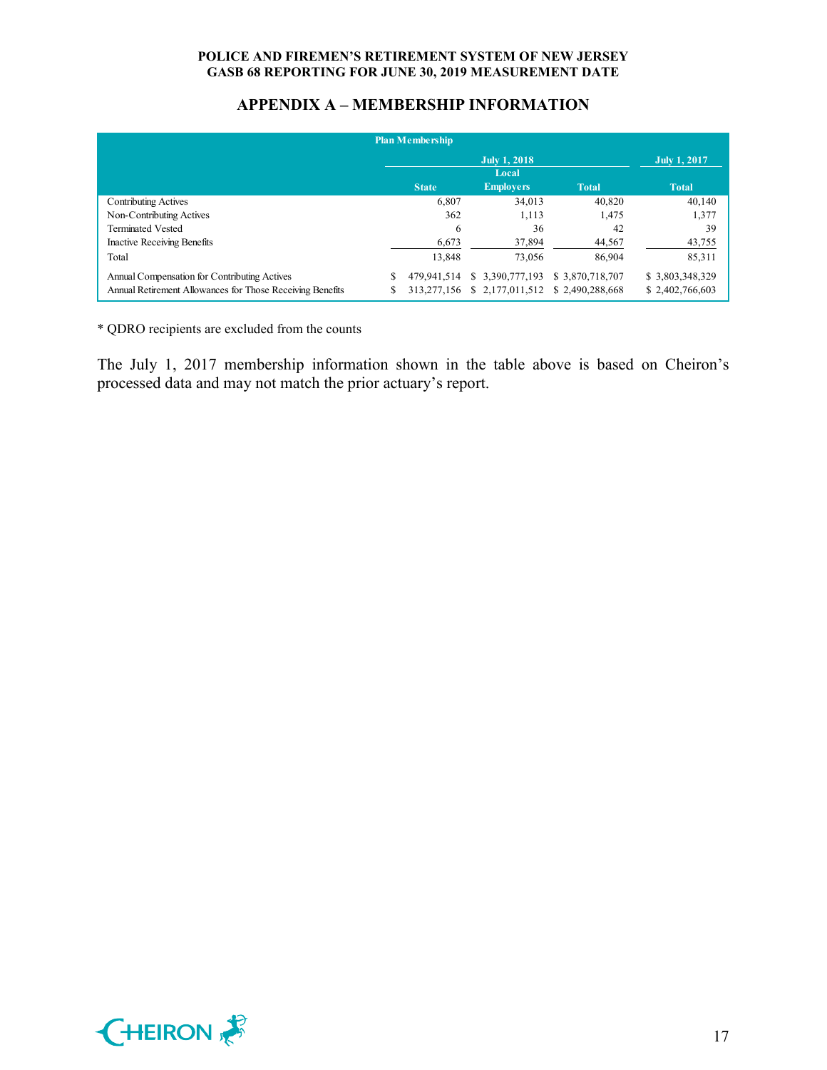## APPENDIX A – MEMBERSHIP INFORMATION

| Plan Membership | July 1, 2018 | | | July 1, 2017 |
|---|---|---|---|---|
| | State | Local Employers | Total | Total |
| Contributing Actives | 6,807 | 34,013 | 40,820 | 40,140 |
| Non-Contributing Actives | 362 | 1,113 | 1,475 | 1,377 |
| Terminated Vested | 6 | 36 | 42 | 39 |
| Inactive Receiving Benefits | 6,673 | 37,894 | 44,567 | 43,755 |
| Total | 13,848 | 73,056 | 86,904 | 85,311 |
| Annual Compensation for Contributing Actives | $ 479,941,514 | $ 3,390,777,193 | $ 3,870,718,707 | $ 3,803,348,329 |
| Annual Retirement Allowances for Those Receiving Benefits | $ 313,277,156 | $ 2,177,011,512 | $ 2,490,288,668 | $ 2,402,766,603 |

* QDRO recipients are excluded from the counts

The July 1, 2017 membership information shown in the table above is based on Cheiron's processed data and may not match the prior actuary's report.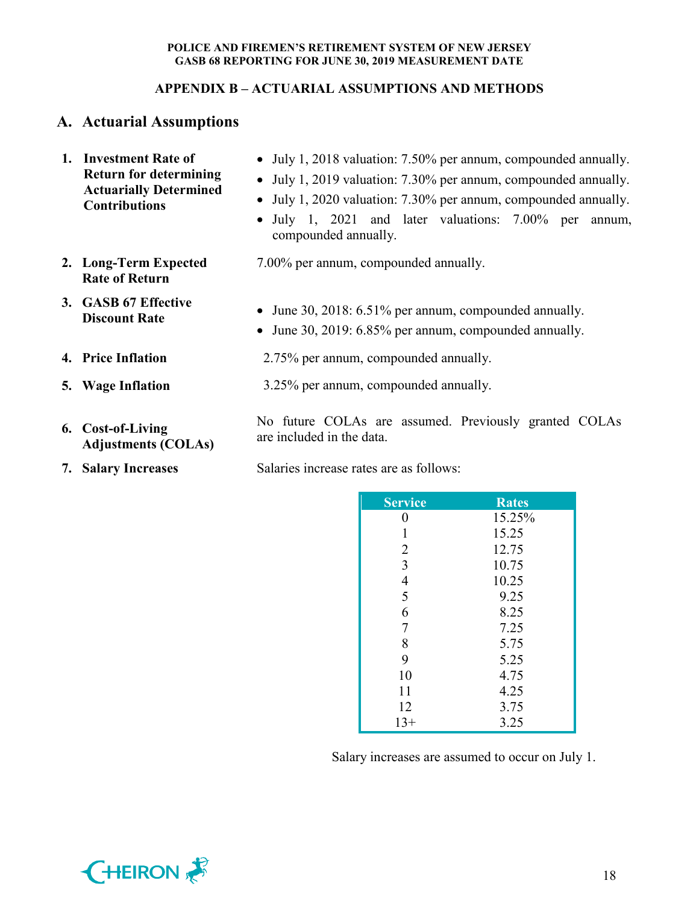## APPENDIX B – ACTUARIAL ASSUMPTIONS AND METHODS

## A. Actuarial Assumptions

1. **Investment Rate of Return for determining Actuarially Determined Contributions**
   - July 1, 2018 valuation: 7.50% per annum, compounded annually.
   - July 1, 2019 valuation: 7.30% per annum, compounded annually.
   - July 1, 2020 valuation: 7.30% per annum, compounded annually.
   - July 1, 2021 and later valuations: 7.00% per annum, compounded annually.

2. **Long-Term Expected Rate of Return**

   7.00% per annum, compounded annually.

3. **GASB 67 Effective Discount Rate**
   - June 30, 2018: 6.51% per annum, compounded annually.
   - June 30, 2019: 6.85% per annum, compounded annually.

4. **Price Inflation**

   2.75% per annum, compounded annually.

5. **Wage Inflation**

   3.25% per annum, compounded annually.

6. **Cost-of-Living Adjustments (COLAs)**

   No future COLAs are assumed. Previously granted COLAs are included in the data.

7. **Salary Increases**

   Salaries increase rates are as follows:

| Service | Rates |
|---|---|
| 0 | 15.25% |
| 1 | 15.25 |
| 2 | 12.75 |
| 3 | 10.75 |
| 4 | 10.25 |
| 5 | 9.25 |
| 6 | 8.25 |
| 7 | 7.25 |
| 8 | 5.75 |
| 9 | 5.25 |
| 10 | 4.75 |
| 11 | 4.25 |
| 12 | 3.75 |
| 13+ | 3.25 |

Salary increases are assumed to occur on July 1.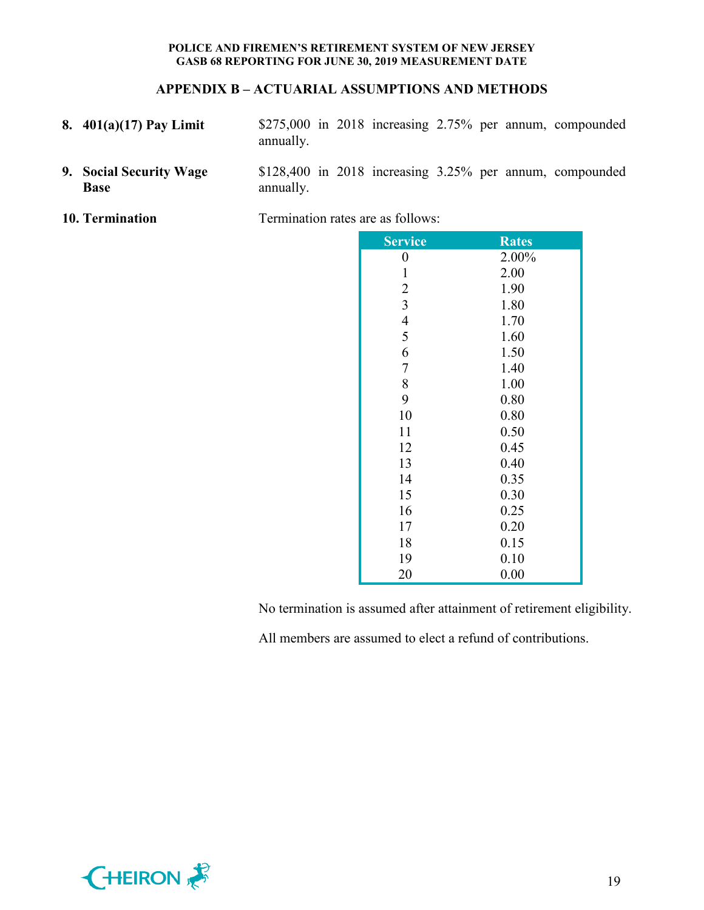## APPENDIX B – ACTUARIAL ASSUMPTIONS AND METHODS

**8. 401(a)(17) Pay Limit** $275,000 in 2018 increasing 2.75% per annum, compounded annually.

**9. Social Security Wage Base** $128,400 in 2018 increasing 3.25% per annum, compounded annually.

**10. Termination** Termination rates are as follows:

| Service | Rates |
|---|---|
| 0 | 2.00% |
| 1 | 2.00 |
| 2 | 1.90 |
| 3 | 1.80 |
| 4 | 1.70 |
| 5 | 1.60 |
| 6 | 1.50 |
| 7 | 1.40 |
| 8 | 1.00 |
| 9 | 0.80 |
| 10 | 0.80 |
| 11 | 0.50 |
| 12 | 0.45 |
| 13 | 0.40 |
| 14 | 0.35 |
| 15 | 0.30 |
| 16 | 0.25 |
| 17 | 0.20 |
| 18 | 0.15 |
| 19 | 0.10 |
| 20 | 0.00 |

No termination is assumed after attainment of retirement eligibility.

All members are assumed to elect a refund of contributions.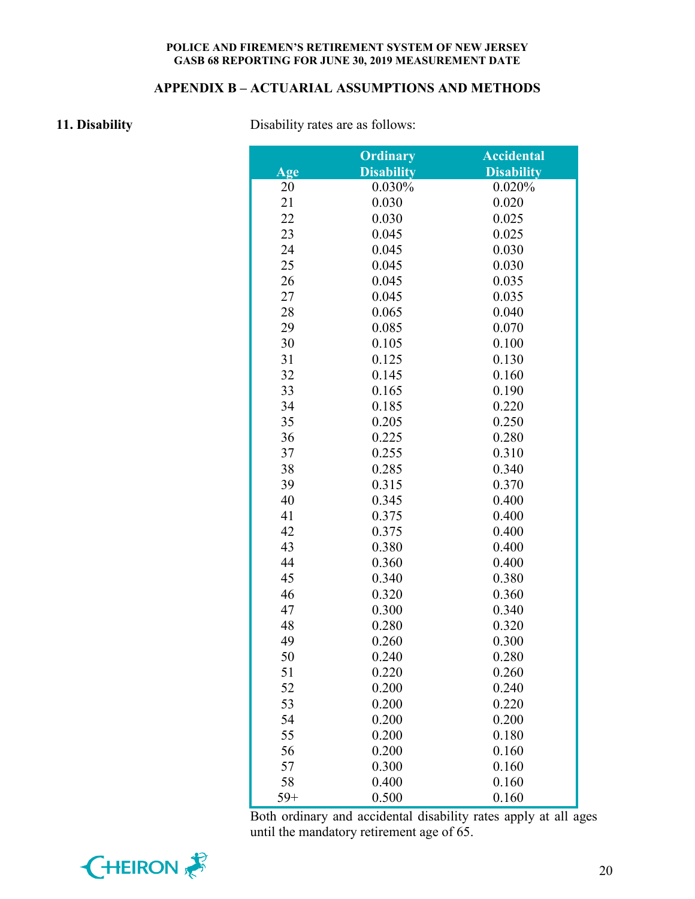## APPENDIX B – ACTUARIAL ASSUMPTIONS AND METHODS

**11. Disability**

Disability rates are as follows:

| Age | Ordinary Disability | Accidental Disability |
|---|---|---|
| 20 | 0.030% | 0.020% |
| 21 | 0.030 | 0.020 |
| 22 | 0.030 | 0.025 |
| 23 | 0.045 | 0.025 |
| 24 | 0.045 | 0.030 |
| 25 | 0.045 | 0.030 |
| 26 | 0.045 | 0.035 |
| 27 | 0.045 | 0.035 |
| 28 | 0.065 | 0.040 |
| 29 | 0.085 | 0.070 |
| 30 | 0.105 | 0.100 |
| 31 | 0.125 | 0.130 |
| 32 | 0.145 | 0.160 |
| 33 | 0.165 | 0.190 |
| 34 | 0.185 | 0.220 |
| 35 | 0.205 | 0.250 |
| 36 | 0.225 | 0.280 |
| 37 | 0.255 | 0.310 |
| 38 | 0.285 | 0.340 |
| 39 | 0.315 | 0.370 |
| 40 | 0.345 | 0.400 |
| 41 | 0.375 | 0.400 |
| 42 | 0.375 | 0.400 |
| 43 | 0.380 | 0.400 |
| 44 | 0.360 | 0.400 |
| 45 | 0.340 | 0.380 |
| 46 | 0.320 | 0.360 |
| 47 | 0.300 | 0.340 |
| 48 | 0.280 | 0.320 |
| 49 | 0.260 | 0.300 |
| 50 | 0.240 | 0.280 |
| 51 | 0.220 | 0.260 |
| 52 | 0.200 | 0.240 |
| 53 | 0.200 | 0.220 |
| 54 | 0.200 | 0.200 |
| 55 | 0.200 | 0.180 |
| 56 | 0.200 | 0.160 |
| 57 | 0.300 | 0.160 |
| 58 | 0.400 | 0.160 |
| 59+ | 0.500 | 0.160 |

Both ordinary and accidental disability rates apply at all ages until the mandatory retirement age of 65.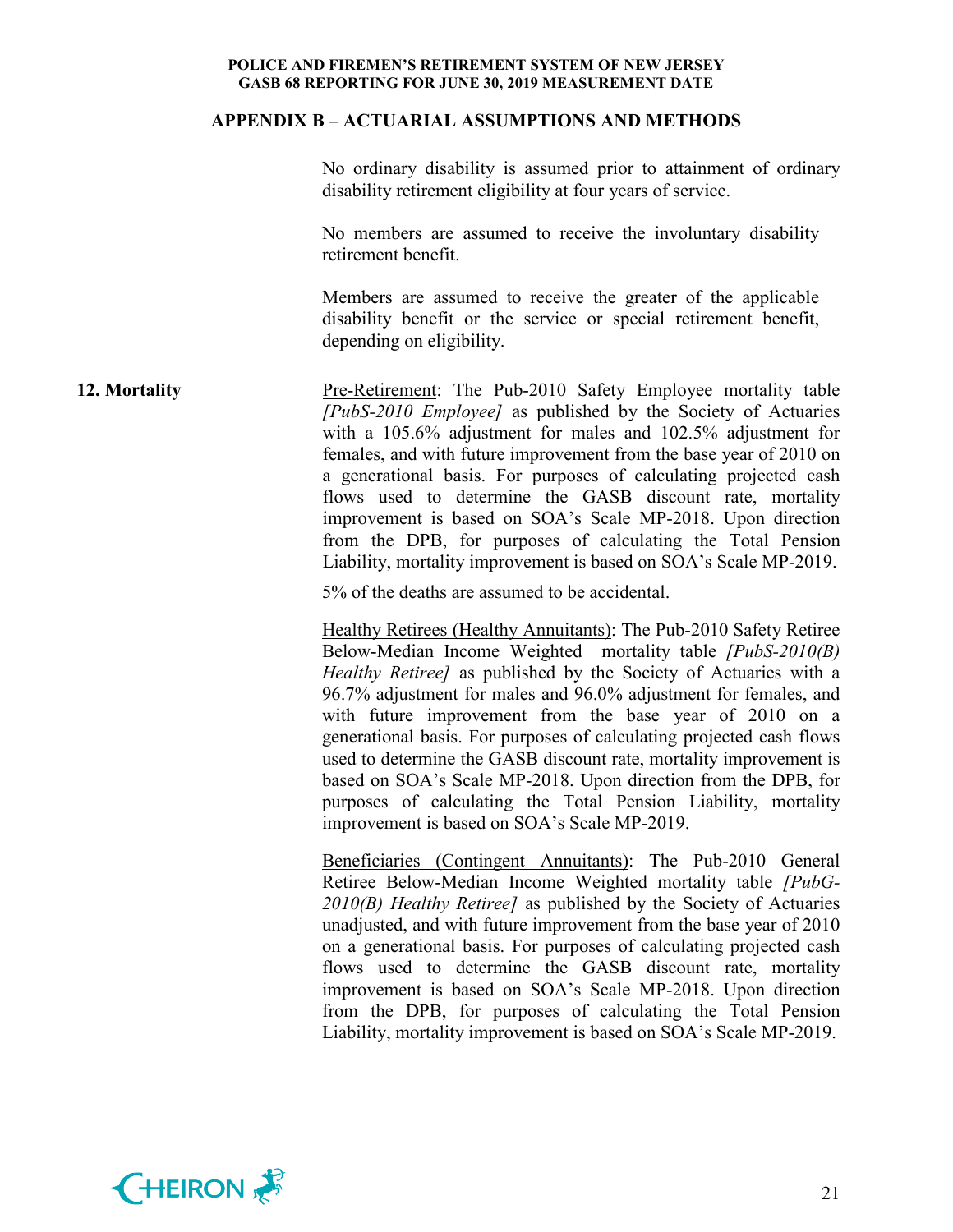## APPENDIX B – ACTUARIAL ASSUMPTIONS AND METHODS

No ordinary disability is assumed prior to attainment of ordinary disability retirement eligibility at four years of service.

No members are assumed to receive the involuntary disability retirement benefit.

Members are assumed to receive the greater of the applicable disability benefit or the service or special retirement benefit, depending on eligibility.

**12. Mortality**

Pre-Retirement: The Pub-2010 Safety Employee mortality table *[PubS-2010 Employee]* as published by the Society of Actuaries with a 105.6% adjustment for males and 102.5% adjustment for females, and with future improvement from the base year of 2010 on a generational basis. For purposes of calculating projected cash flows used to determine the GASB discount rate, mortality improvement is based on SOA's Scale MP-2018. Upon direction from the DPB, for purposes of calculating the Total Pension Liability, mortality improvement is based on SOA's Scale MP-2019.

5% of the deaths are assumed to be accidental.

Healthy Retirees (Healthy Annuitants): The Pub-2010 Safety Retiree Below-Median Income Weighted mortality table *[PubS-2010(B) Healthy Retiree]* as published by the Society of Actuaries with a 96.7% adjustment for males and 96.0% adjustment for females, and with future improvement from the base year of 2010 on a generational basis. For purposes of calculating projected cash flows used to determine the GASB discount rate, mortality improvement is based on SOA's Scale MP-2018. Upon direction from the DPB, for purposes of calculating the Total Pension Liability, mortality improvement is based on SOA's Scale MP-2019.

Beneficiaries (Contingent Annuitants): The Pub-2010 General Retiree Below-Median Income Weighted mortality table *[PubG-2010(B) Healthy Retiree]* as published by the Society of Actuaries unadjusted, and with future improvement from the base year of 2010 on a generational basis. For purposes of calculating projected cash flows used to determine the GASB discount rate, mortality improvement is based on SOA's Scale MP-2018. Upon direction from the DPB, for purposes of calculating the Total Pension Liability, mortality improvement is based on SOA's Scale MP-2019.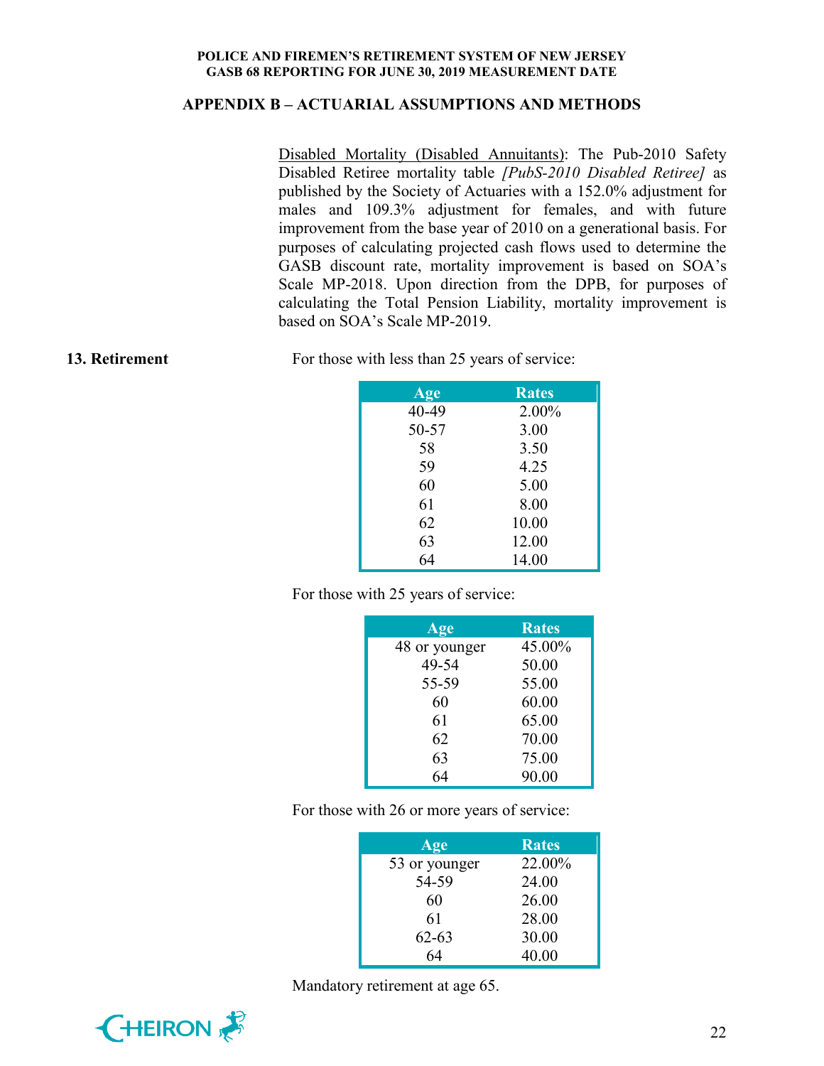## APPENDIX B – ACTUARIAL ASSUMPTIONS AND METHODS

<u>Disabled Mortality (Disabled Annuitants)</u>: The Pub-2010 Safety Disabled Retiree mortality table *[PubS-2010 Disabled Retiree]* as published by the Society of Actuaries with a 152.0% adjustment for males and 109.3% adjustment for females, and with future improvement from the base year of 2010 on a generational basis. For purposes of calculating projected cash flows used to determine the GASB discount rate, mortality improvement is based on SOA's Scale MP-2018. Upon direction from the DPB, for purposes of calculating the Total Pension Liability, mortality improvement is based on SOA's Scale MP-2019.

**13. Retirement**

For those with less than 25 years of service:

| Age | Rates |
|---|---|
| 40-49 | 2.00% |
| 50-57 | 3.00 |
| 58 | 3.50 |
| 59 | 4.25 |
| 60 | 5.00 |
| 61 | 8.00 |
| 62 | 10.00 |
| 63 | 12.00 |
| 64 | 14.00 |

For those with 25 years of service:

| Age | Rates |
|---|---|
| 48 or younger | 45.00% |
| 49-54 | 50.00 |
| 55-59 | 55.00 |
| 60 | 60.00 |
| 61 | 65.00 |
| 62 | 70.00 |
| 63 | 75.00 |
| 64 | 90.00 |

For those with 26 or more years of service:

| Age | Rates |
|---|---|
| 53 or younger | 22.00% |
| 54-59 | 24.00 |
| 60 | 26.00 |
| 61 | 28.00 |
| 62-63 | 30.00 |
| 64 | 40.00 |

Mandatory retirement at age 65.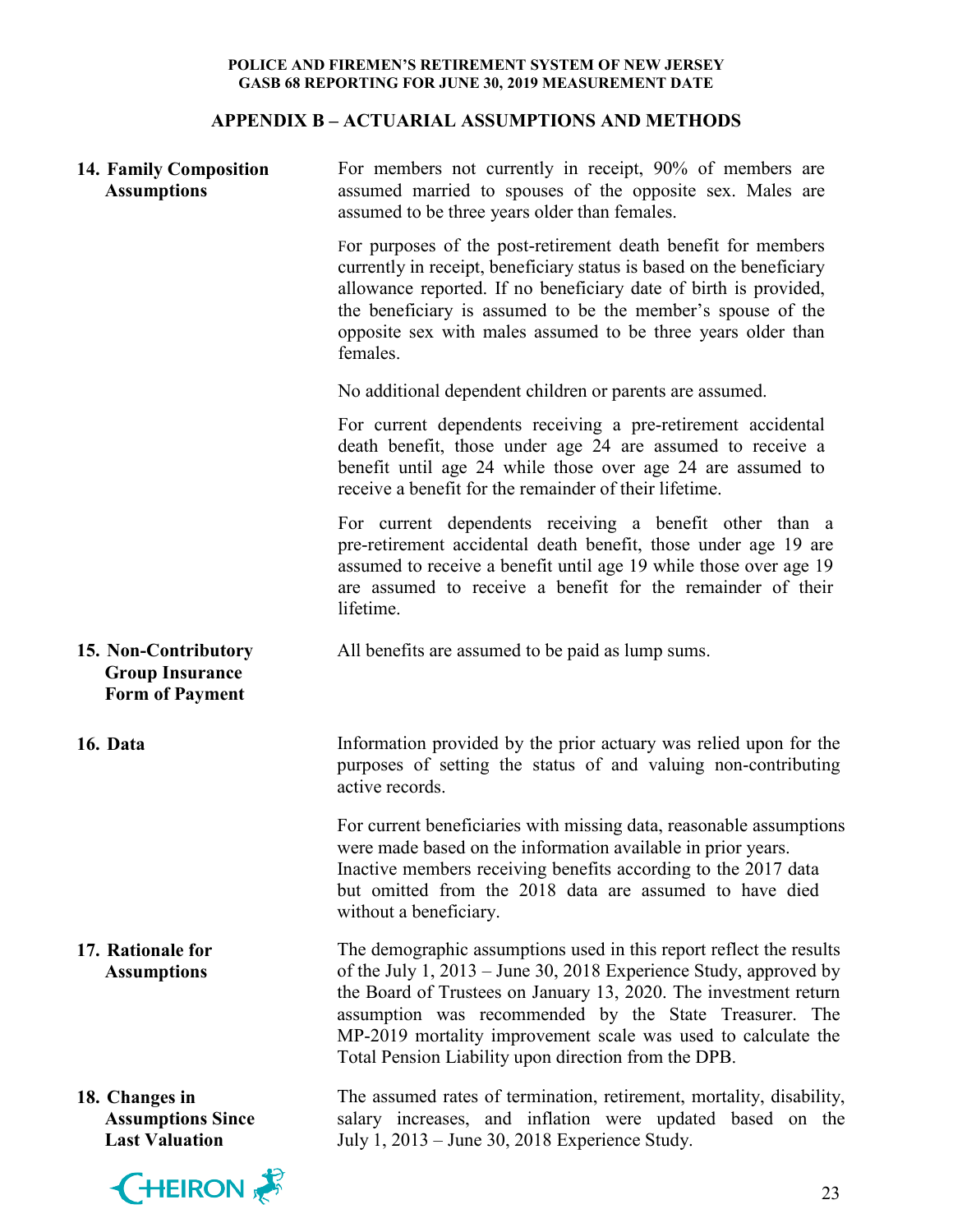## APPENDIX B – ACTUARIAL ASSUMPTIONS AND METHODS

**14. Family Composition Assumptions**

For members not currently in receipt, 90% of members are assumed married to spouses of the opposite sex. Males are assumed to be three years older than females.

For purposes of the post-retirement death benefit for members currently in receipt, beneficiary status is based on the beneficiary allowance reported. If no beneficiary date of birth is provided, the beneficiary is assumed to be the member's spouse of the opposite sex with males assumed to be three years older than females.

No additional dependent children or parents are assumed.

For current dependents receiving a pre-retirement accidental death benefit, those under age 24 are assumed to receive a benefit until age 24 while those over age 24 are assumed to receive a benefit for the remainder of their lifetime.

For current dependents receiving a benefit other than a pre-retirement accidental death benefit, those under age 19 are assumed to receive a benefit until age 19 while those over age 19 are assumed to receive a benefit for the remainder of their lifetime.

**15. Non-Contributory Group Insurance Form of Payment**

All benefits are assumed to be paid as lump sums.

**16. Data**

Information provided by the prior actuary was relied upon for the purposes of setting the status of and valuing non-contributing active records.

For current beneficiaries with missing data, reasonable assumptions were made based on the information available in prior years. Inactive members receiving benefits according to the 2017 data but omitted from the 2018 data are assumed to have died without a beneficiary.

**17. Rationale for Assumptions**

The demographic assumptions used in this report reflect the results of the July 1, 2013 – June 30, 2018 Experience Study, approved by the Board of Trustees on January 13, 2020. The investment return assumption was recommended by the State Treasurer. The MP-2019 mortality improvement scale was used to calculate the Total Pension Liability upon direction from the DPB.

**18. Changes in Assumptions Since Last Valuation**

The assumed rates of termination, retirement, mortality, disability, salary increases, and inflation were updated based on the July 1, 2013 – June 30, 2018 Experience Study.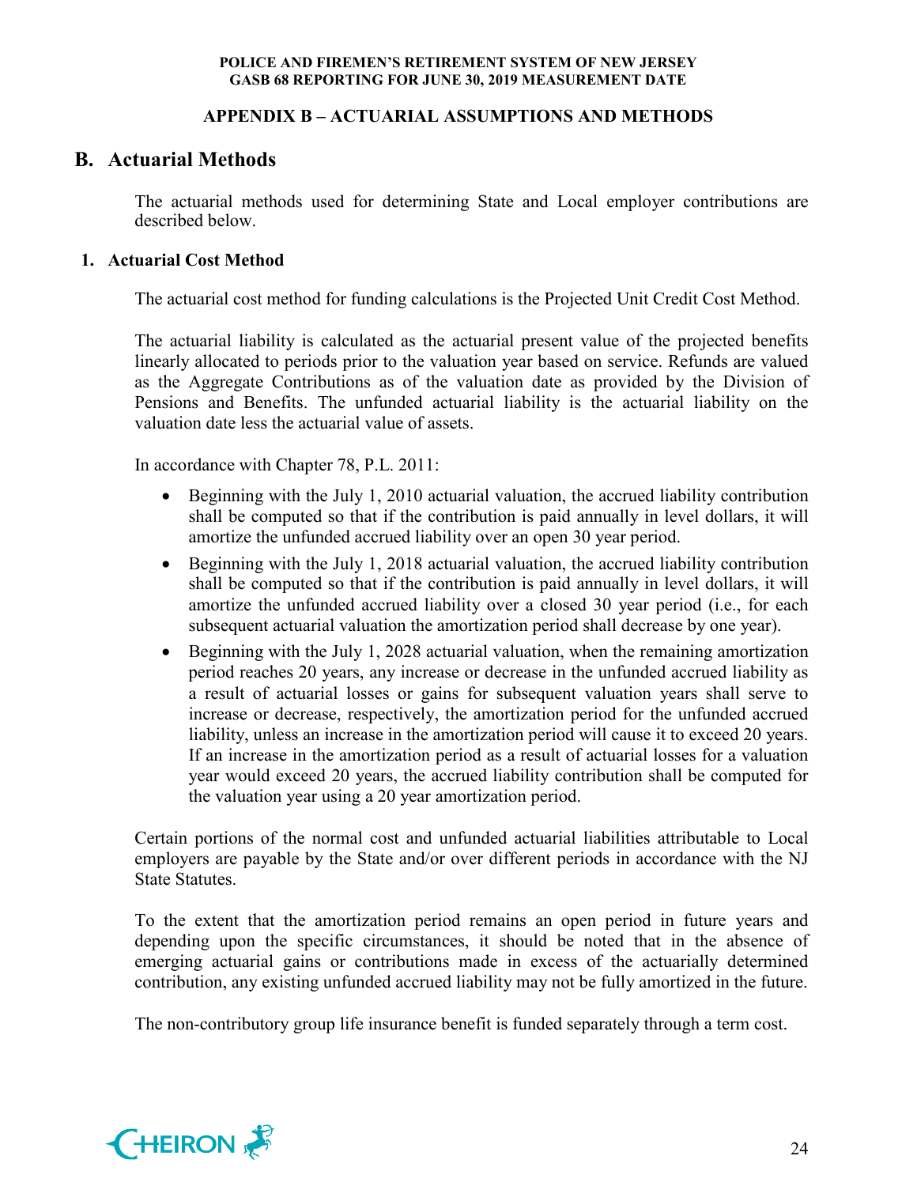## APPENDIX B – ACTUARIAL ASSUMPTIONS AND METHODS

## B. Actuarial Methods

The actuarial methods used for determining State and Local employer contributions are described below.

### 1. Actuarial Cost Method

The actuarial cost method for funding calculations is the Projected Unit Credit Cost Method.

The actuarial liability is calculated as the actuarial present value of the projected benefits linearly allocated to periods prior to the valuation year based on service. Refunds are valued as the Aggregate Contributions as of the valuation date as provided by the Division of Pensions and Benefits. The unfunded actuarial liability is the actuarial liability on the valuation date less the actuarial value of assets.

In accordance with Chapter 78, P.L. 2011:

- Beginning with the July 1, 2010 actuarial valuation, the accrued liability contribution shall be computed so that if the contribution is paid annually in level dollars, it will amortize the unfunded accrued liability over an open 30 year period.
- Beginning with the July 1, 2018 actuarial valuation, the accrued liability contribution shall be computed so that if the contribution is paid annually in level dollars, it will amortize the unfunded accrued liability over a closed 30 year period (i.e., for each subsequent actuarial valuation the amortization period shall decrease by one year).
- Beginning with the July 1, 2028 actuarial valuation, when the remaining amortization period reaches 20 years, any increase or decrease in the unfunded accrued liability as a result of actuarial losses or gains for subsequent valuation years shall serve to increase or decrease, respectively, the amortization period for the unfunded accrued liability, unless an increase in the amortization period will cause it to exceed 20 years. If an increase in the amortization period as a result of actuarial losses for a valuation year would exceed 20 years, the accrued liability contribution shall be computed for the valuation year using a 20 year amortization period.

Certain portions of the normal cost and unfunded actuarial liabilities attributable to Local employers are payable by the State and/or over different periods in accordance with the NJ State Statutes.

To the extent that the amortization period remains an open period in future years and depending upon the specific circumstances, it should be noted that in the absence of emerging actuarial gains or contributions made in excess of the actuarially determined contribution, any existing unfunded accrued liability may not be fully amortized in the future.

The non-contributory group life insurance benefit is funded separately through a term cost.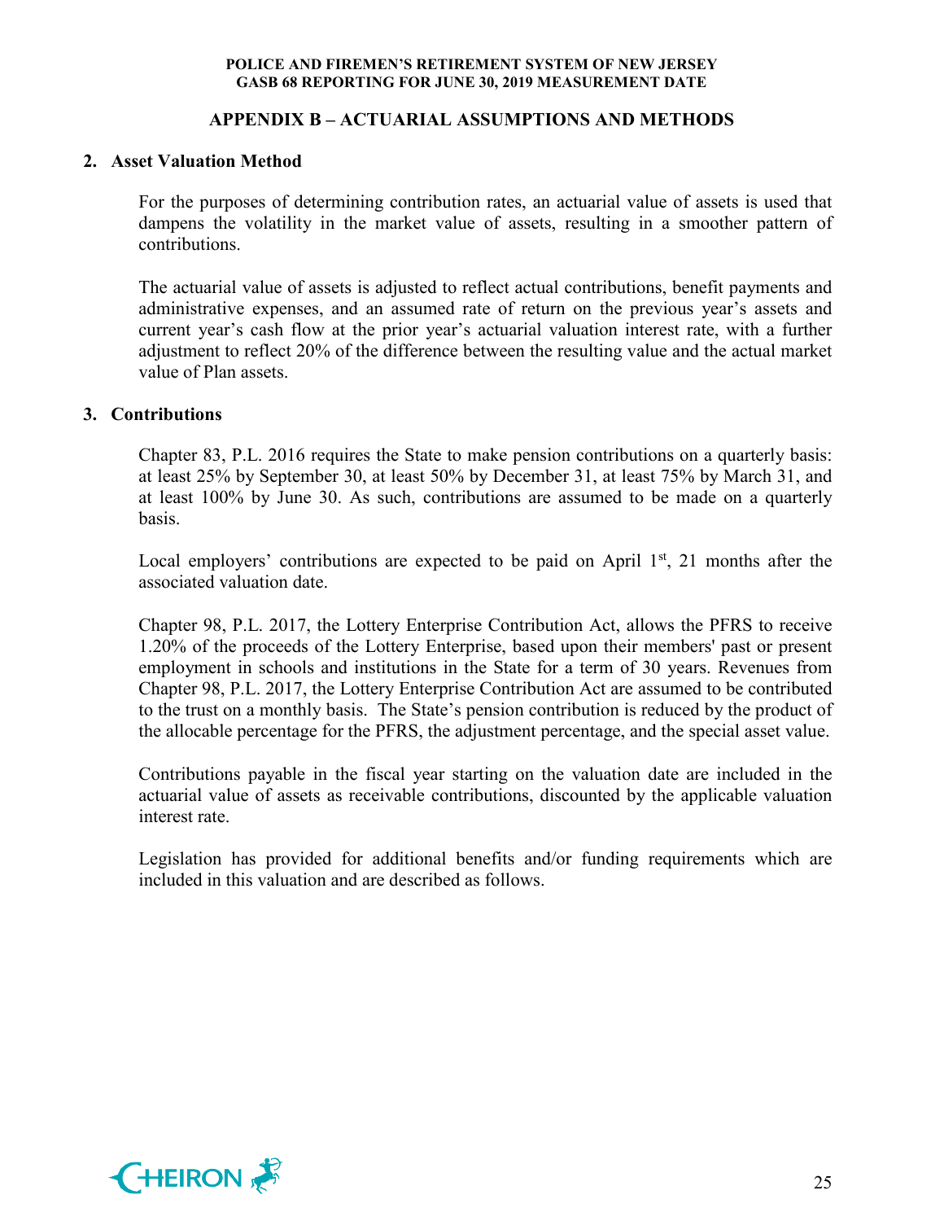## APPENDIX B – ACTUARIAL ASSUMPTIONS AND METHODS

### 2. Asset Valuation Method

For the purposes of determining contribution rates, an actuarial value of assets is used that dampens the volatility in the market value of assets, resulting in a smoother pattern of contributions.

The actuarial value of assets is adjusted to reflect actual contributions, benefit payments and administrative expenses, and an assumed rate of return on the previous year's assets and current year's cash flow at the prior year's actuarial valuation interest rate, with a further adjustment to reflect 20% of the difference between the resulting value and the actual market value of Plan assets.

### 3. Contributions

Chapter 83, P.L. 2016 requires the State to make pension contributions on a quarterly basis: at least 25% by September 30, at least 50% by December 31, at least 75% by March 31, and at least 100% by June 30. As such, contributions are assumed to be made on a quarterly basis.

Local employers' contributions are expected to be paid on April 1st, 21 months after the associated valuation date.

Chapter 98, P.L. 2017, the Lottery Enterprise Contribution Act, allows the PFRS to receive 1.20% of the proceeds of the Lottery Enterprise, based upon their members' past or present employment in schools and institutions in the State for a term of 30 years. Revenues from Chapter 98, P.L. 2017, the Lottery Enterprise Contribution Act are assumed to be contributed to the trust on a monthly basis. The State's pension contribution is reduced by the product of the allocable percentage for the PFRS, the adjustment percentage, and the special asset value.

Contributions payable in the fiscal year starting on the valuation date are included in the actuarial value of assets as receivable contributions, discounted by the applicable valuation interest rate.

Legislation has provided for additional benefits and/or funding requirements which are included in this valuation and are described as follows.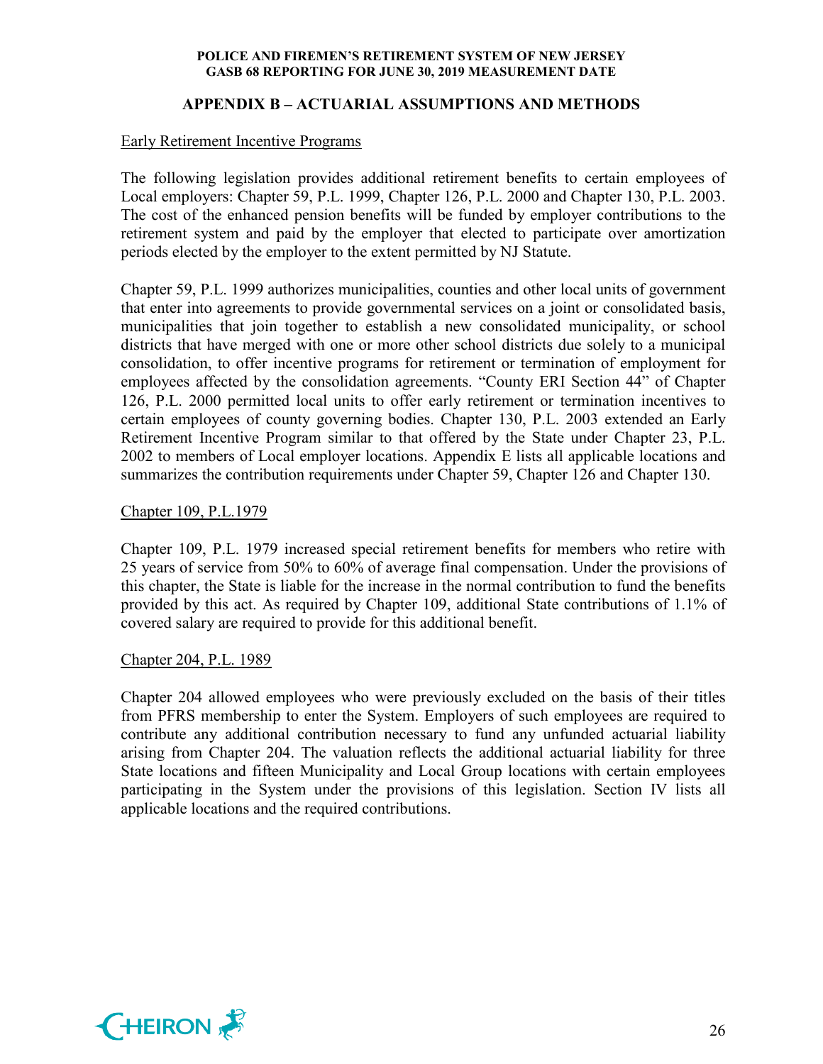## APPENDIX B – ACTUARIAL ASSUMPTIONS AND METHODS

Early Retirement Incentive Programs

The following legislation provides additional retirement benefits to certain employees of Local employers: Chapter 59, P.L. 1999, Chapter 126, P.L. 2000 and Chapter 130, P.L. 2003. The cost of the enhanced pension benefits will be funded by employer contributions to the retirement system and paid by the employer that elected to participate over amortization periods elected by the employer to the extent permitted by NJ Statute.

Chapter 59, P.L. 1999 authorizes municipalities, counties and other local units of government that enter into agreements to provide governmental services on a joint or consolidated basis, municipalities that join together to establish a new consolidated municipality, or school districts that have merged with one or more other school districts due solely to a municipal consolidation, to offer incentive programs for retirement or termination of employment for employees affected by the consolidation agreements. "County ERI Section 44" of Chapter 126, P.L. 2000 permitted local units to offer early retirement or termination incentives to certain employees of county governing bodies. Chapter 130, P.L. 2003 extended an Early Retirement Incentive Program similar to that offered by the State under Chapter 23, P.L. 2002 to members of Local employer locations. Appendix E lists all applicable locations and summarizes the contribution requirements under Chapter 59, Chapter 126 and Chapter 130.

Chapter 109, P.L.1979

Chapter 109, P.L. 1979 increased special retirement benefits for members who retire with 25 years of service from 50% to 60% of average final compensation. Under the provisions of this chapter, the State is liable for the increase in the normal contribution to fund the benefits provided by this act. As required by Chapter 109, additional State contributions of 1.1% of covered salary are required to provide for this additional benefit.

Chapter 204, P.L. 1989

Chapter 204 allowed employees who were previously excluded on the basis of their titles from PFRS membership to enter the System. Employers of such employees are required to contribute any additional contribution necessary to fund any unfunded actuarial liability arising from Chapter 204. The valuation reflects the additional actuarial liability for three State locations and fifteen Municipality and Local Group locations with certain employees participating in the System under the provisions of this legislation. Section IV lists all applicable locations and the required contributions.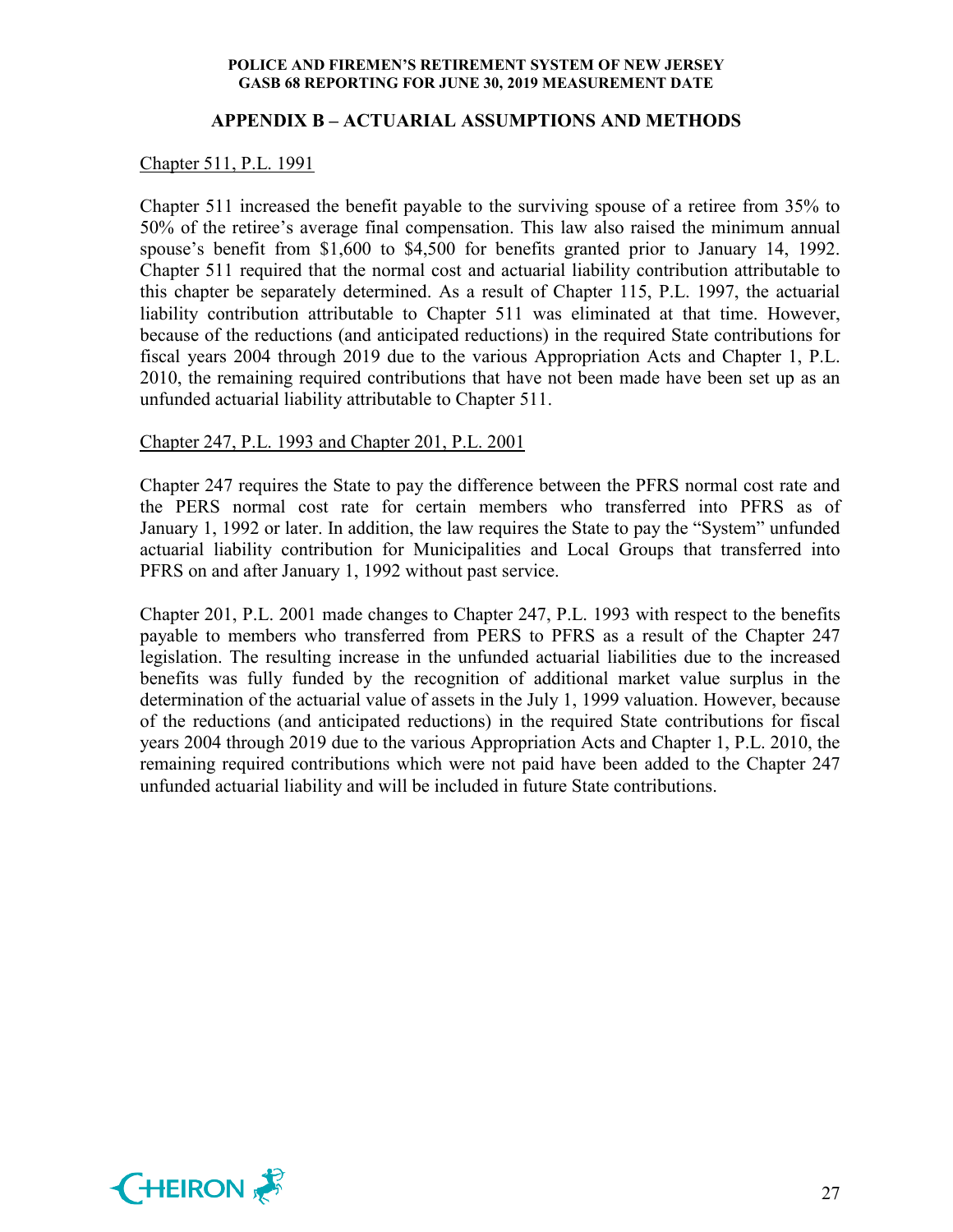## APPENDIX B – ACTUARIAL ASSUMPTIONS AND METHODS

Chapter 511, P.L. 1991

Chapter 511 increased the benefit payable to the surviving spouse of a retiree from 35% to 50% of the retiree's average final compensation. This law also raised the minimum annual spouse's benefit from $1,600 to $4,500 for benefits granted prior to January 14, 1992. Chapter 511 required that the normal cost and actuarial liability contribution attributable to this chapter be separately determined. As a result of Chapter 115, P.L. 1997, the actuarial liability contribution attributable to Chapter 511 was eliminated at that time. However, because of the reductions (and anticipated reductions) in the required State contributions for fiscal years 2004 through 2019 due to the various Appropriation Acts and Chapter 1, P.L. 2010, the remaining required contributions that have not been made have been set up as an unfunded actuarial liability attributable to Chapter 511.

Chapter 247, P.L. 1993 and Chapter 201, P.L. 2001

Chapter 247 requires the State to pay the difference between the PFRS normal cost rate and the PERS normal cost rate for certain members who transferred into PFRS as of January 1, 1992 or later. In addition, the law requires the State to pay the "System" unfunded actuarial liability contribution for Municipalities and Local Groups that transferred into PFRS on and after January 1, 1992 without past service.

Chapter 201, P.L. 2001 made changes to Chapter 247, P.L. 1993 with respect to the benefits payable to members who transferred from PERS to PFRS as a result of the Chapter 247 legislation. The resulting increase in the unfunded actuarial liabilities due to the increased benefits was fully funded by the recognition of additional market value surplus in the determination of the actuarial value of assets in the July 1, 1999 valuation. However, because of the reductions (and anticipated reductions) in the required State contributions for fiscal years 2004 through 2019 due to the various Appropriation Acts and Chapter 1, P.L. 2010, the remaining required contributions which were not paid have been added to the Chapter 247 unfunded actuarial liability and will be included in future State contributions.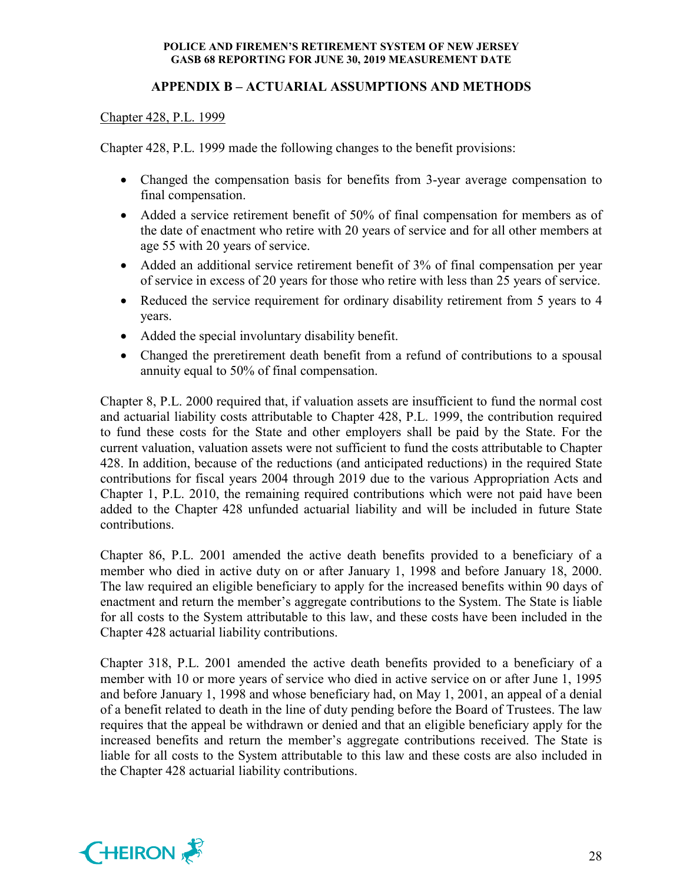## APPENDIX B – ACTUARIAL ASSUMPTIONS AND METHODS

Chapter 428, P.L. 1999

Chapter 428, P.L. 1999 made the following changes to the benefit provisions:

- Changed the compensation basis for benefits from 3-year average compensation to final compensation.
- Added a service retirement benefit of 50% of final compensation for members as of the date of enactment who retire with 20 years of service and for all other members at age 55 with 20 years of service.
- Added an additional service retirement benefit of 3% of final compensation per year of service in excess of 20 years for those who retire with less than 25 years of service.
- Reduced the service requirement for ordinary disability retirement from 5 years to 4 years.
- Added the special involuntary disability benefit.
- Changed the preretirement death benefit from a refund of contributions to a spousal annuity equal to 50% of final compensation.

Chapter 8, P.L. 2000 required that, if valuation assets are insufficient to fund the normal cost and actuarial liability costs attributable to Chapter 428, P.L. 1999, the contribution required to fund these costs for the State and other employers shall be paid by the State. For the current valuation, valuation assets were not sufficient to fund the costs attributable to Chapter 428. In addition, because of the reductions (and anticipated reductions) in the required State contributions for fiscal years 2004 through 2019 due to the various Appropriation Acts and Chapter 1, P.L. 2010, the remaining required contributions which were not paid have been added to the Chapter 428 unfunded actuarial liability and will be included in future State contributions.

Chapter 86, P.L. 2001 amended the active death benefits provided to a beneficiary of a member who died in active duty on or after January 1, 1998 and before January 18, 2000. The law required an eligible beneficiary to apply for the increased benefits within 90 days of enactment and return the member's aggregate contributions to the System. The State is liable for all costs to the System attributable to this law, and these costs have been included in the Chapter 428 actuarial liability contributions.

Chapter 318, P.L. 2001 amended the active death benefits provided to a beneficiary of a member with 10 or more years of service who died in active service on or after June 1, 1995 and before January 1, 1998 and whose beneficiary had, on May 1, 2001, an appeal of a denial of a benefit related to death in the line of duty pending before the Board of Trustees. The law requires that the appeal be withdrawn or denied and that an eligible beneficiary apply for the increased benefits and return the member's aggregate contributions received. The State is liable for all costs to the System attributable to this law and these costs are also included in the Chapter 428 actuarial liability contributions.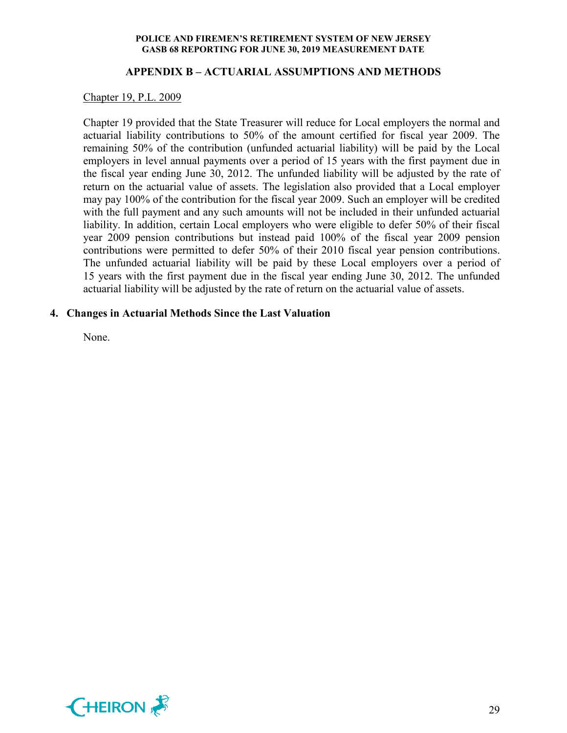## APPENDIX B – ACTUARIAL ASSUMPTIONS AND METHODS

Chapter 19, P.L. 2009

Chapter 19 provided that the State Treasurer will reduce for Local employers the normal and actuarial liability contributions to 50% of the amount certified for fiscal year 2009. The remaining 50% of the contribution (unfunded actuarial liability) will be paid by the Local employers in level annual payments over a period of 15 years with the first payment due in the fiscal year ending June 30, 2012. The unfunded liability will be adjusted by the rate of return on the actuarial value of assets. The legislation also provided that a Local employer may pay 100% of the contribution for the fiscal year 2009. Such an employer will be credited with the full payment and any such amounts will not be included in their unfunded actuarial liability. In addition, certain Local employers who were eligible to defer 50% of their fiscal year 2009 pension contributions but instead paid 100% of the fiscal year 2009 pension contributions were permitted to defer 50% of their 2010 fiscal year pension contributions. The unfunded actuarial liability will be paid by these Local employers over a period of 15 years with the first payment due in the fiscal year ending June 30, 2012. The unfunded actuarial liability will be adjusted by the rate of return on the actuarial value of assets.

**4. Changes in Actuarial Methods Since the Last Valuation**

None.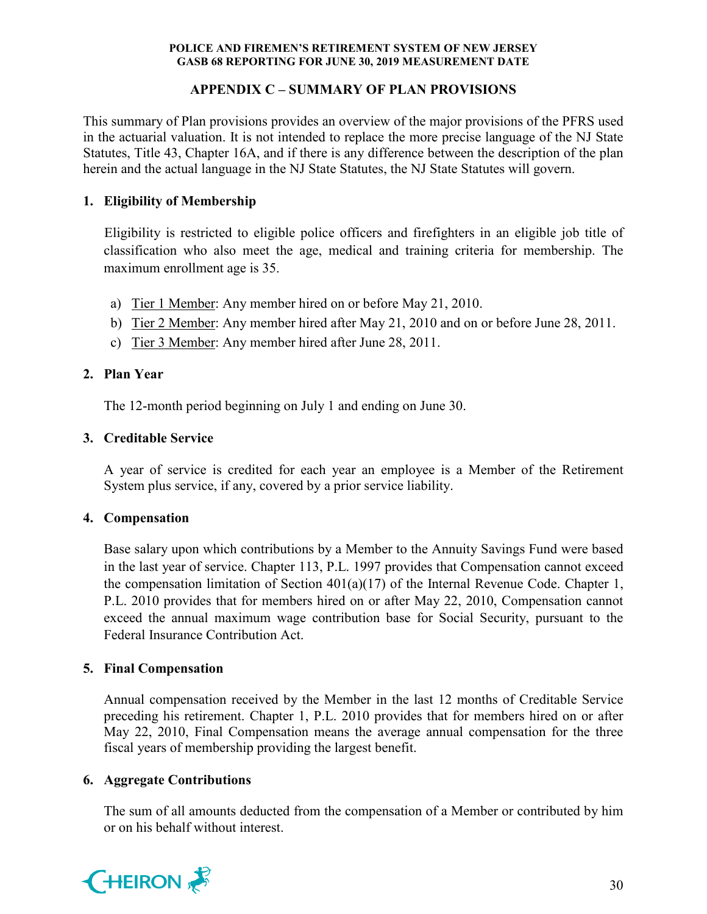## APPENDIX C – SUMMARY OF PLAN PROVISIONS

This summary of Plan provisions provides an overview of the major provisions of the PFRS used in the actuarial valuation. It is not intended to replace the more precise language of the NJ State Statutes, Title 43, Chapter 16A, and if there is any difference between the description of the plan herein and the actual language in the NJ State Statutes, the NJ State Statutes will govern.

### 1. Eligibility of Membership

Eligibility is restricted to eligible police officers and firefighters in an eligible job title of classification who also meet the age, medical and training criteria for membership. The maximum enrollment age is 35.

a) Tier 1 Member: Any member hired on or before May 21, 2010.
b) Tier 2 Member: Any member hired after May 21, 2010 and on or before June 28, 2011.
c) Tier 3 Member: Any member hired after June 28, 2011.

### 2. Plan Year

The 12-month period beginning on July 1 and ending on June 30.

### 3. Creditable Service

A year of service is credited for each year an employee is a Member of the Retirement System plus service, if any, covered by a prior service liability.

### 4. Compensation

Base salary upon which contributions by a Member to the Annuity Savings Fund were based in the last year of service. Chapter 113, P.L. 1997 provides that Compensation cannot exceed the compensation limitation of Section 401(a)(17) of the Internal Revenue Code. Chapter 1, P.L. 2010 provides that for members hired on or after May 22, 2010, Compensation cannot exceed the annual maximum wage contribution base for Social Security, pursuant to the Federal Insurance Contribution Act.

### 5. Final Compensation

Annual compensation received by the Member in the last 12 months of Creditable Service preceding his retirement. Chapter 1, P.L. 2010 provides that for members hired on or after May 22, 2010, Final Compensation means the average annual compensation for the three fiscal years of membership providing the largest benefit.

### 6. Aggregate Contributions

The sum of all amounts deducted from the compensation of a Member or contributed by him or on his behalf without interest.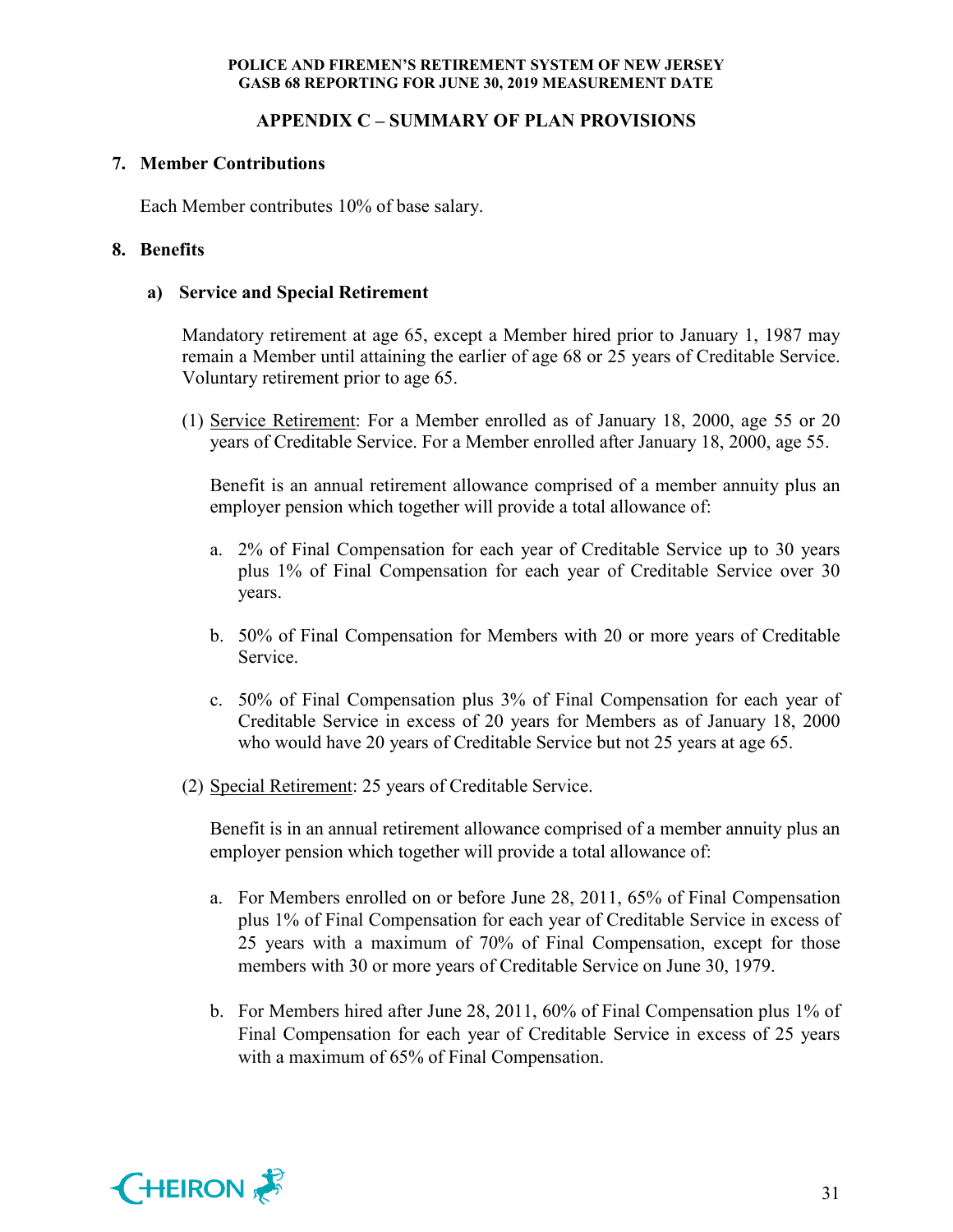## APPENDIX C – SUMMARY OF PLAN PROVISIONS

### 7. Member Contributions

Each Member contributes 10% of base salary.

### 8. Benefits

#### a) Service and Special Retirement

Mandatory retirement at age 65, except a Member hired prior to January 1, 1987 may remain a Member until attaining the earlier of age 68 or 25 years of Creditable Service. Voluntary retirement prior to age 65.

(1) Service Retirement: For a Member enrolled as of January 18, 2000, age 55 or 20 years of Creditable Service. For a Member enrolled after January 18, 2000, age 55.

Benefit is an annual retirement allowance comprised of a member annuity plus an employer pension which together will provide a total allowance of:

a. 2% of Final Compensation for each year of Creditable Service up to 30 years plus 1% of Final Compensation for each year of Creditable Service over 30 years.

b. 50% of Final Compensation for Members with 20 or more years of Creditable Service.

c. 50% of Final Compensation plus 3% of Final Compensation for each year of Creditable Service in excess of 20 years for Members as of January 18, 2000 who would have 20 years of Creditable Service but not 25 years at age 65.

(2) Special Retirement: 25 years of Creditable Service.

Benefit is in an annual retirement allowance comprised of a member annuity plus an employer pension which together will provide a total allowance of:

a. For Members enrolled on or before June 28, 2011, 65% of Final Compensation plus 1% of Final Compensation for each year of Creditable Service in excess of 25 years with a maximum of 70% of Final Compensation, except for those members with 30 or more years of Creditable Service on June 30, 1979.

b. For Members hired after June 28, 2011, 60% of Final Compensation plus 1% of Final Compensation for each year of Creditable Service in excess of 25 years with a maximum of 65% of Final Compensation.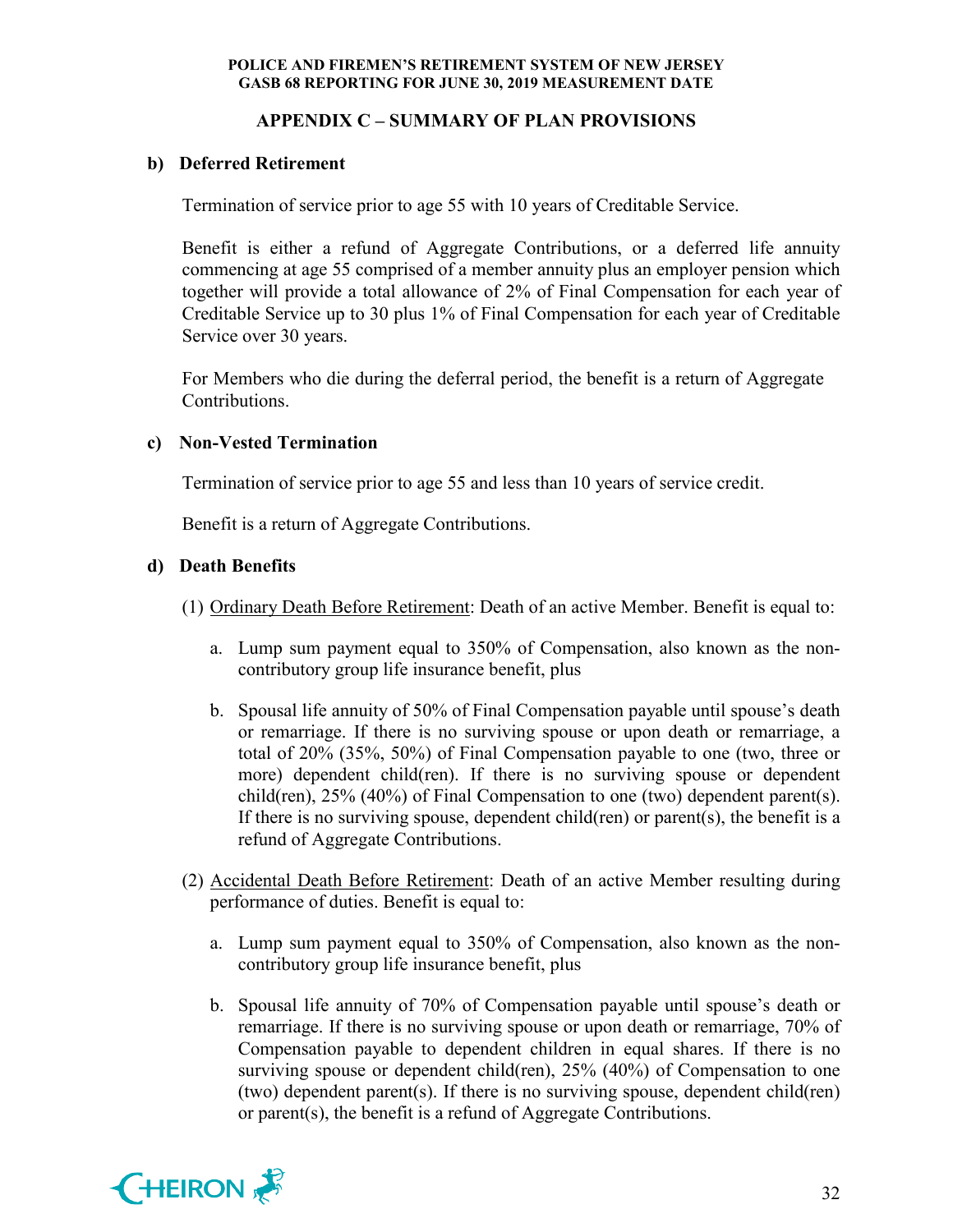## APPENDIX C – SUMMARY OF PLAN PROVISIONS

**b) Deferred Retirement**

Termination of service prior to age 55 with 10 years of Creditable Service.

Benefit is either a refund of Aggregate Contributions, or a deferred life annuity commencing at age 55 comprised of a member annuity plus an employer pension which together will provide a total allowance of 2% of Final Compensation for each year of Creditable Service up to 30 plus 1% of Final Compensation for each year of Creditable Service over 30 years.

For Members who die during the deferral period, the benefit is a return of Aggregate Contributions.

**c) Non-Vested Termination**

Termination of service prior to age 55 and less than 10 years of service credit.

Benefit is a return of Aggregate Contributions.

**d) Death Benefits**

(1) Ordinary Death Before Retirement: Death of an active Member. Benefit is equal to:

a. Lump sum payment equal to 350% of Compensation, also known as the non-contributory group life insurance benefit, plus

b. Spousal life annuity of 50% of Final Compensation payable until spouse's death or remarriage. If there is no surviving spouse or upon death or remarriage, a total of 20% (35%, 50%) of Final Compensation payable to one (two, three or more) dependent child(ren). If there is no surviving spouse or dependent child(ren), 25% (40%) of Final Compensation to one (two) dependent parent(s). If there is no surviving spouse, dependent child(ren) or parent(s), the benefit is a refund of Aggregate Contributions.

(2) Accidental Death Before Retirement: Death of an active Member resulting during performance of duties. Benefit is equal to:

a. Lump sum payment equal to 350% of Compensation, also known as the non-contributory group life insurance benefit, plus

b. Spousal life annuity of 70% of Compensation payable until spouse's death or remarriage. If there is no surviving spouse or upon death or remarriage, 70% of Compensation payable to dependent children in equal shares. If there is no surviving spouse or dependent child(ren), 25% (40%) of Compensation to one (two) dependent parent(s). If there is no surviving spouse, dependent child(ren) or parent(s), the benefit is a refund of Aggregate Contributions.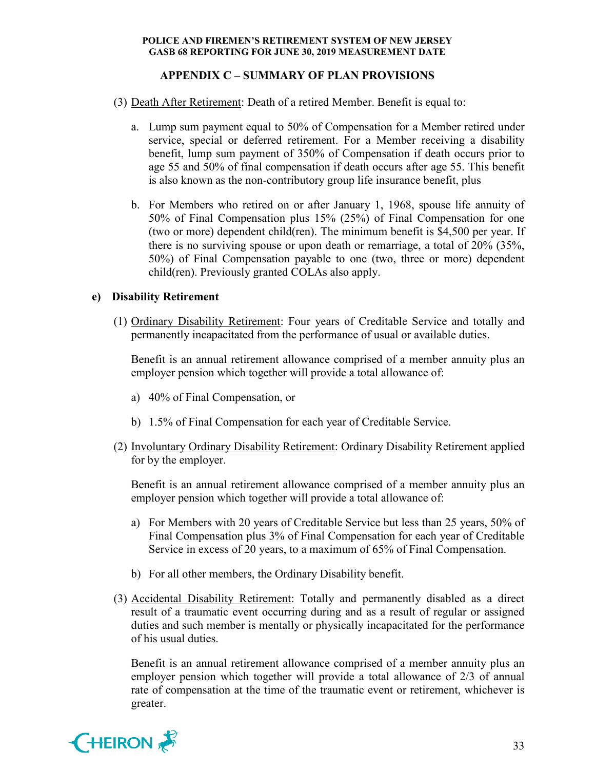## APPENDIX C – SUMMARY OF PLAN PROVISIONS

(3) Death After Retirement: Death of a retired Member. Benefit is equal to:

a. Lump sum payment equal to 50% of Compensation for a Member retired under service, special or deferred retirement. For a Member receiving a disability benefit, lump sum payment of 350% of Compensation if death occurs prior to age 55 and 50% of final compensation if death occurs after age 55. This benefit is also known as the non-contributory group life insurance benefit, plus

b. For Members who retired on or after January 1, 1968, spouse life annuity of 50% of Final Compensation plus 15% (25%) of Final Compensation for one (two or more) dependent child(ren). The minimum benefit is $4,500 per year. If there is no surviving spouse or upon death or remarriage, a total of 20% (35%, 50%) of Final Compensation payable to one (two, three or more) dependent child(ren). Previously granted COLAs also apply.

### e) Disability Retirement

(1) Ordinary Disability Retirement: Four years of Creditable Service and totally and permanently incapacitated from the performance of usual or available duties.

Benefit is an annual retirement allowance comprised of a member annuity plus an employer pension which together will provide a total allowance of:

a) 40% of Final Compensation, or

b) 1.5% of Final Compensation for each year of Creditable Service.

(2) Involuntary Ordinary Disability Retirement: Ordinary Disability Retirement applied for by the employer.

Benefit is an annual retirement allowance comprised of a member annuity plus an employer pension which together will provide a total allowance of:

a) For Members with 20 years of Creditable Service but less than 25 years, 50% of Final Compensation plus 3% of Final Compensation for each year of Creditable Service in excess of 20 years, to a maximum of 65% of Final Compensation.

b) For all other members, the Ordinary Disability benefit.

(3) Accidental Disability Retirement: Totally and permanently disabled as a direct result of a traumatic event occurring during and as a result of regular or assigned duties and such member is mentally or physically incapacitated for the performance of his usual duties.

Benefit is an annual retirement allowance comprised of a member annuity plus an employer pension which together will provide a total allowance of 2/3 of annual rate of compensation at the time of the traumatic event or retirement, whichever is greater.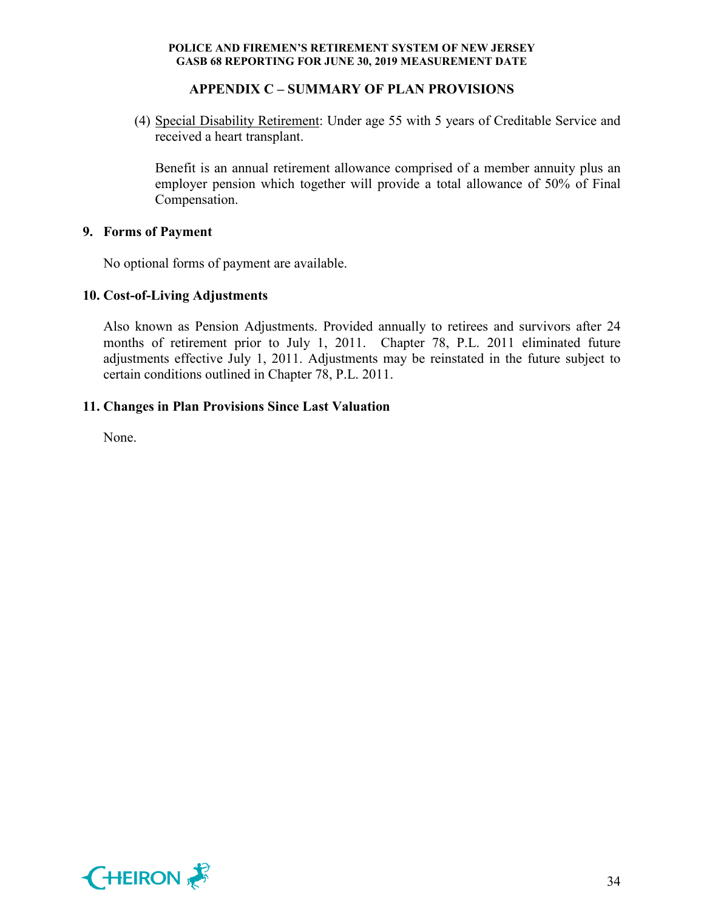## APPENDIX C – SUMMARY OF PLAN PROVISIONS

(4) Special Disability Retirement: Under age 55 with 5 years of Creditable Service and received a heart transplant.

Benefit is an annual retirement allowance comprised of a member annuity plus an employer pension which together will provide a total allowance of 50% of Final Compensation.

### 9. Forms of Payment

No optional forms of payment are available.

### 10. Cost-of-Living Adjustments

Also known as Pension Adjustments. Provided annually to retirees and survivors after 24 months of retirement prior to July 1, 2011. Chapter 78, P.L. 2011 eliminated future adjustments effective July 1, 2011. Adjustments may be reinstated in the future subject to certain conditions outlined in Chapter 78, P.L. 2011.

### 11. Changes in Plan Provisions Since Last Valuation

None.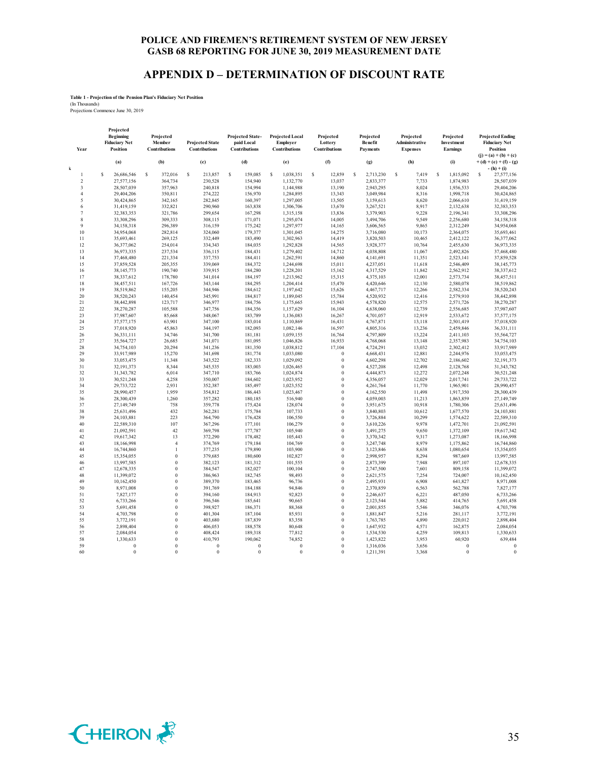# POLICE AND FIREMEN'S RETIREMENT SYSTEM OF NEW JERSEY
# GASB 68 REPORTING FOR JUNE 30, 2019 MEASUREMENT DATE

## APPENDIX D – DETERMINATION OF DISCOUNT RATE

**Table 1 - Projection of the Pension Plan's Fiduciary Net Position**
(In Thousands)
Projections Commence June 30, 2019

| Year | Projected Beginning Fiduciary Net Position | Projected Member Contributions | Projected State Contributions | Projected State-paid Local Contributions | Projected Local Employer Contributions | Projected Lottery Contributions | Projected Benefit Payments | Projected Administrative Expenses | Projected Investment Earnings | Projected Ending Fiduciary Net Position |
|---|---|---|---|---|---|---|---|---|---|---|
| k | (a) | (b) | (c) | (d) | (e) | (f) | (g) | (h) | (i) | (j) = (a) + (b) + (c) + (d) + (e) + (f) - (g) - (h) + (i) |
| 1 | $ 26,686,546 | $ 372,016 | $ 213,857 | $ 159,085 | $ 1,038,351 | $ 12,859 | $ 2,713,230 | $ 7,419 | $ 1,815,092 | $ 27,577,156 |
| 2 | 27,577,156 | 364,734 | 230,528 | 154,940 | 1,132,770 | 13,037 | 2,833,377 | 7,733 | 1,874,983 | 28,507,039 |
| 3 | 28,507,039 | 357,963 | 240,818 | 154,994 | 1,144,988 | 13,190 | 2,943,295 | 8,024 | 1,936,533 | 29,404,206 |
| 4 | 29,404,206 | 350,811 | 274,222 | 156,970 | 1,284,895 | 13,343 | 3,049,984 | 8,316 | 1,998,718 | 30,424,865 |
| 5 | 30,424,865 | 342,165 | 282,845 | 160,397 | 1,297,005 | 13,505 | 3,159,613 | 8,620 | 2,066,610 | 31,419,159 |
| 6 | 31,419,159 | 332,821 | 290,960 | 163,838 | 1,306,706 | 13,670 | 3,267,521 | 8,917 | 2,132,638 | 32,383,353 |
| 7 | 32,383,353 | 321,786 | 299,654 | 167,298 | 1,315,158 | 13,836 | 3,379,903 | 9,228 | 2,196,341 | 33,308,296 |
| 8 | 33,308,296 | 309,333 | 308,115 | 171,071 | 1,295,074 | 14,005 | 3,494,706 | 9,549 | 2,256,680 | 34,158,318 |
| 9 | 34,158,318 | 296,389 | 316,159 | 175,242 | 1,297,977 | 14,165 | 3,606,565 | 9,865 | 2,312,249 | 34,954,068 |
| 10 | 34,954,068 | 282,814 | 324,060 | 179,377 | 1,301,045 | 14,275 | 3,716,080 | 10,173 | 2,364,075 | 35,693,461 |
| 11 | 35,693,461 | 269,125 | 332,449 | 183,490 | 1,302,963 | 14,419 | 3,820,503 | 10,465 | 2,412,122 | 36,377,062 |
| 12 | 36,377,062 | 254,014 | 334,343 | 184,035 | 1,292,828 | 14,565 | 3,928,377 | 10,764 | 2,455,630 | 36,973,335 |
| 13 | 36,973,335 | 237,534 | 336,115 | 184,431 | 1,279,402 | 14,712 | 4,038,808 | 11,067 | 2,492,826 | 37,468,480 |
| 14 | 37,468,480 | 221,334 | 337,753 | 184,411 | 1,262,591 | 14,860 | 4,141,691 | 11,351 | 2,523,141 | 37,859,528 |
| 15 | 37,859,528 | 205,355 | 339,069 | 184,372 | 1,244,698 | 15,011 | 4,237,051 | 11,618 | 2,546,409 | 38,145,773 |
| 16 | 38,145,773 | 190,740 | 339,915 | 184,280 | 1,228,201 | 15,162 | 4,317,529 | 11,842 | 2,562,912 | 38,337,612 |
| 17 | 38,337,612 | 178,780 | 341,014 | 184,197 | 1,213,962 | 15,315 | 4,375,103 | 12,001 | 2,573,734 | 38,457,511 |
| 18 | 38,457,511 | 167,726 | 343,144 | 184,295 | 1,204,414 | 15,470 | 4,420,646 | 12,130 | 2,580,078 | 38,519,862 |
| 19 | 38,519,862 | 155,205 | 344,946 | 184,612 | 1,197,642 | 15,626 | 4,467,717 | 12,266 | 2,582,334 | 38,520,243 |
| 20 | 38,520,243 | 140,454 | 345,991 | 184,817 | 1,189,045 | 15,784 | 4,520,932 | 12,416 | 2,579,910 | 38,442,898 |
| 21 | 38,442,898 | 123,717 | 346,977 | 184,756 | 1,175,665 | 15,943 | 4,578,820 | 12,575 | 2,571,726 | 38,270,287 |
| 22 | 38,270,287 | 105,588 | 347,756 | 184,356 | 1,157,629 | 16,104 | 4,638,060 | 12,739 | 2,556,685 | 37,987,607 |
| 23 | 37,987,607 | 85,668 | 348,067 | 183,789 | 1,136,083 | 16,267 | 4,701,057 | 12,919 | 2,533,672 | 37,577,175 |
| 24 | 37,577,175 | 63,901 | 347,100 | 183,014 | 1,110,869 | 16,431 | 4,767,871 | 13,118 | 2,501,419 | 37,018,920 |
| 25 | 37,018,920 | 45,863 | 344,197 | 182,093 | 1,082,146 | 16,597 | 4,805,316 | 13,236 | 2,459,846 | 36,331,111 |
| 26 | 36,331,111 | 34,746 | 341,700 | 181,181 | 1,059,155 | 16,764 | 4,797,809 | 13,224 | 2,411,103 | 35,564,727 |
| 27 | 35,564,727 | 26,685 | 341,071 | 181,095 | 1,046,826 | 16,933 | 4,768,068 | 13,148 | 2,357,983 | 34,754,103 |
| 28 | 34,754,103 | 20,294 | 341,236 | 181,350 | 1,038,812 | 17,104 | 4,724,291 | 13,032 | 2,302,412 | 33,917,989 |
| 29 | 33,917,989 | 15,270 | 341,698 | 181,774 | 1,033,080 | 0 | 4,668,431 | 12,881 | 2,244,976 | 33,053,475 |
| 30 | 33,053,475 | 11,348 | 343,522 | 182,333 | 1,029,092 | 0 | 4,602,298 | 12,702 | 2,186,602 | 32,191,373 |
| 31 | 32,191,373 | 8,344 | 345,535 | 183,003 | 1,026,465 | 0 | 4,527,208 | 12,498 | 2,128,768 | 31,343,782 |
| 32 | 31,343,782 | 6,014 | 347,710 | 183,766 | 1,024,874 | 0 | 4,444,873 | 12,272 | 2,072,248 | 30,521,248 |
| 33 | 30,521,248 | 4,258 | 350,007 | 184,602 | 1,023,952 | 0 | 4,356,057 | 12,029 | 2,017,741 | 29,733,722 |
| 34 | 29,733,722 | 2,931 | 352,387 | 185,497 | 1,023,552 | 0 | 4,261,764 | 11,770 | 1,965,901 | 28,990,457 |
| 35 | 28,990,457 | 1,959 | 354,812 | 186,443 | 1,023,467 | 0 | 4,162,550 | 11,498 | 1,917,350 | 28,300,439 |
| 36 | 28,300,439 | 1,260 | 357,282 | 180,185 | 516,940 | 0 | 4,059,003 | 11,213 | 1,863,859 | 27,149,749 |
| 37 | 27,149,749 | 758 | 359,778 | 175,424 | 128,074 | 0 | 3,951,675 | 10,918 | 1,780,306 | 25,631,496 |
| 38 | 25,631,496 | 432 | 362,281 | 175,784 | 107,733 | 0 | 3,840,803 | 10,612 | 1,677,570 | 24,103,881 |
| 39 | 24,103,881 | 223 | 364,790 | 176,428 | 106,550 | 0 | 3,726,884 | 10,299 | 1,574,622 | 22,589,310 |
| 40 | 22,589,310 | 107 | 367,296 | 177,101 | 106,279 | 0 | 3,610,226 | 9,978 | 1,472,701 | 21,092,591 |
| 41 | 21,092,591 | 42 | 369,798 | 177,787 | 105,940 | 0 | 3,491,275 | 9,650 | 1,372,109 | 19,617,342 |
| 42 | 19,617,342 | 13 | 372,290 | 178,482 | 105,443 | 0 | 3,370,342 | 9,317 | 1,273,087 | 18,166,998 |
| 43 | 18,166,998 | 4 | 374,769 | 179,184 | 104,769 | 0 | 3,247,748 | 8,979 | 1,175,862 | 16,744,860 |
| 44 | 16,744,860 | 1 | 377,235 | 179,890 | 103,900 | 0 | 3,123,846 | 8,638 | 1,080,654 | 15,354,055 |
| 45 | 15,354,055 | 0 | 379,685 | 180,600 | 102,827 | 0 | 2,998,957 | 8,294 | 987,669 | 13,997,585 |
| 46 | 13,997,585 | 0 | 382,123 | 181,312 | 101,555 | 0 | 2,873,399 | 7,948 | 897,107 | 12,678,335 |
| 47 | 12,678,335 | 0 | 384,547 | 182,027 | 100,104 | 0 | 2,747,500 | 7,601 | 809,158 | 11,399,072 |
| 48 | 11,399,072 | 0 | 386,963 | 182,745 | 98,493 | 0 | 2,621,575 | 7,254 | 724,007 | 10,162,450 |
| 49 | 10,162,450 | 0 | 389,370 | 183,465 | 96,736 | 0 | 2,495,931 | 6,908 | 641,827 | 8,971,008 |
| 50 | 8,971,008 | 0 | 391,769 | 184,188 | 94,846 | 0 | 2,370,859 | 6,563 | 562,788 | 7,827,177 |
| 51 | 7,827,177 | 0 | 394,160 | 184,913 | 92,823 | 0 | 2,246,637 | 6,221 | 487,050 | 6,733,266 |
| 52 | 6,733,266 | 0 | 396,546 | 185,641 | 90,665 | 0 | 2,123,544 | 5,882 | 414,765 | 5,691,458 |
| 53 | 5,691,458 | 0 | 398,927 | 186,371 | 88,368 | 0 | 2,001,855 | 5,546 | 346,076 | 4,703,798 |
| 54 | 4,703,798 | 0 | 401,304 | 187,104 | 85,931 | 0 | 1,881,847 | 5,216 | 281,117 | 3,772,191 |
| 55 | 3,772,191 | 0 | 403,680 | 187,839 | 83,358 | 0 | 1,763,785 | 4,890 | 220,012 | 2,898,404 |
| 56 | 2,898,404 | 0 | 406,053 | 188,578 | 80,648 | 0 | 1,647,932 | 4,571 | 162,875 | 2,084,054 |
| 57 | 2,084,054 | 0 | 408,424 | 189,318 | 77,812 | 0 | 1,534,530 | 4,259 | 109,813 | 1,330,633 |
| 58 | 1,330,633 | 0 | 410,793 | 190,062 | 74,852 | 0 | 1,423,822 | 3,953 | 60,920 | 639,484 |
| 59 | 0 | 0 | 0 | 0 | 0 | 0 | 1,316,036 | 3,656 | 0 | 0 |
| 60 | 0 | 0 | 0 | 0 | 0 | 0 | 1,211,391 | 3,368 | 0 | 0 |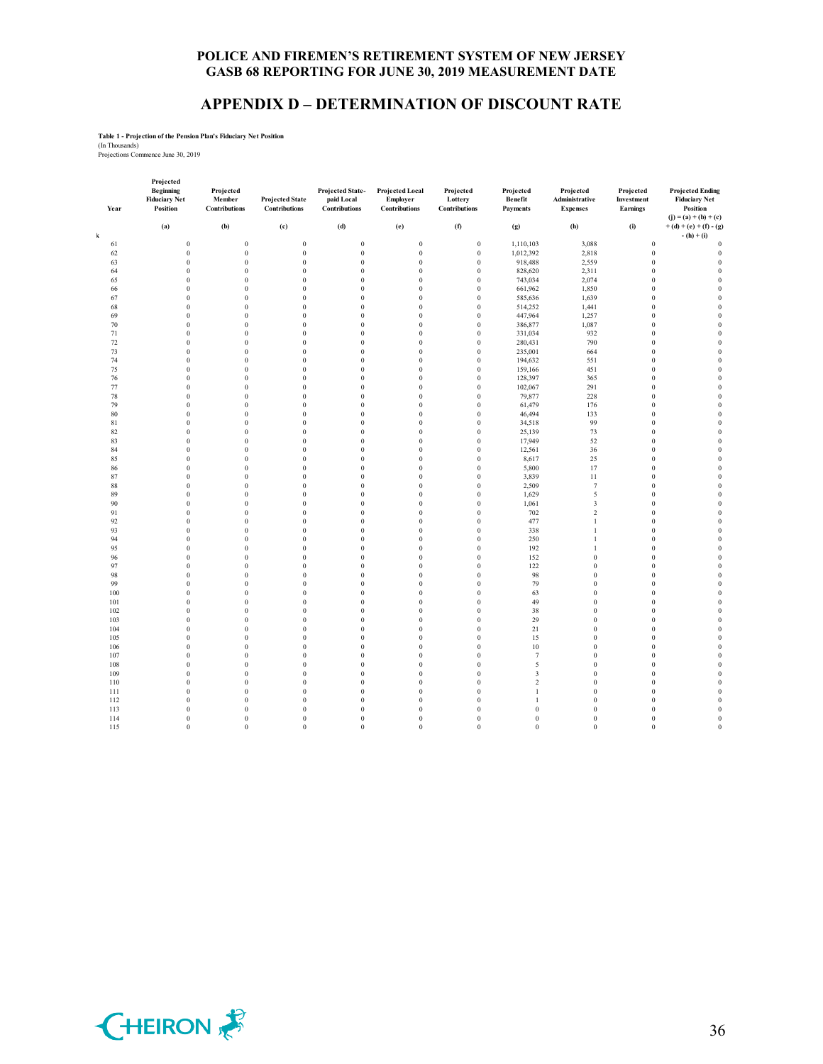# POLICE AND FIREMEN'S RETIREMENT SYSTEM OF NEW JERSEY
# GASB 68 REPORTING FOR JUNE 30, 2019 MEASUREMENT DATE

## APPENDIX D – DETERMINATION OF DISCOUNT RATE

**Table 1 - Projection of the Pension Plan's Fiduciary Net Position**
(In Thousands)
Projections Commence June 30, 2019

| Year | Projected Beginning Fiduciary Net Position | Projected Member Contributions | Projected State Contributions | Projected State-paid Local Contributions | Projected Local Employer Contributions | Projected Lottery Contributions | Projected Benefit Payments | Projected Administrative Expenses | Projected Investment Earnings | Projected Ending Fiduciary Net Position |
|---|---|---|---|---|---|---|---|---|---|---|
| k | (a) | (b) | (c) | (d) | (e) | (f) | (g) | (h) | (i) | (j) = (a) + (b) + (c) + (d) + (e) + (f) - (g) - (h) + (i) |
| 61 | 0 | 0 | 0 | 0 | 0 | 0 | 1,110,103 | 3,088 | 0 | 0 |
| 62 | 0 | 0 | 0 | 0 | 0 | 0 | 1,012,392 | 2,818 | 0 | 0 |
| 63 | 0 | 0 | 0 | 0 | 0 | 0 | 918,488 | 2,559 | 0 | 0 |
| 64 | 0 | 0 | 0 | 0 | 0 | 0 | 828,620 | 2,311 | 0 | 0 |
| 65 | 0 | 0 | 0 | 0 | 0 | 0 | 743,034 | 2,074 | 0 | 0 |
| 66 | 0 | 0 | 0 | 0 | 0 | 0 | 661,962 | 1,850 | 0 | 0 |
| 67 | 0 | 0 | 0 | 0 | 0 | 0 | 585,636 | 1,639 | 0 | 0 |
| 68 | 0 | 0 | 0 | 0 | 0 | 0 | 514,252 | 1,441 | 0 | 0 |
| 69 | 0 | 0 | 0 | 0 | 0 | 0 | 447,964 | 1,257 | 0 | 0 |
| 70 | 0 | 0 | 0 | 0 | 0 | 0 | 386,877 | 1,087 | 0 | 0 |
| 71 | 0 | 0 | 0 | 0 | 0 | 0 | 331,034 | 932 | 0 | 0 |
| 72 | 0 | 0 | 0 | 0 | 0 | 0 | 280,431 | 790 | 0 | 0 |
| 73 | 0 | 0 | 0 | 0 | 0 | 0 | 235,001 | 664 | 0 | 0 |
| 74 | 0 | 0 | 0 | 0 | 0 | 0 | 194,632 | 551 | 0 | 0 |
| 75 | 0 | 0 | 0 | 0 | 0 | 0 | 159,166 | 451 | 0 | 0 |
| 76 | 0 | 0 | 0 | 0 | 0 | 0 | 128,397 | 365 | 0 | 0 |
| 77 | 0 | 0 | 0 | 0 | 0 | 0 | 102,067 | 291 | 0 | 0 |
| 78 | 0 | 0 | 0 | 0 | 0 | 0 | 79,877 | 228 | 0 | 0 |
| 79 | 0 | 0 | 0 | 0 | 0 | 0 | 61,479 | 176 | 0 | 0 |
| 80 | 0 | 0 | 0 | 0 | 0 | 0 | 46,494 | 133 | 0 | 0 |
| 81 | 0 | 0 | 0 | 0 | 0 | 0 | 34,518 | 99 | 0 | 0 |
| 82 | 0 | 0 | 0 | 0 | 0 | 0 | 25,139 | 73 | 0 | 0 |
| 83 | 0 | 0 | 0 | 0 | 0 | 0 | 17,949 | 52 | 0 | 0 |
| 84 | 0 | 0 | 0 | 0 | 0 | 0 | 12,561 | 36 | 0 | 0 |
| 85 | 0 | 0 | 0 | 0 | 0 | 0 | 8,617 | 25 | 0 | 0 |
| 86 | 0 | 0 | 0 | 0 | 0 | 0 | 5,800 | 17 | 0 | 0 |
| 87 | 0 | 0 | 0 | 0 | 0 | 0 | 3,839 | 11 | 0 | 0 |
| 88 | 0 | 0 | 0 | 0 | 0 | 0 | 2,509 | 7 | 0 | 0 |
| 89 | 0 | 0 | 0 | 0 | 0 | 0 | 1,629 | 5 | 0 | 0 |
| 90 | 0 | 0 | 0 | 0 | 0 | 0 | 1,061 | 3 | 0 | 0 |
| 91 | 0 | 0 | 0 | 0 | 0 | 0 | 702 | 2 | 0 | 0 |
| 92 | 0 | 0 | 0 | 0 | 0 | 0 | 477 | 1 | 0 | 0 |
| 93 | 0 | 0 | 0 | 0 | 0 | 0 | 338 | 1 | 0 | 0 |
| 94 | 0 | 0 | 0 | 0 | 0 | 0 | 250 | 1 | 0 | 0 |
| 95 | 0 | 0 | 0 | 0 | 0 | 0 | 192 | 1 | 0 | 0 |
| 96 | 0 | 0 | 0 | 0 | 0 | 0 | 152 | 0 | 0 | 0 |
| 97 | 0 | 0 | 0 | 0 | 0 | 0 | 122 | 0 | 0 | 0 |
| 98 | 0 | 0 | 0 | 0 | 0 | 0 | 98 | 0 | 0 | 0 |
| 99 | 0 | 0 | 0 | 0 | 0 | 0 | 79 | 0 | 0 | 0 |
| 100 | 0 | 0 | 0 | 0 | 0 | 0 | 63 | 0 | 0 | 0 |
| 101 | 0 | 0 | 0 | 0 | 0 | 0 | 49 | 0 | 0 | 0 |
| 102 | 0 | 0 | 0 | 0 | 0 | 0 | 38 | 0 | 0 | 0 |
| 103 | 0 | 0 | 0 | 0 | 0 | 0 | 29 | 0 | 0 | 0 |
| 104 | 0 | 0 | 0 | 0 | 0 | 0 | 21 | 0 | 0 | 0 |
| 105 | 0 | 0 | 0 | 0 | 0 | 0 | 15 | 0 | 0 | 0 |
| 106 | 0 | 0 | 0 | 0 | 0 | 0 | 10 | 0 | 0 | 0 |
| 107 | 0 | 0 | 0 | 0 | 0 | 0 | 7 | 0 | 0 | 0 |
| 108 | 0 | 0 | 0 | 0 | 0 | 0 | 5 | 0 | 0 | 0 |
| 109 | 0 | 0 | 0 | 0 | 0 | 0 | 3 | 0 | 0 | 0 |
| 110 | 0 | 0 | 0 | 0 | 0 | 0 | 2 | 0 | 0 | 0 |
| 111 | 0 | 0 | 0 | 0 | 0 | 0 | 1 | 0 | 0 | 0 |
| 112 | 0 | 0 | 0 | 0 | 0 | 0 | 1 | 0 | 0 | 0 |
| 113 | 0 | 0 | 0 | 0 | 0 | 0 | 0 | 0 | 0 | 0 |
| 114 | 0 | 0 | 0 | 0 | 0 | 0 | 0 | 0 | 0 | 0 |
| 115 | 0 | 0 | 0 | 0 | 0 | 0 | 0 | 0 | 0 | 0 |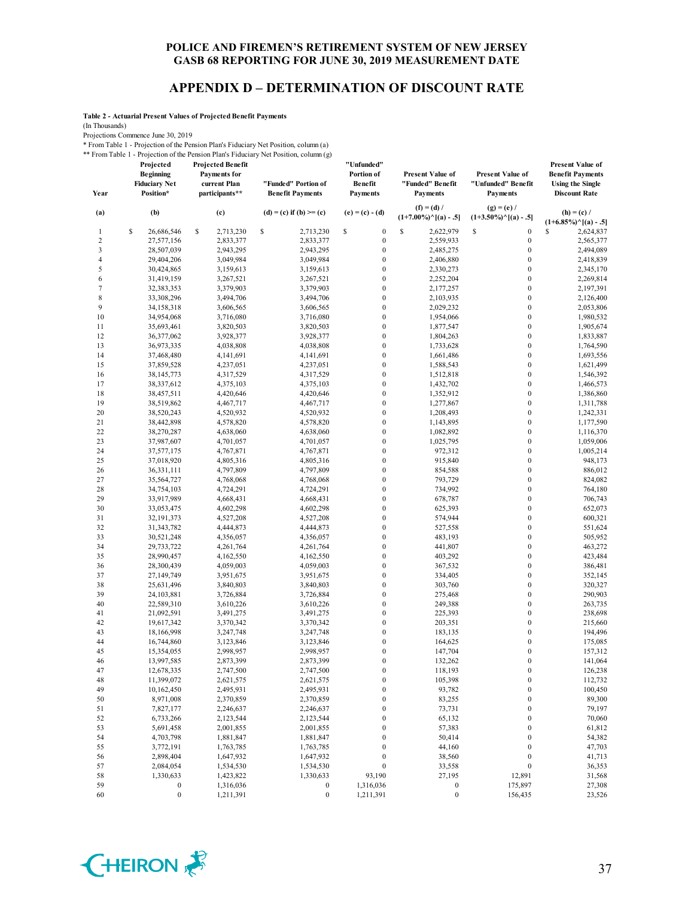# APPENDIX D – DETERMINATION OF DISCOUNT RATE

**Table 2 - Actuarial Present Values of Projected Benefit Payments**

(In Thousands)

Projections Commence June 30, 2019

\* From Table 1 - Projection of the Pension Plan's Fiduciary Net Position, column (a)

\*\* From Table 1 - Projection of the Pension Plan's Fiduciary Net Position, column (g)

| Year | Projected Beginning Fiduciary Net Position* | Projected Benefit Payments for current Plan participants** | "Funded" Portion of Benefit Payments | "Unfunded" Portion of Benefit Payments | Present Value of "Funded" Benefit Payments | Present Value of "Unfunded" Benefit Payments | Present Value of Benefit Payments Using the Single Discount Rate |
|---|---|---|---|---|---|---|---|
| (a) | (b) | (c) | (d) = (c) if (b) >= (c) | (e) = (c) - (d) | (f) = (d) / (1+7.00%)^[(a) - .5] | (g) = (e) / (1+3.50%)^[(a) - .5] | (h) = (c) / (1+6.85%)^[(a) - .5] |
| 1 | $ 26,686,546 | $ 2,713,230 | $ 2,713,230 | $ 0 | $ 2,622,979 | $ 0 | $ 2,624,837 |
| 2 | 27,577,156 | 2,833,377 | 2,833,377 | 0 | 2,559,933 | 0 | 2,565,377 |
| 3 | 28,507,039 | 2,943,295 | 2,943,295 | 0 | 2,485,275 | 0 | 2,494,089 |
| 4 | 29,404,206 | 3,049,984 | 3,049,984 | 0 | 2,406,880 | 0 | 2,418,839 |
| 5 | 30,424,865 | 3,159,613 | 3,159,613 | 0 | 2,330,273 | 0 | 2,345,170 |
| 6 | 31,419,159 | 3,267,521 | 3,267,521 | 0 | 2,252,204 | 0 | 2,269,814 |
| 7 | 32,383,353 | 3,379,903 | 3,379,903 | 0 | 2,177,257 | 0 | 2,197,391 |
| 8 | 33,308,296 | 3,494,706 | 3,494,706 | 0 | 2,103,935 | 0 | 2,126,400 |
| 9 | 34,158,318 | 3,606,565 | 3,606,565 | 0 | 2,029,232 | 0 | 2,053,806 |
| 10 | 34,954,068 | 3,716,080 | 3,716,080 | 0 | 1,954,066 | 0 | 1,980,532 |
| 11 | 35,693,461 | 3,820,503 | 3,820,503 | 0 | 1,877,547 | 0 | 1,905,674 |
| 12 | 36,377,062 | 3,928,377 | 3,928,377 | 0 | 1,804,263 | 0 | 1,833,887 |
| 13 | 36,973,335 | 4,038,808 | 4,038,808 | 0 | 1,733,628 | 0 | 1,764,590 |
| 14 | 37,468,480 | 4,141,691 | 4,141,691 | 0 | 1,661,486 | 0 | 1,693,556 |
| 15 | 37,859,528 | 4,237,051 | 4,237,051 | 0 | 1,588,543 | 0 | 1,621,499 |
| 16 | 38,145,773 | 4,317,529 | 4,317,529 | 0 | 1,512,818 | 0 | 1,546,392 |
| 17 | 38,337,612 | 4,375,103 | 4,375,103 | 0 | 1,432,702 | 0 | 1,466,573 |
| 18 | 38,457,511 | 4,420,646 | 4,420,646 | 0 | 1,352,912 | 0 | 1,386,860 |
| 19 | 38,519,862 | 4,467,717 | 4,467,717 | 0 | 1,277,867 | 0 | 1,311,788 |
| 20 | 38,520,243 | 4,520,932 | 4,520,932 | 0 | 1,208,493 | 0 | 1,242,331 |
| 21 | 38,442,898 | 4,578,820 | 4,578,820 | 0 | 1,143,895 | 0 | 1,177,590 |
| 22 | 38,270,287 | 4,638,060 | 4,638,060 | 0 | 1,082,892 | 0 | 1,116,370 |
| 23 | 37,987,607 | 4,701,057 | 4,701,057 | 0 | 1,025,795 | 0 | 1,059,006 |
| 24 | 37,577,175 | 4,767,871 | 4,767,871 | 0 | 972,312 | 0 | 1,005,214 |
| 25 | 37,018,920 | 4,805,316 | 4,805,316 | 0 | 915,840 | 0 | 948,173 |
| 26 | 36,331,111 | 4,797,809 | 4,797,809 | 0 | 854,588 | 0 | 886,012 |
| 27 | 35,564,727 | 4,768,068 | 4,768,068 | 0 | 793,729 | 0 | 824,082 |
| 28 | 34,754,103 | 4,724,291 | 4,724,291 | 0 | 734,992 | 0 | 764,180 |
| 29 | 33,917,989 | 4,668,431 | 4,668,431 | 0 | 678,787 | 0 | 706,743 |
| 30 | 33,053,475 | 4,602,298 | 4,602,298 | 0 | 625,393 | 0 | 652,073 |
| 31 | 32,191,373 | 4,527,208 | 4,527,208 | 0 | 574,944 | 0 | 600,321 |
| 32 | 31,343,782 | 4,444,873 | 4,444,873 | 0 | 527,558 | 0 | 551,624 |
| 33 | 30,521,248 | 4,356,057 | 4,356,057 | 0 | 483,193 | 0 | 505,952 |
| 34 | 29,733,722 | 4,261,764 | 4,261,764 | 0 | 441,807 | 0 | 463,272 |
| 35 | 28,990,457 | 4,162,550 | 4,162,550 | 0 | 403,292 | 0 | 423,484 |
| 36 | 28,300,439 | 4,059,003 | 4,059,003 | 0 | 367,532 | 0 | 386,481 |
| 37 | 27,149,749 | 3,951,675 | 3,951,675 | 0 | 334,405 | 0 | 352,145 |
| 38 | 25,631,496 | 3,840,803 | 3,840,803 | 0 | 303,760 | 0 | 320,327 |
| 39 | 24,103,881 | 3,726,884 | 3,726,884 | 0 | 275,468 | 0 | 290,903 |
| 40 | 22,589,310 | 3,610,226 | 3,610,226 | 0 | 249,388 | 0 | 263,735 |
| 41 | 21,092,591 | 3,491,275 | 3,491,275 | 0 | 225,393 | 0 | 238,698 |
| 42 | 19,617,342 | 3,370,342 | 3,370,342 | 0 | 203,351 | 0 | 215,660 |
| 43 | 18,166,998 | 3,247,748 | 3,247,748 | 0 | 183,135 | 0 | 194,496 |
| 44 | 16,744,860 | 3,123,846 | 3,123,846 | 0 | 164,625 | 0 | 175,085 |
| 45 | 15,354,055 | 2,998,957 | 2,998,957 | 0 | 147,704 | 0 | 157,312 |
| 46 | 13,997,585 | 2,873,399 | 2,873,399 | 0 | 132,262 | 0 | 141,064 |
| 47 | 12,678,335 | 2,747,500 | 2,747,500 | 0 | 118,193 | 0 | 126,238 |
| 48 | 11,399,072 | 2,621,575 | 2,621,575 | 0 | 105,398 | 0 | 112,732 |
| 49 | 10,162,450 | 2,495,931 | 2,495,931 | 0 | 93,782 | 0 | 100,450 |
| 50 | 8,971,008 | 2,370,859 | 2,370,859 | 0 | 83,255 | 0 | 89,300 |
| 51 | 7,827,177 | 2,246,637 | 2,246,637 | 0 | 73,731 | 0 | 79,197 |
| 52 | 6,733,266 | 2,123,544 | 2,123,544 | 0 | 65,132 | 0 | 70,060 |
| 53 | 5,691,458 | 2,001,855 | 2,001,855 | 0 | 57,383 | 0 | 61,812 |
| 54 | 4,703,798 | 1,881,847 | 1,881,847 | 0 | 50,414 | 0 | 54,382 |
| 55 | 3,772,191 | 1,763,785 | 1,763,785 | 0 | 44,160 | 0 | 47,703 |
| 56 | 2,898,404 | 1,647,932 | 1,647,932 | 0 | 38,560 | 0 | 41,713 |
| 57 | 2,084,054 | 1,534,530 | 1,534,530 | 0 | 33,558 | 0 | 36,353 |
| 58 | 1,330,633 | 1,423,822 | 1,330,633 | 93,190 | 27,195 | 12,891 | 31,568 |
| 59 | 0 | 1,316,036 | 0 | 1,316,036 | 0 | 175,897 | 27,308 |
| 60 | 0 | 1,211,391 | 0 | 1,211,391 | 0 | 156,435 | 23,526 |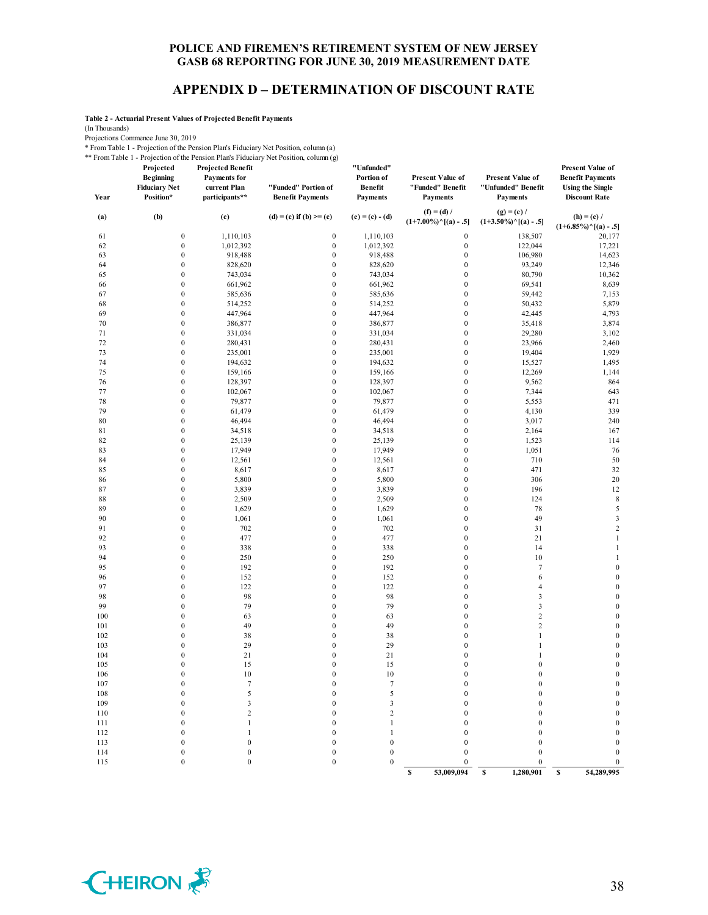# POLICE AND FIREMEN'S RETIREMENT SYSTEM OF NEW JERSEY
## GASB 68 REPORTING FOR JUNE 30, 2019 MEASUREMENT DATE

## APPENDIX D – DETERMINATION OF DISCOUNT RATE

**Table 2 - Actuarial Present Values of Projected Benefit Payments**

(In Thousands)

Projections Commence June 30, 2019

\* From Table 1 - Projection of the Pension Plan's Fiduciary Net Position, column (a)

\*\* From Table 1 - Projection of the Pension Plan's Fiduciary Net Position, column (g)

| Year | Projected Beginning Fiduciary Net Position* | Projected Benefit Payments for current Plan participants** | "Funded" Portion of Benefit Payments | "Unfunded" Portion of Benefit Payments | Present Value of "Funded" Benefit Payments | Present Value of "Unfunded" Benefit Payments | Present Value of Benefit Payments Using the Single Discount Rate |
|---|---|---|---|---|---|---|---|
| (a) | (b) | (c) | (d) = (c) if (b) >= (c) | (e) = (c) - (d) | (f) = (d) / (1+7.00%)^[(a) - .5] | (g) = (e) / (1+3.50%)^[(a) - .5] | (h) = (c) / (1+6.85%)^[(a) - .5] |
| 61 | 0 | 1,110,103 | 0 | 1,110,103 | 0 | 138,507 | 20,177 |
| 62 | 0 | 1,012,392 | 0 | 1,012,392 | 0 | 122,044 | 17,221 |
| 63 | 0 | 918,488 | 0 | 918,488 | 0 | 106,980 | 14,623 |
| 64 | 0 | 828,620 | 0 | 828,620 | 0 | 93,249 | 12,346 |
| 65 | 0 | 743,034 | 0 | 743,034 | 0 | 80,790 | 10,362 |
| 66 | 0 | 661,962 | 0 | 661,962 | 0 | 69,541 | 8,639 |
| 67 | 0 | 585,636 | 0 | 585,636 | 0 | 59,442 | 7,153 |
| 68 | 0 | 514,252 | 0 | 514,252 | 0 | 50,432 | 5,879 |
| 69 | 0 | 447,964 | 0 | 447,964 | 0 | 42,445 | 4,793 |
| 70 | 0 | 386,877 | 0 | 386,877 | 0 | 35,418 | 3,874 |
| 71 | 0 | 331,034 | 0 | 331,034 | 0 | 29,280 | 3,102 |
| 72 | 0 | 280,431 | 0 | 280,431 | 0 | 23,966 | 2,460 |
| 73 | 0 | 235,001 | 0 | 235,001 | 0 | 19,404 | 1,929 |
| 74 | 0 | 194,632 | 0 | 194,632 | 0 | 15,527 | 1,495 |
| 75 | 0 | 159,166 | 0 | 159,166 | 0 | 12,269 | 1,144 |
| 76 | 0 | 128,397 | 0 | 128,397 | 0 | 9,562 | 864 |
| 77 | 0 | 102,067 | 0 | 102,067 | 0 | 7,344 | 643 |
| 78 | 0 | 79,877 | 0 | 79,877 | 0 | 5,553 | 471 |
| 79 | 0 | 61,479 | 0 | 61,479 | 0 | 4,130 | 339 |
| 80 | 0 | 46,494 | 0 | 46,494 | 0 | 3,017 | 240 |
| 81 | 0 | 34,518 | 0 | 34,518 | 0 | 2,164 | 167 |
| 82 | 0 | 25,139 | 0 | 25,139 | 0 | 1,523 | 114 |
| 83 | 0 | 17,949 | 0 | 17,949 | 0 | 1,051 | 76 |
| 84 | 0 | 12,561 | 0 | 12,561 | 0 | 710 | 50 |
| 85 | 0 | 8,617 | 0 | 8,617 | 0 | 471 | 32 |
| 86 | 0 | 5,800 | 0 | 5,800 | 0 | 306 | 20 |
| 87 | 0 | 3,839 | 0 | 3,839 | 0 | 196 | 12 |
| 88 | 0 | 2,509 | 0 | 2,509 | 0 | 124 | 8 |
| 89 | 0 | 1,629 | 0 | 1,629 | 0 | 78 | 5 |
| 90 | 0 | 1,061 | 0 | 1,061 | 0 | 49 | 3 |
| 91 | 0 | 702 | 0 | 702 | 0 | 31 | 2 |
| 92 | 0 | 477 | 0 | 477 | 0 | 21 | 1 |
| 93 | 0 | 338 | 0 | 338 | 0 | 14 | 1 |
| 94 | 0 | 250 | 0 | 250 | 0 | 10 | 1 |
| 95 | 0 | 192 | 0 | 192 | 0 | 7 | 0 |
| 96 | 0 | 152 | 0 | 152 | 0 | 6 | 0 |
| 97 | 0 | 122 | 0 | 122 | 0 | 4 | 0 |
| 98 | 0 | 98 | 0 | 98 | 0 | 3 | 0 |
| 99 | 0 | 79 | 0 | 79 | 0 | 3 | 0 |
| 100 | 0 | 63 | 0 | 63 | 0 | 2 | 0 |
| 101 | 0 | 49 | 0 | 49 | 0 | 2 | 0 |
| 102 | 0 | 38 | 0 | 38 | 0 | 1 | 0 |
| 103 | 0 | 29 | 0 | 29 | 0 | 1 | 0 |
| 104 | 0 | 21 | 0 | 21 | 0 | 1 | 0 |
| 105 | 0 | 15 | 0 | 15 | 0 | 0 | 0 |
| 106 | 0 | 10 | 0 | 10 | 0 | 0 | 0 |
| 107 | 0 | 7 | 0 | 7 | 0 | 0 | 0 |
| 108 | 0 | 5 | 0 | 5 | 0 | 0 | 0 |
| 109 | 0 | 3 | 0 | 3 | 0 | 0 | 0 |
| 110 | 0 | 2 | 0 | 2 | 0 | 0 | 0 |
| 111 | 0 | 1 | 0 | 1 | 0 | 0 | 0 |
| 112 | 0 | 1 | 0 | 1 | 0 | 0 | 0 |
| 113 | 0 | 0 | 0 | 0 | 0 | 0 | 0 |
| 114 | 0 | 0 | 0 | 0 | 0 | 0 | 0 |
| 115 | 0 | 0 | 0 | 0 | 0 | 0 | 0 |
| | | | | | $ 53,009,094 | $ 1,280,901 | $ 54,289,995 |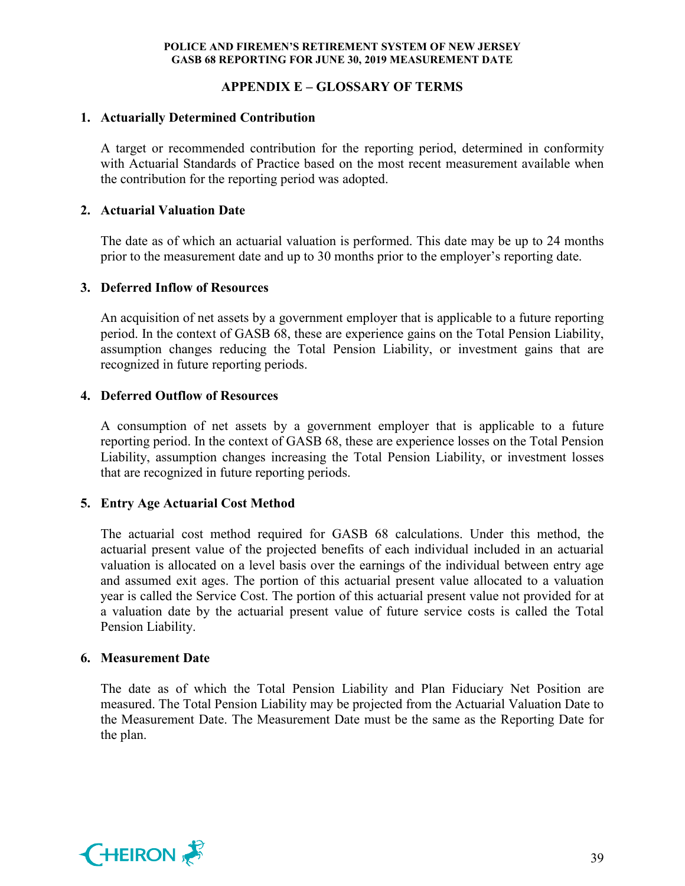## APPENDIX E – GLOSSARY OF TERMS

1. **Actuarially Determined Contribution**

   A target or recommended contribution for the reporting period, determined in conformity with Actuarial Standards of Practice based on the most recent measurement available when the contribution for the reporting period was adopted.

2. **Actuarial Valuation Date**

   The date as of which an actuarial valuation is performed. This date may be up to 24 months prior to the measurement date and up to 30 months prior to the employer's reporting date.

3. **Deferred Inflow of Resources**

   An acquisition of net assets by a government employer that is applicable to a future reporting period. In the context of GASB 68, these are experience gains on the Total Pension Liability, assumption changes reducing the Total Pension Liability, or investment gains that are recognized in future reporting periods.

4. **Deferred Outflow of Resources**

   A consumption of net assets by a government employer that is applicable to a future reporting period. In the context of GASB 68, these are experience losses on the Total Pension Liability, assumption changes increasing the Total Pension Liability, or investment losses that are recognized in future reporting periods.

5. **Entry Age Actuarial Cost Method**

   The actuarial cost method required for GASB 68 calculations. Under this method, the actuarial present value of the projected benefits of each individual included in an actuarial valuation is allocated on a level basis over the earnings of the individual between entry age and assumed exit ages. The portion of this actuarial present value allocated to a valuation year is called the Service Cost. The portion of this actuarial present value not provided for at a valuation date by the actuarial present value of future service costs is called the Total Pension Liability.

6. **Measurement Date**

   The date as of which the Total Pension Liability and Plan Fiduciary Net Position are measured. The Total Pension Liability may be projected from the Actuarial Valuation Date to the Measurement Date. The Measurement Date must be the same as the Reporting Date for the plan.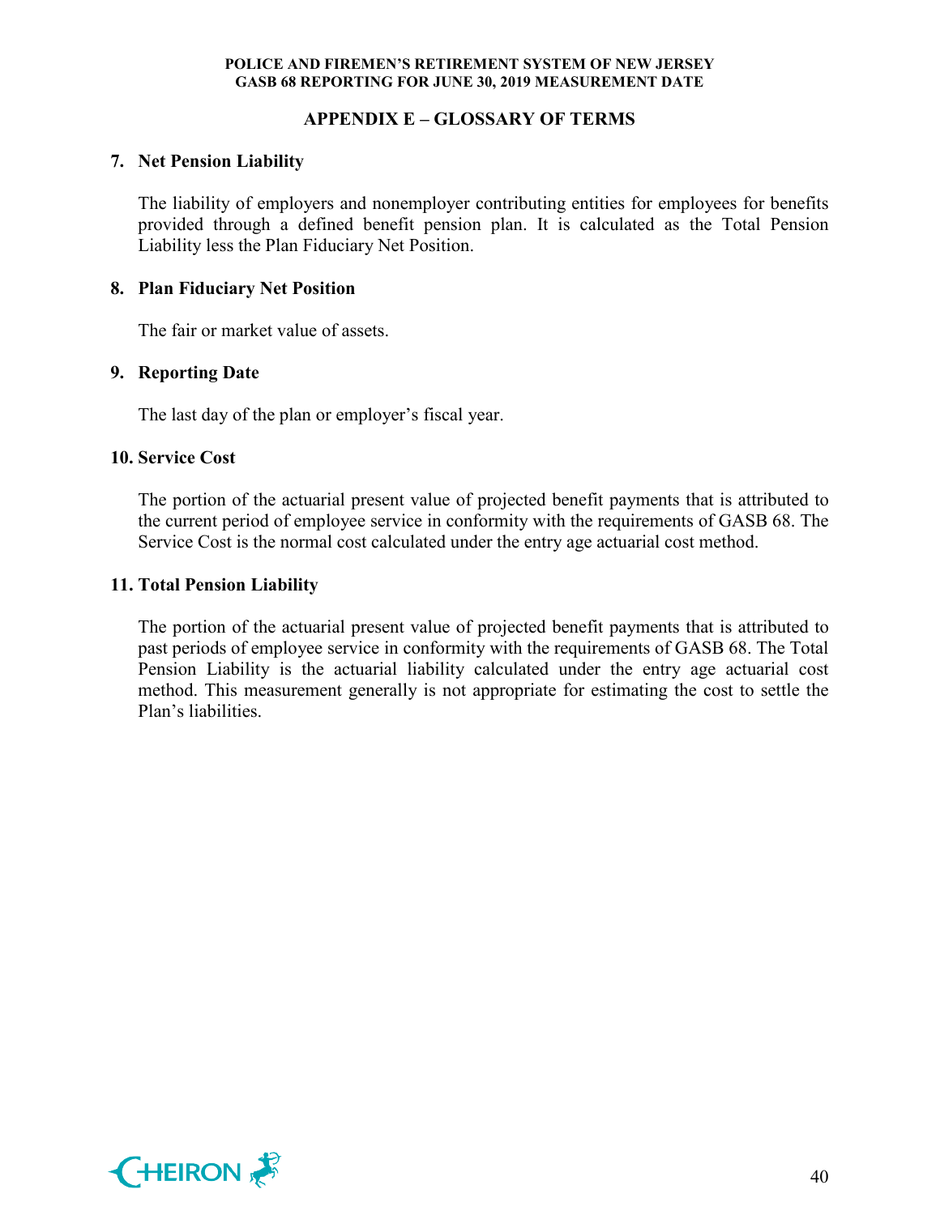## APPENDIX E – GLOSSARY OF TERMS

### 7. Net Pension Liability

The liability of employers and nonemployer contributing entities for employees for benefits provided through a defined benefit pension plan. It is calculated as the Total Pension Liability less the Plan Fiduciary Net Position.

### 8. Plan Fiduciary Net Position

The fair or market value of assets.

### 9. Reporting Date

The last day of the plan or employer's fiscal year.

### 10. Service Cost

The portion of the actuarial present value of projected benefit payments that is attributed to the current period of employee service in conformity with the requirements of GASB 68. The Service Cost is the normal cost calculated under the entry age actuarial cost method.

### 11. Total Pension Liability

The portion of the actuarial present value of projected benefit payments that is attributed to past periods of employee service in conformity with the requirements of GASB 68. The Total Pension Liability is the actuarial liability calculated under the entry age actuarial cost method. This measurement generally is not appropriate for estimating the cost to settle the Plan's liabilities.